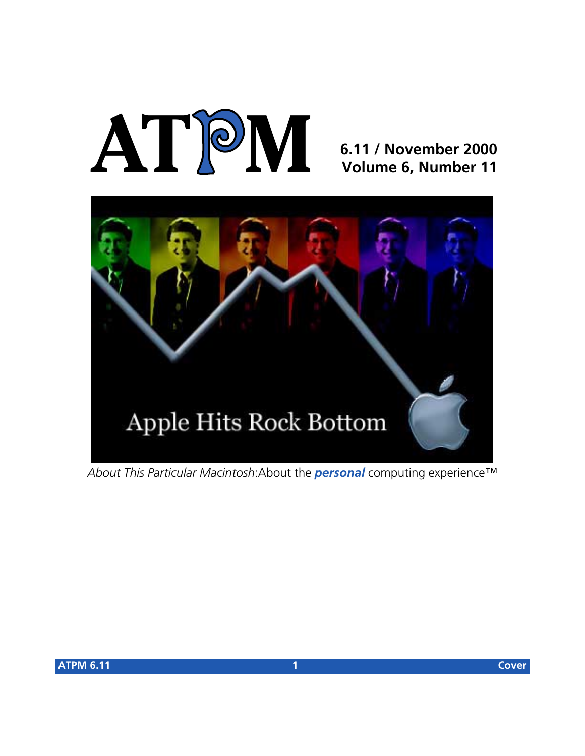# ATPM

**6.11 / November 2000**
**Volume 6, Number 11**

Apple Hits Rock Bottom

*About This Particular Macintosh*:About the ***personal*** computing experience™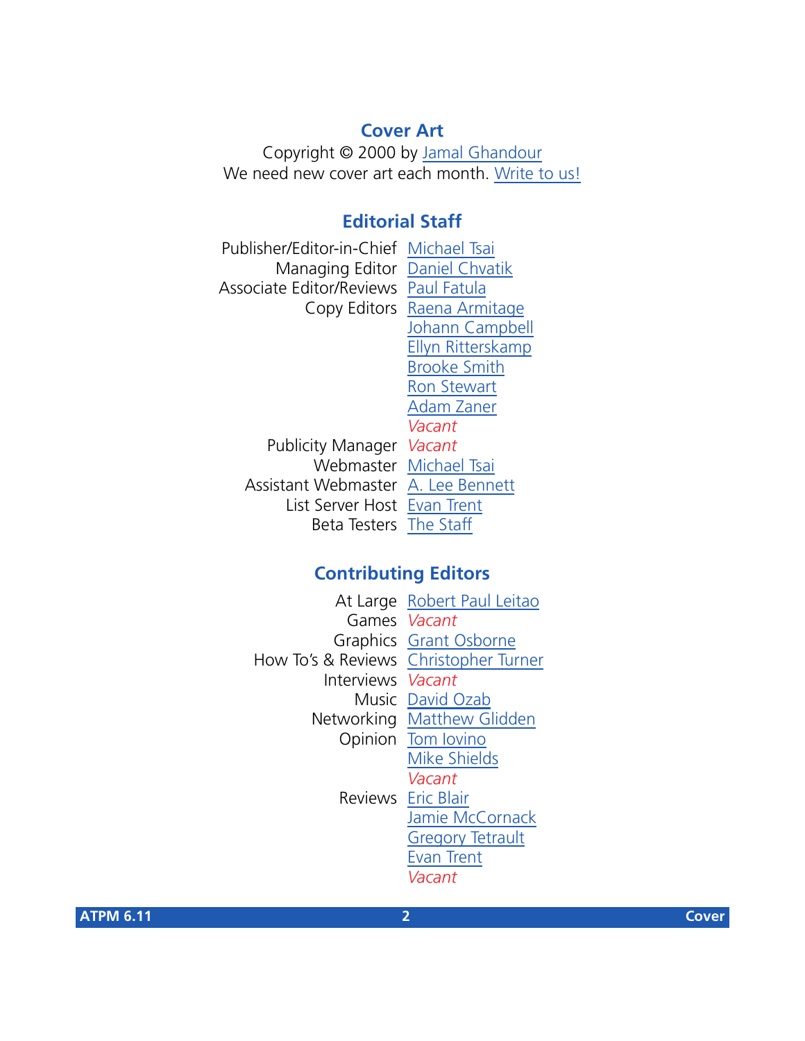## Cover Art

Copyright © 2000 by Jamal Ghandour
We need new cover art each month. Write to us!

## Editorial Staff

| | |
|---|---|
| Publisher/Editor-in-Chief | Michael Tsai |
| Managing Editor | Daniel Chvatik |
| Associate Editor/Reviews | Paul Fatula |
| Copy Editors | Raena Armitage |
| | Johann Campbell |
| | Ellyn Ritterskamp |
| | Brooke Smith |
| | Ron Stewart |
| | Adam Zaner |
| | *Vacant* |
| Publicity Manager | *Vacant* |
| Webmaster | Michael Tsai |
| Assistant Webmaster | A. Lee Bennett |
| List Server Host | Evan Trent |
| Beta Testers | The Staff |

## Contributing Editors

| | |
|---|---|
| At Large | Robert Paul Leitao |
| Games | *Vacant* |
| Graphics | Grant Osborne |
| How To's & Reviews | Christopher Turner |
| Interviews | *Vacant* |
| Music | David Ozab |
| Networking | Matthew Glidden |
| Opinion | Tom Iovino |
| | Mike Shields |
| | *Vacant* |
| Reviews | Eric Blair |
| | Jamie McCornack |
| | Gregory Tetrault |
| | Evan Trent |
| | *Vacant* |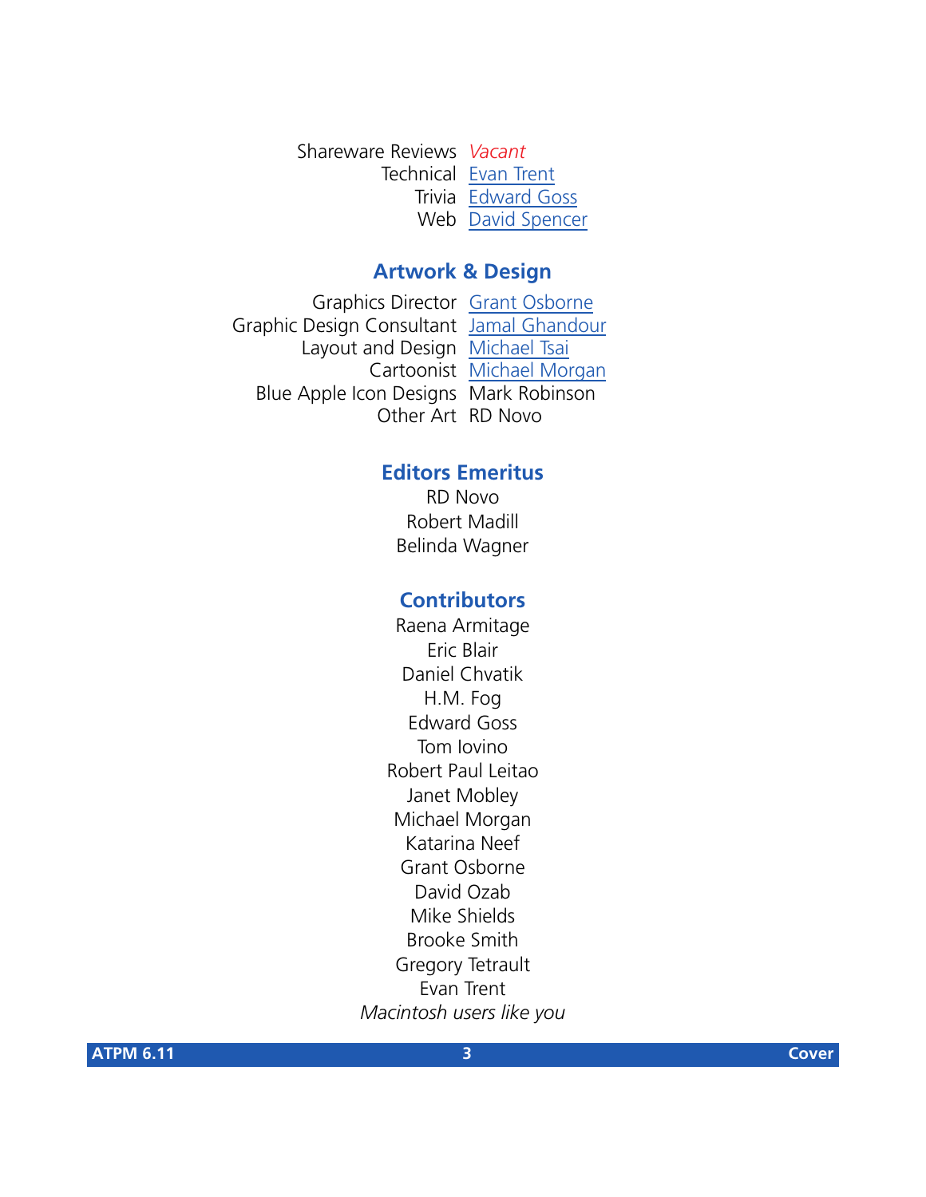Shareware Reviews *Vacant*
Technical Evan Trent
Trivia Edward Goss
Web David Spencer

## Artwork & Design

Graphics Director Grant Osborne
Graphic Design Consultant Jamal Ghandour
Layout and Design Michael Tsai
Cartoonist Michael Morgan
Blue Apple Icon Designs Mark Robinson
Other Art RD Novo

## Editors Emeritus

RD Novo
Robert Madill
Belinda Wagner

## Contributors

Raena Armitage
Eric Blair
Daniel Chvatik
H.M. Fog
Edward Goss
Tom Iovino
Robert Paul Leitao
Janet Mobley
Michael Morgan
Katarina Neef
Grant Osborne
David Ozab
Mike Shields
Brooke Smith
Gregory Tetrault
Evan Trent
*Macintosh users like you*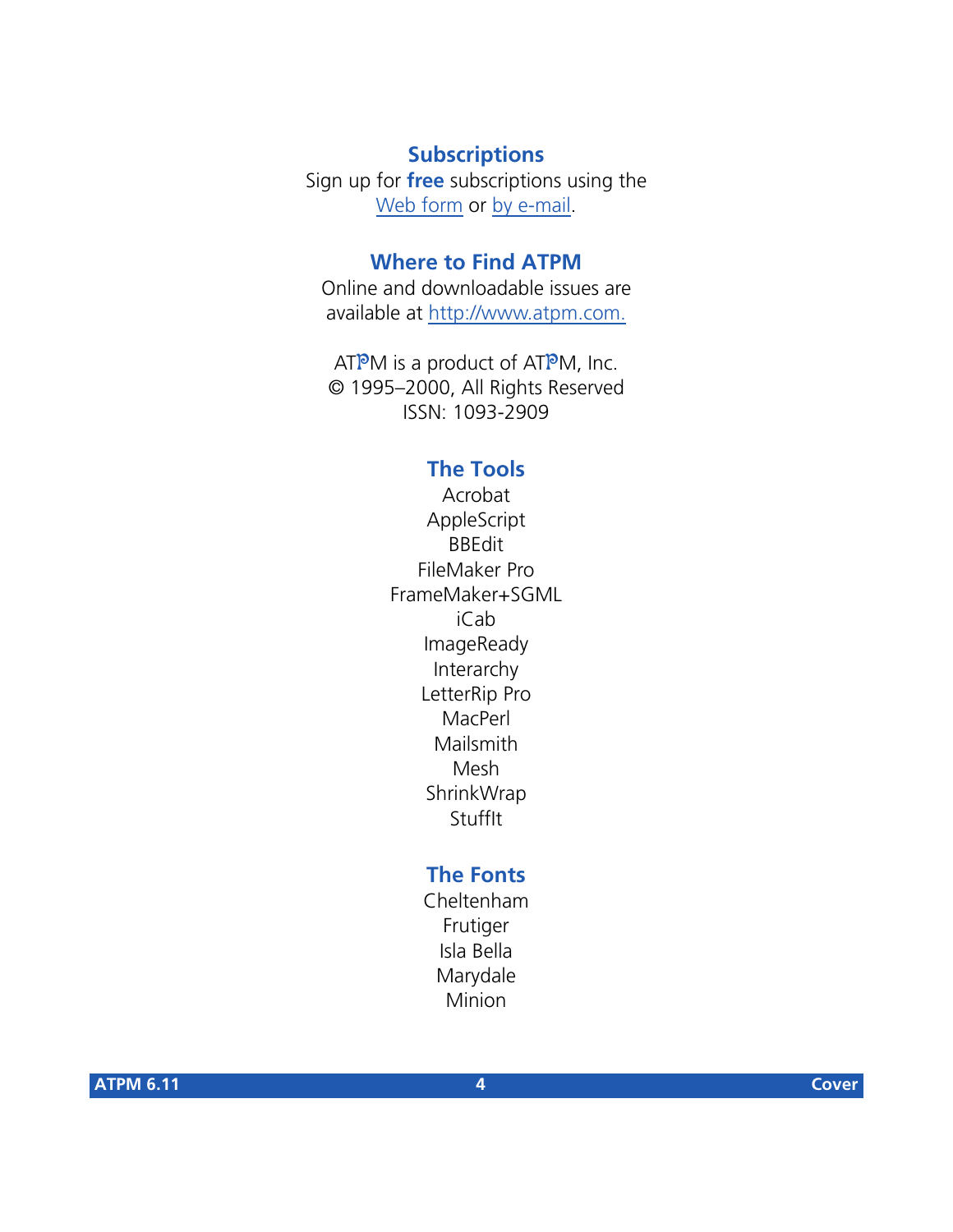## Subscriptions

Sign up for **free** subscriptions using the Web form or by e-mail.

## Where to Find ATPM

Online and downloadable issues are available at http://www.atpm.com.

ATPM is a product of ATPM, Inc.
© 1995–2000, All Rights Reserved
ISSN: 1093-2909

## The Tools

Acrobat
AppleScript
BBEdit
FileMaker Pro
FrameMaker+SGML
iCab
ImageReady
Interarchy
LetterRip Pro
MacPerl
Mailsmith
Mesh
ShrinkWrap
StuffIt

## The Fonts

Cheltenham
Frutiger
Isla Bella
Marydale
Minion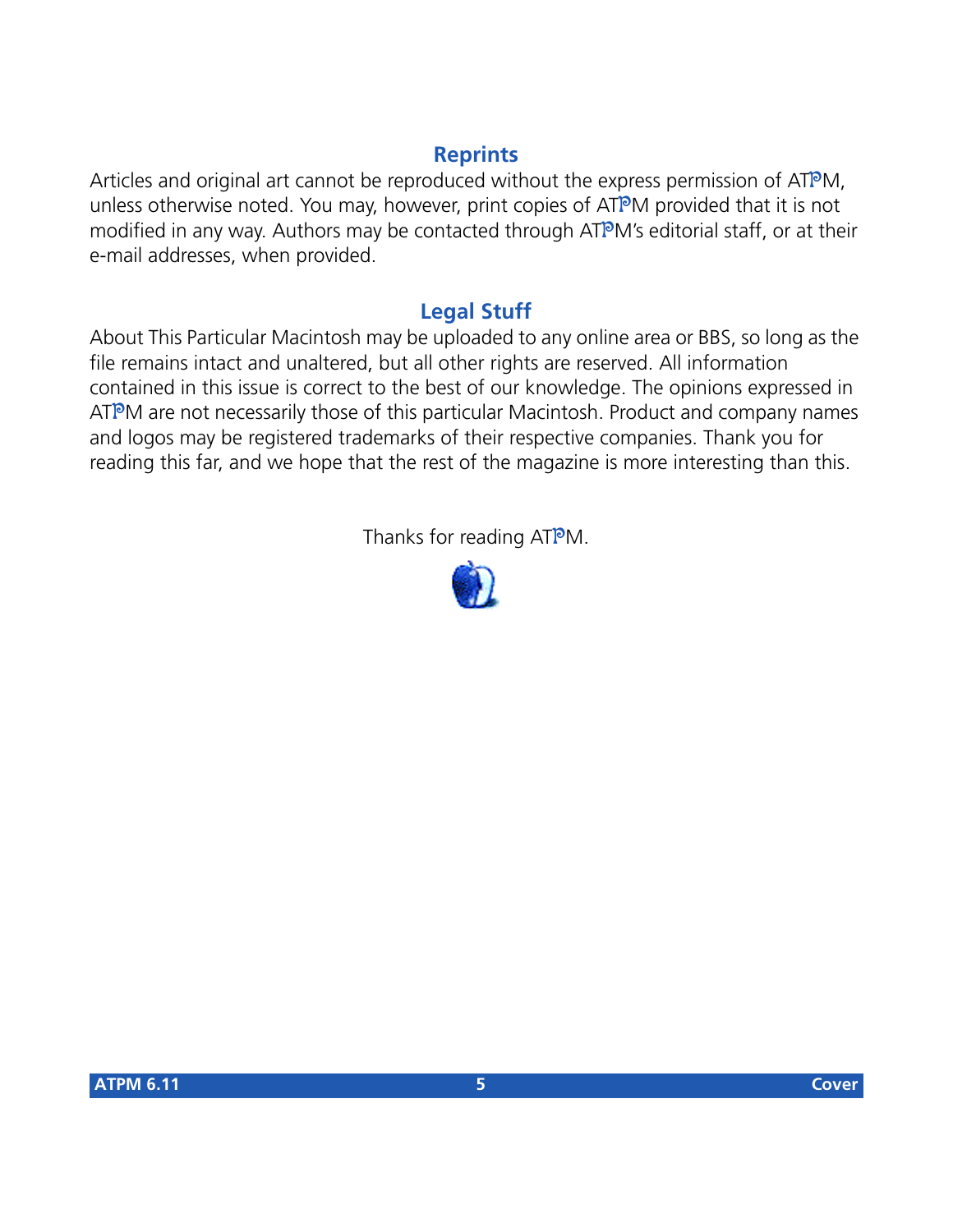## Reprints

Articles and original art cannot be reproduced without the express permission of ATPM, unless otherwise noted. You may, however, print copies of ATPM provided that it is not modified in any way. Authors may be contacted through ATPM's editorial staff, or at their e-mail addresses, when provided.

## Legal Stuff

About This Particular Macintosh may be uploaded to any online area or BBS, so long as the file remains intact and unaltered, but all other rights are reserved. All information contained in this issue is correct to the best of our knowledge. The opinions expressed in ATPM are not necessarily those of this particular Macintosh. Product and company names and logos may be registered trademarks of their respective companies. Thank you for reading this far, and we hope that the rest of the magazine is more interesting than this.

Thanks for reading ATPM.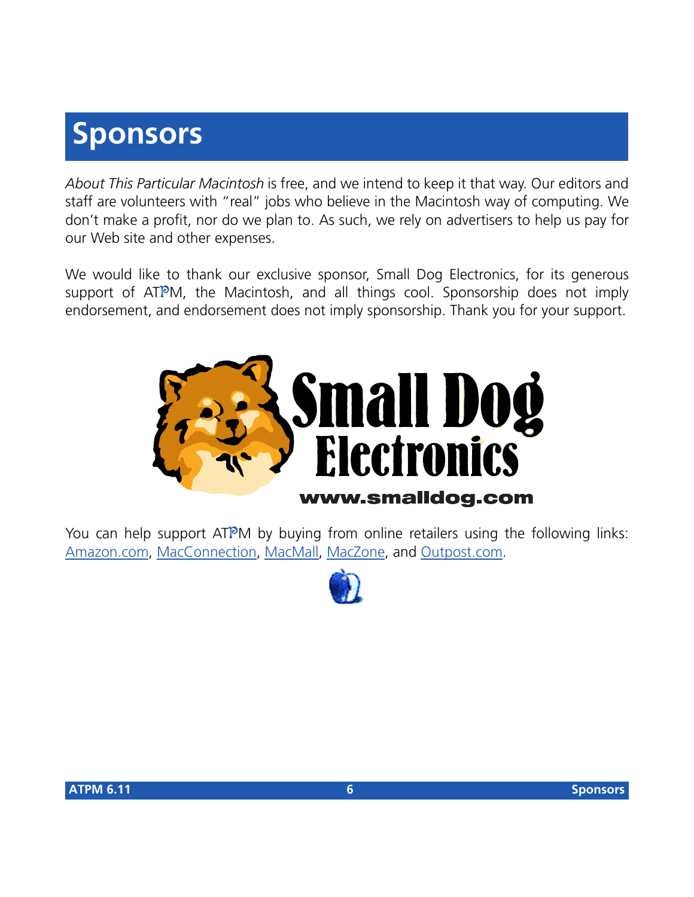# Sponsors

*About This Particular Macintosh* is free, and we intend to keep it that way. Our editors and staff are volunteers with "real" jobs who believe in the Macintosh way of computing. We don't make a profit, nor do we plan to. As such, we rely on advertisers to help us pay for our Web site and other expenses.

We would like to thank our exclusive sponsor, Small Dog Electronics, for its generous support of ATPM, the Macintosh, and all things cool. Sponsorship does not imply endorsement, and endorsement does not imply sponsorship. Thank you for your support.

You can help support ATPM by buying from online retailers using the following links: Amazon.com, MacConnection, MacMall, MacZone, and Outpost.com.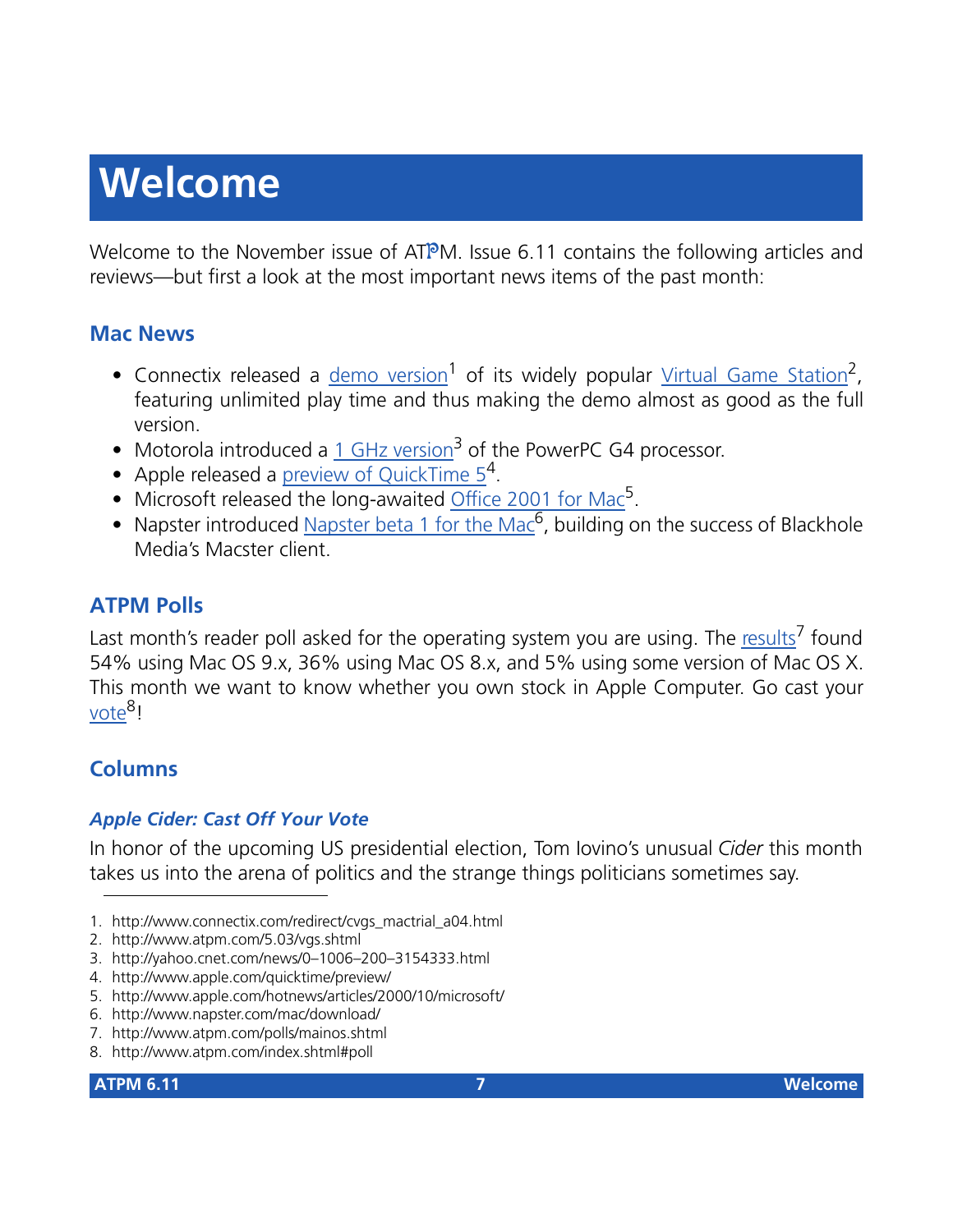# Welcome

Welcome to the November issue of ATPM. Issue 6.11 contains the following articles and reviews—but first a look at the most important news items of the past month:

## Mac News

- Connectix released a demo version[1] of its widely popular Virtual Game Station[2], featuring unlimited play time and thus making the demo almost as good as the full version.
- Motorola introduced a 1 GHz version[3] of the PowerPC G4 processor.
- Apple released a preview of QuickTime 5[4].
- Microsoft released the long-awaited Office 2001 for Mac[5].
- Napster introduced Napster beta 1 for the Mac[6], building on the success of Blackhole Media's Macster client.

## ATPM Polls

Last month's reader poll asked for the operating system you are using. The results[7] found 54% using Mac OS 9.x, 36% using Mac OS 8.x, and 5% using some version of Mac OS X. This month we want to know whether you own stock in Apple Computer. Go cast your vote[8]!

## Columns

### *Apple Cider: Cast Off Your Vote*

In honor of the upcoming US presidential election, Tom Iovino's unusual *Cider* this month takes us into the arena of politics and the strange things politicians sometimes say.

---

1. http://www.connectix.com/redirect/cvgs_mactrial_a04.html
2. http://www.atpm.com/5.03/vgs.shtml
3. http://yahoo.cnet.com/news/0–1006–200–3154333.html
4. http://www.apple.com/quicktime/preview/
5. http://www.apple.com/hotnews/articles/2000/10/microsoft/
6. http://www.napster.com/mac/download/
7. http://www.atpm.com/polls/mainos.shtml
8. http://www.atpm.com/index.shtml#poll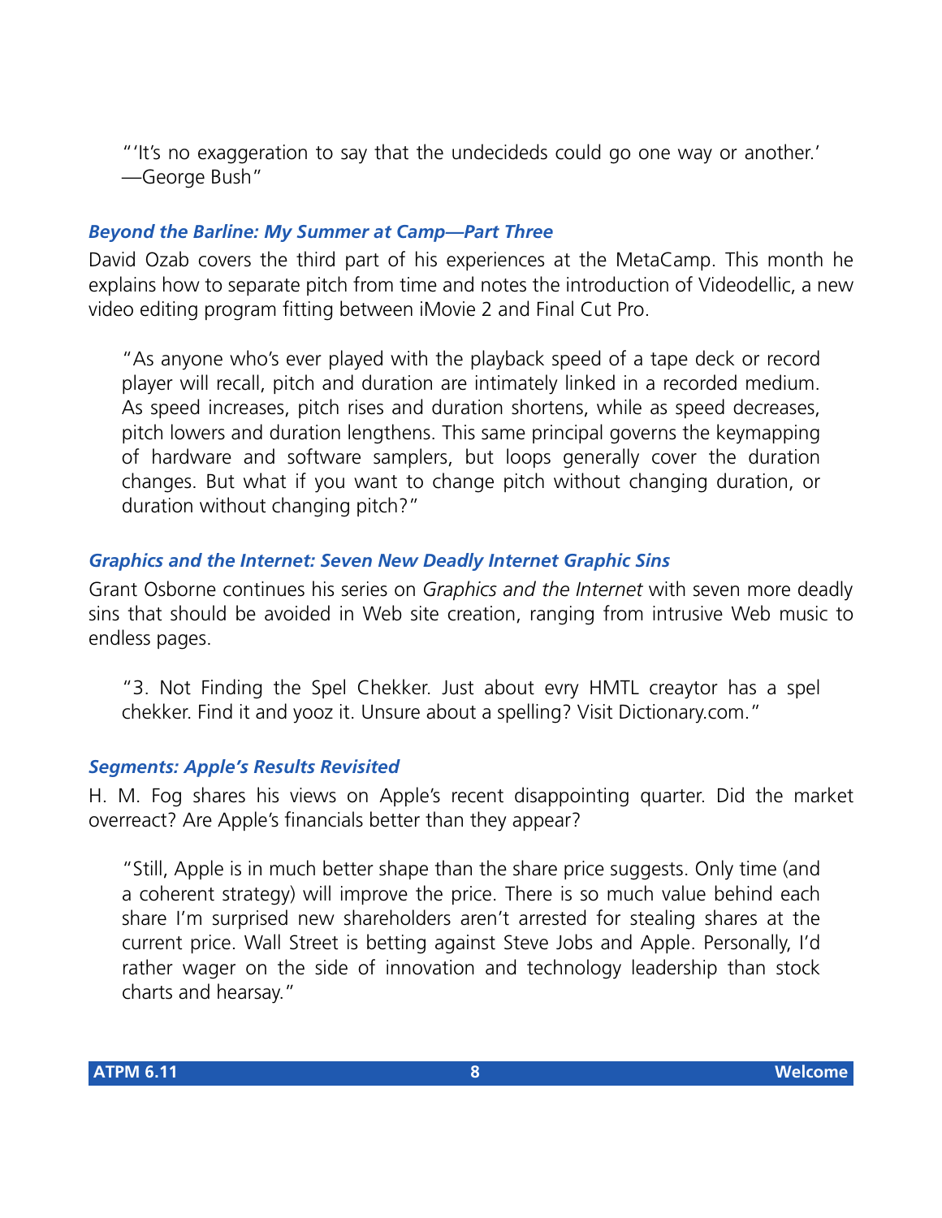> "'It's no exaggeration to say that the undecideds could go one way or another.' —George Bush"

### *Beyond the Barline: My Summer at Camp—Part Three*

David Ozab covers the third part of his experiences at the MetaCamp. This month he explains how to separate pitch from time and notes the introduction of Videodellic, a new video editing program fitting between iMovie 2 and Final Cut Pro.

> "As anyone who's ever played with the playback speed of a tape deck or record player will recall, pitch and duration are intimately linked in a recorded medium. As speed increases, pitch rises and duration shortens, while as speed decreases, pitch lowers and duration lengthens. This same principal governs the keymapping of hardware and software samplers, but loops generally cover the duration changes. But what if you want to change pitch without changing duration, or duration without changing pitch?"

### *Graphics and the Internet: Seven New Deadly Internet Graphic Sins*

Grant Osborne continues his series on *Graphics and the Internet* with seven more deadly sins that should be avoided in Web site creation, ranging from intrusive Web music to endless pages.

> "3. Not Finding the Spel Chekker. Just about evry HMTL creaytor has a spel chekker. Find it and yooz it. Unsure about a spelling? Visit Dictionary.com."

### *Segments: Apple's Results Revisited*

H. M. Fog shares his views on Apple's recent disappointing quarter. Did the market overreact? Are Apple's financials better than they appear?

> "Still, Apple is in much better shape than the share price suggests. Only time (and a coherent strategy) will improve the price. There is so much value behind each share I'm surprised new shareholders aren't arrested for stealing shares at the current price. Wall Street is betting against Steve Jobs and Apple. Personally, I'd rather wager on the side of innovation and technology leadership than stock charts and hearsay."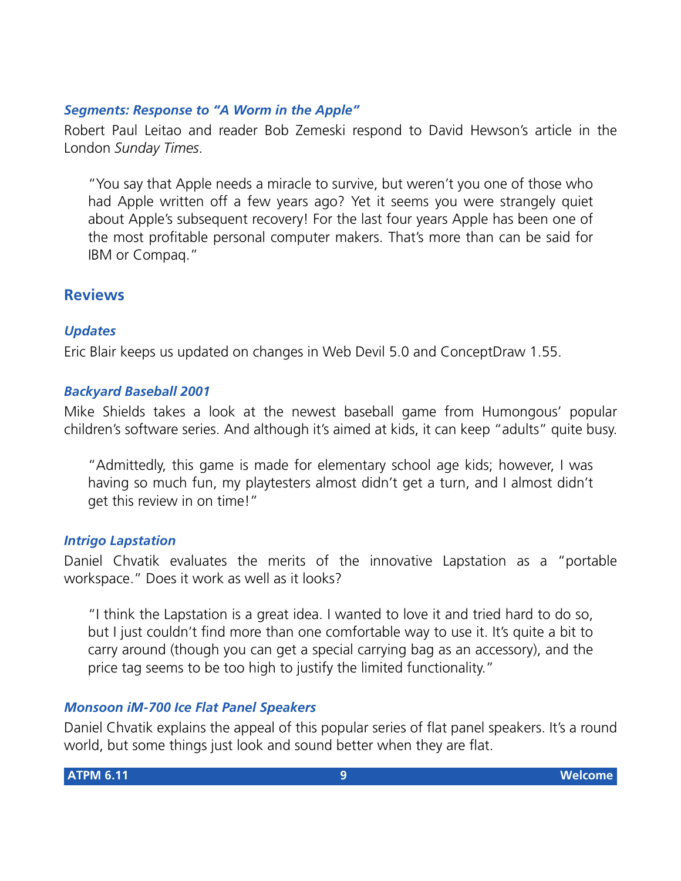### *Segments: Response to "A Worm in the Apple"*

Robert Paul Leitao and reader Bob Zemeski respond to David Hewson's article in the London *Sunday Times*.

> "You say that Apple needs a miracle to survive, but weren't you one of those who had Apple written off a few years ago? Yet it seems you were strangely quiet about Apple's subsequent recovery! For the last four years Apple has been one of the most profitable personal computer makers. That's more than can be said for IBM or Compaq."

## Reviews

### *Updates*

Eric Blair keeps us updated on changes in Web Devil 5.0 and ConceptDraw 1.55.

### *Backyard Baseball 2001*

Mike Shields takes a look at the newest baseball game from Humongous' popular children's software series. And although it's aimed at kids, it can keep "adults" quite busy.

> "Admittedly, this game is made for elementary school age kids; however, I was having so much fun, my playtesters almost didn't get a turn, and I almost didn't get this review in on time!"

### *Intrigo Lapstation*

Daniel Chvatik evaluates the merits of the innovative Lapstation as a "portable workspace." Does it work as well as it looks?

> "I think the Lapstation is a great idea. I wanted to love it and tried hard to do so, but I just couldn't find more than one comfortable way to use it. It's quite a bit to carry around (though you can get a special carrying bag as an accessory), and the price tag seems to be too high to justify the limited functionality."

### *Monsoon iM-700 Ice Flat Panel Speakers*

Daniel Chvatik explains the appeal of this popular series of flat panel speakers. It's a round world, but some things just look and sound better when they are flat.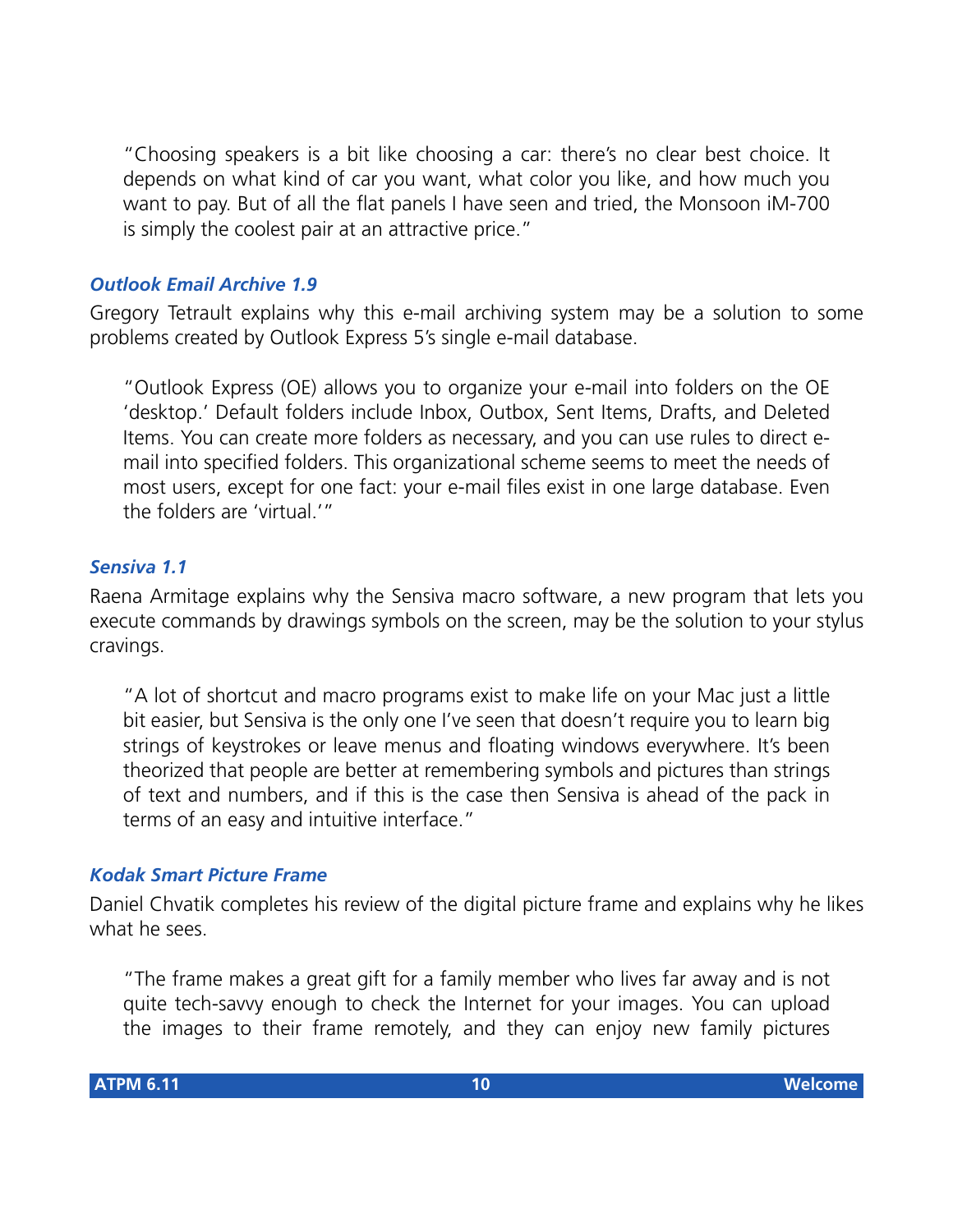> "Choosing speakers is a bit like choosing a car: there's no clear best choice. It depends on what kind of car you want, what color you like, and how much you want to pay. But of all the flat panels I have seen and tried, the Monsoon iM-700 is simply the coolest pair at an attractive price."

### *Outlook Email Archive 1.9*

Gregory Tetrault explains why this e-mail archiving system may be a solution to some problems created by Outlook Express 5's single e-mail database.

> "Outlook Express (OE) allows you to organize your e-mail into folders on the OE 'desktop.' Default folders include Inbox, Outbox, Sent Items, Drafts, and Deleted Items. You can create more folders as necessary, and you can use rules to direct e-mail into specified folders. This organizational scheme seems to meet the needs of most users, except for one fact: your e-mail files exist in one large database. Even the folders are 'virtual.'"

### *Sensiva 1.1*

Raena Armitage explains why the Sensiva macro software, a new program that lets you execute commands by drawings symbols on the screen, may be the solution to your stylus cravings.

> "A lot of shortcut and macro programs exist to make life on your Mac just a little bit easier, but Sensiva is the only one I've seen that doesn't require you to learn big strings of keystrokes or leave menus and floating windows everywhere. It's been theorized that people are better at remembering symbols and pictures than strings of text and numbers, and if this is the case then Sensiva is ahead of the pack in terms of an easy and intuitive interface."

### *Kodak Smart Picture Frame*

Daniel Chvatik completes his review of the digital picture frame and explains why he likes what he sees.

> "The frame makes a great gift for a family member who lives far away and is not quite tech-savvy enough to check the Internet for your images. You can upload the images to their frame remotely, and they can enjoy new family pictures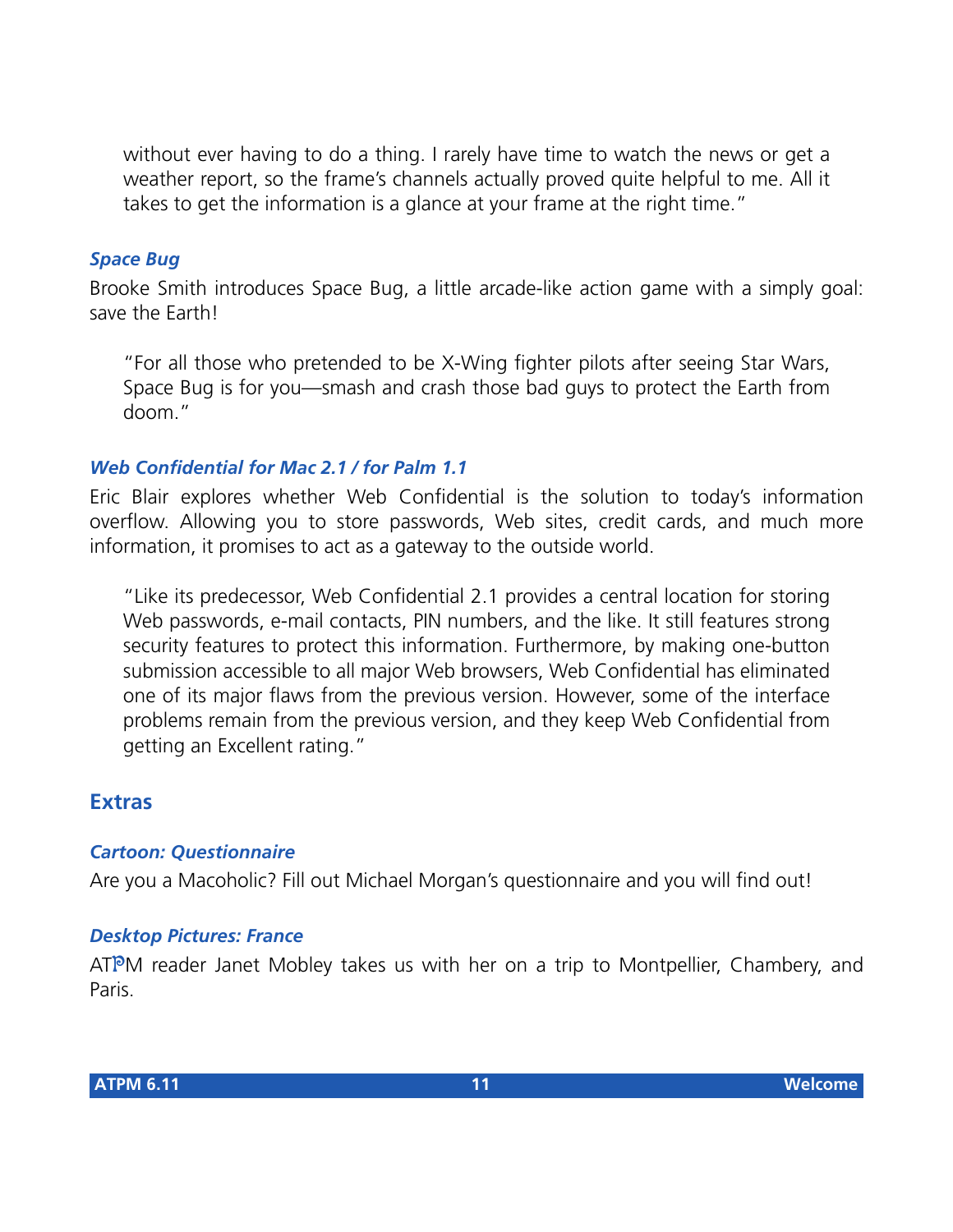without ever having to do a thing. I rarely have time to watch the news or get a weather report, so the frame's channels actually proved quite helpful to me. All it takes to get the information is a glance at your frame at the right time."

### *Space Bug*

Brooke Smith introduces Space Bug, a little arcade-like action game with a simply goal: save the Earth!

> "For all those who pretended to be X-Wing fighter pilots after seeing Star Wars, Space Bug is for you—smash and crash those bad guys to protect the Earth from doom."

### *Web Confidential for Mac 2.1 / for Palm 1.1*

Eric Blair explores whether Web Confidential is the solution to today's information overflow. Allowing you to store passwords, Web sites, credit cards, and much more information, it promises to act as a gateway to the outside world.

> "Like its predecessor, Web Confidential 2.1 provides a central location for storing Web passwords, e-mail contacts, PIN numbers, and the like. It still features strong security features to protect this information. Furthermore, by making one-button submission accessible to all major Web browsers, Web Confidential has eliminated one of its major flaws from the previous version. However, some of the interface problems remain from the previous version, and they keep Web Confidential from getting an Excellent rating."

## Extras

### *Cartoon: Questionnaire*

Are you a Macoholic? Fill out Michael Morgan's questionnaire and you will find out!

### *Desktop Pictures: France*

ATPM reader Janet Mobley takes us with her on a trip to Montpellier, Chambery, and Paris.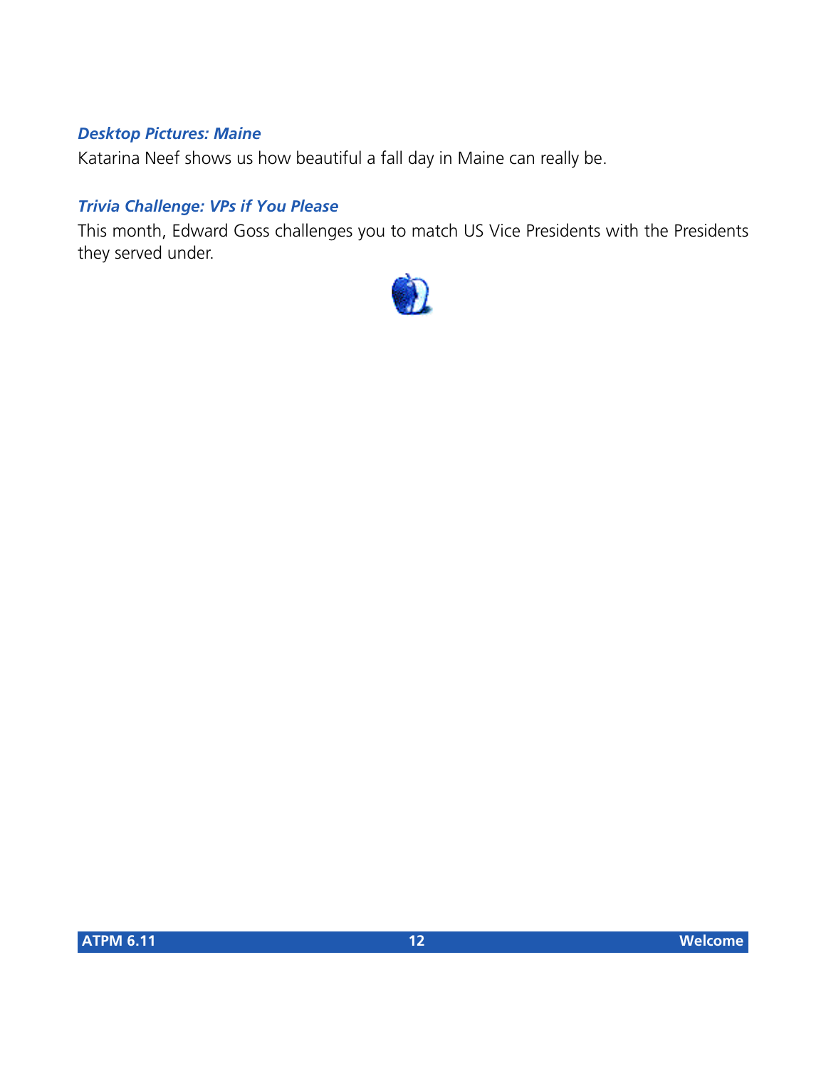***Desktop Pictures: Maine***

Katarina Neef shows us how beautiful a fall day in Maine can really be.

***Trivia Challenge: VPs if You Please***

This month, Edward Goss challenges you to match US Vice Presidents with the Presidents they served under.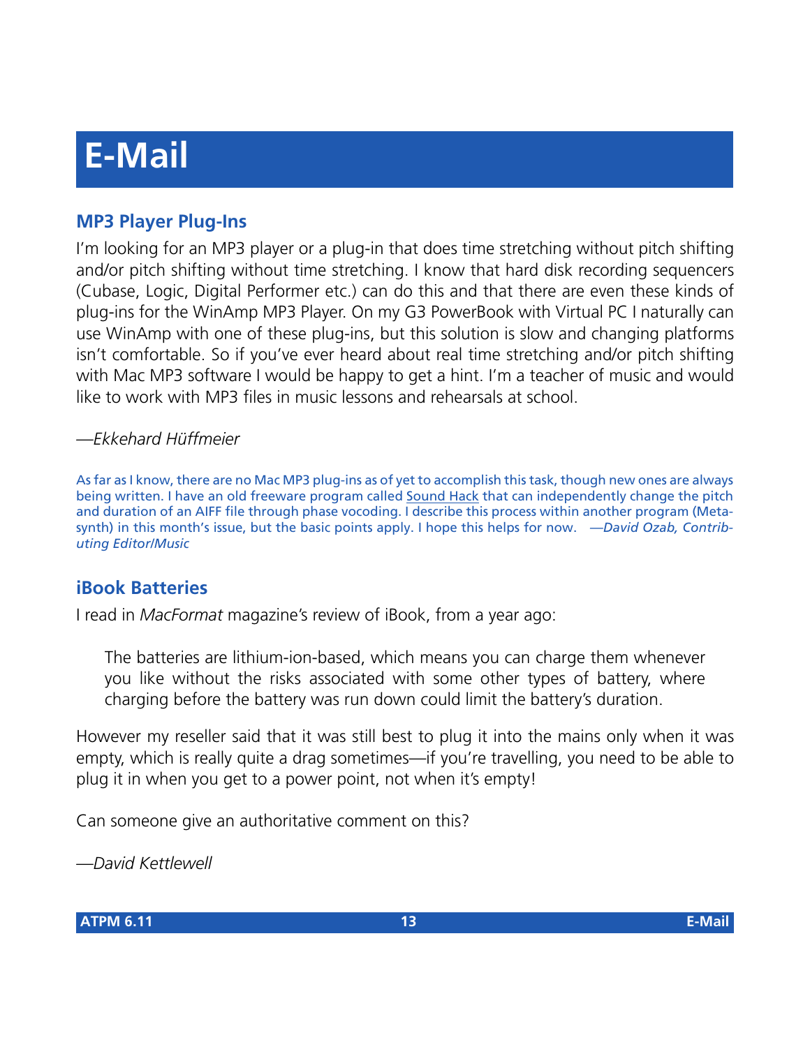# E-Mail

## MP3 Player Plug-Ins

I'm looking for an MP3 player or a plug-in that does time stretching without pitch shifting and/or pitch shifting without time stretching. I know that hard disk recording sequencers (Cubase, Logic, Digital Performer etc.) can do this and that there are even these kinds of plug-ins for the WinAmp MP3 Player. On my G3 PowerBook with Virtual PC I naturally can use WinAmp with one of these plug-ins, but this solution is slow and changing platforms isn't comfortable. So if you've ever heard about real time stretching and/or pitch shifting with Mac MP3 software I would be happy to get a hint. I'm a teacher of music and would like to work with MP3 files in music lessons and rehearsals at school.

*—Ekkehard Hüffmeier*

As far as I know, there are no Mac MP3 plug-ins as of yet to accomplish this task, though new ones are always being written. I have an old freeware program called Sound Hack that can independently change the pitch and duration of an AIFF file through phase vocoding. I describe this process within another program (Metasynth) in this month's issue, but the basic points apply. I hope this helps for now. *—David Ozab, Contributing Editor/Music*

## iBook Batteries

I read in *MacFormat* magazine's review of iBook, from a year ago:

> The batteries are lithium-ion-based, which means you can charge them whenever you like without the risks associated with some other types of battery, where charging before the battery was run down could limit the battery's duration.

However my reseller said that it was still best to plug it into the mains only when it was empty, which is really quite a drag sometimes—if you're travelling, you need to be able to plug it in when you get to a power point, not when it's empty!

Can someone give an authoritative comment on this?

*—David Kettlewell*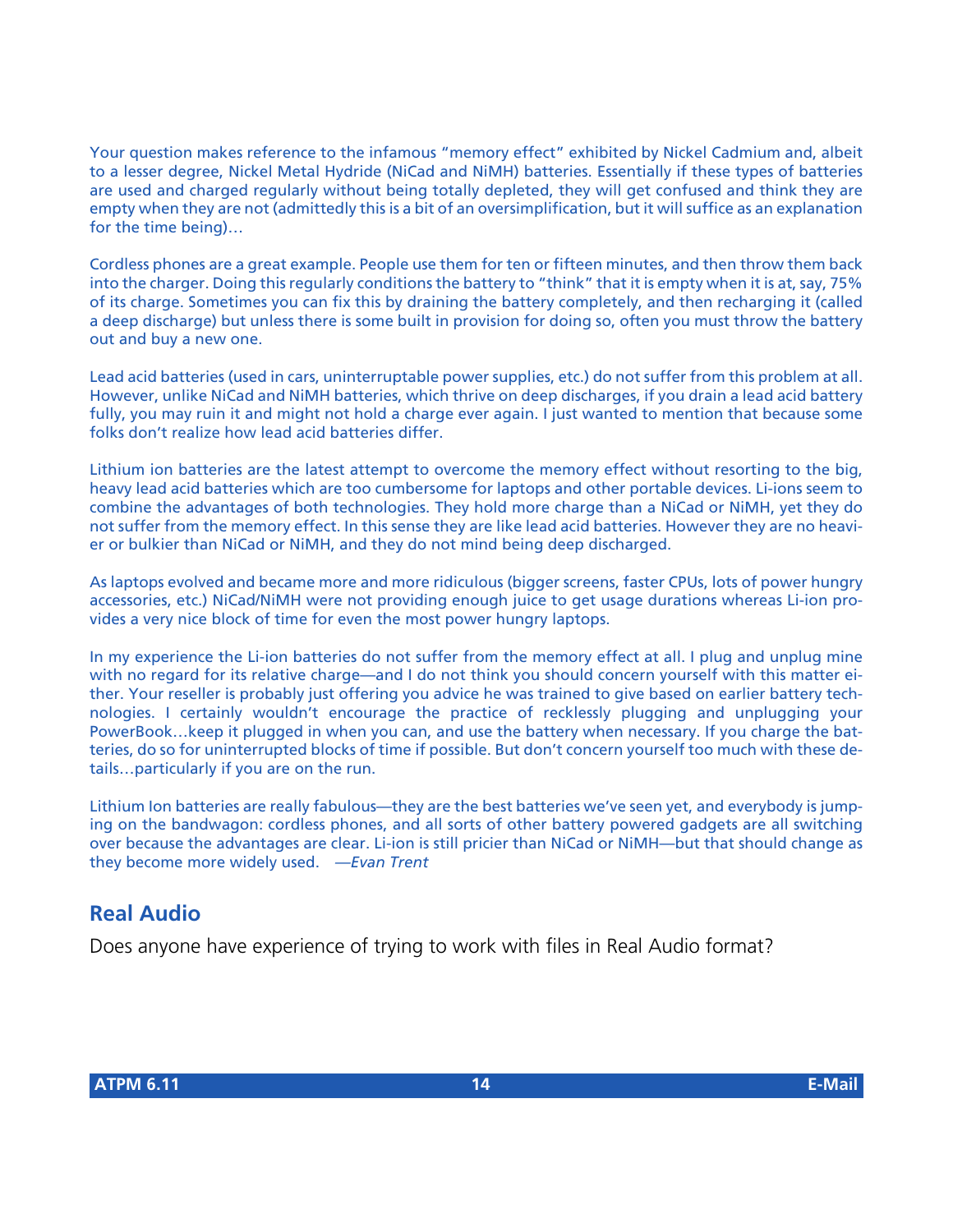Your question makes reference to the infamous "memory effect" exhibited by Nickel Cadmium and, albeit to a lesser degree, Nickel Metal Hydride (NiCad and NiMH) batteries. Essentially if these types of batteries are used and charged regularly without being totally depleted, they will get confused and think they are empty when they are not (admittedly this is a bit of an oversimplification, but it will suffice as an explanation for the time being)…

Cordless phones are a great example. People use them for ten or fifteen minutes, and then throw them back into the charger. Doing this regularly conditions the battery to "think" that it is empty when it is at, say, 75% of its charge. Sometimes you can fix this by draining the battery completely, and then recharging it (called a deep discharge) but unless there is some built in provision for doing so, often you must throw the battery out and buy a new one.

Lead acid batteries (used in cars, uninterruptable power supplies, etc.) do not suffer from this problem at all. However, unlike NiCad and NiMH batteries, which thrive on deep discharges, if you drain a lead acid battery fully, you may ruin it and might not hold a charge ever again. I just wanted to mention that because some folks don't realize how lead acid batteries differ.

Lithium ion batteries are the latest attempt to overcome the memory effect without resorting to the big, heavy lead acid batteries which are too cumbersome for laptops and other portable devices. Li-ions seem to combine the advantages of both technologies. They hold more charge than a NiCad or NiMH, yet they do not suffer from the memory effect. In this sense they are like lead acid batteries. However they are no heavier or bulkier than NiCad or NiMH, and they do not mind being deep discharged.

As laptops evolved and became more and more ridiculous (bigger screens, faster CPUs, lots of power hungry accessories, etc.) NiCad/NiMH were not providing enough juice to get usage durations whereas Li-ion provides a very nice block of time for even the most power hungry laptops.

In my experience the Li-ion batteries do not suffer from the memory effect at all. I plug and unplug mine with no regard for its relative charge—and I do not think you should concern yourself with this matter either. Your reseller is probably just offering you advice he was trained to give based on earlier battery technologies. I certainly wouldn't encourage the practice of recklessly plugging and unplugging your PowerBook…keep it plugged in when you can, and use the battery when necessary. If you charge the batteries, do so for uninterrupted blocks of time if possible. But don't concern yourself too much with these details…particularly if you are on the run.

Lithium Ion batteries are really fabulous—they are the best batteries we've seen yet, and everybody is jumping on the bandwagon: cordless phones, and all sorts of other battery powered gadgets are all switching over because the advantages are clear. Li-ion is still pricier than NiCad or NiMH—but that should change as they become more widely used. *—Evan Trent*

## Real Audio

Does anyone have experience of trying to work with files in Real Audio format?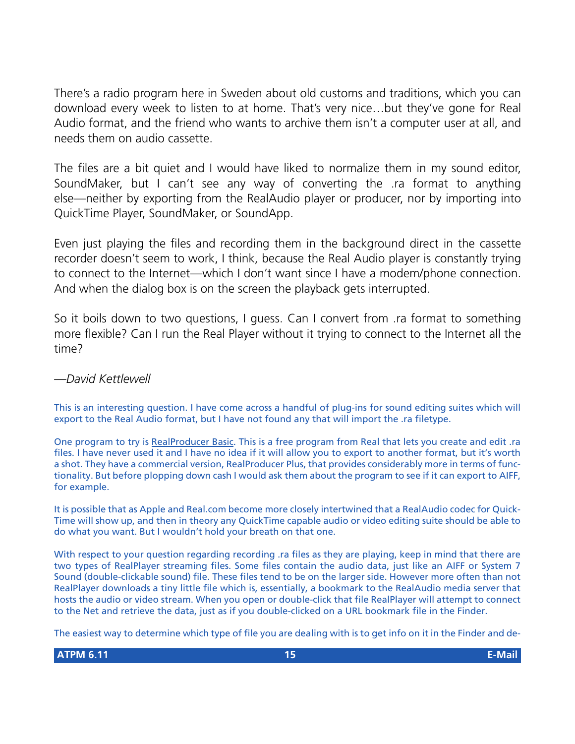There's a radio program here in Sweden about old customs and traditions, which you can download every week to listen to at home. That's very nice…but they've gone for Real Audio format, and the friend who wants to archive them isn't a computer user at all, and needs them on audio cassette.

The files are a bit quiet and I would have liked to normalize them in my sound editor, SoundMaker, but I can't see any way of converting the .ra format to anything else—neither by exporting from the RealAudio player or producer, nor by importing into QuickTime Player, SoundMaker, or SoundApp.

Even just playing the files and recording them in the background direct in the cassette recorder doesn't seem to work, I think, because the Real Audio player is constantly trying to connect to the Internet—which I don't want since I have a modem/phone connection. And when the dialog box is on the screen the playback gets interrupted.

So it boils down to two questions, I guess. Can I convert from .ra format to something more flexible? Can I run the Real Player without it trying to connect to the Internet all the time?

*—David Kettlewell*

This is an interesting question. I have come across a handful of plug-ins for sound editing suites which will export to the Real Audio format, but I have not found any that will import the .ra filetype.

One program to try is RealProducer Basic. This is a free program from Real that lets you create and edit .ra files. I have never used it and I have no idea if it will allow you to export to another format, but it's worth a shot. They have a commercial version, RealProducer Plus, that provides considerably more in terms of functionality. But before plopping down cash I would ask them about the program to see if it can export to AIFF, for example.

It is possible that as Apple and Real.com become more closely intertwined that a RealAudio codec for QuickTime will show up, and then in theory any QuickTime capable audio or video editing suite should be able to do what you want. But I wouldn't hold your breath on that one.

With respect to your question regarding recording .ra files as they are playing, keep in mind that there are two types of RealPlayer streaming files. Some files contain the audio data, just like an AIFF or System 7 Sound (double-clickable sound) file. These files tend to be on the larger side. However more often than not RealPlayer downloads a tiny little file which is, essentially, a bookmark to the RealAudio media server that hosts the audio or video stream. When you open or double-click that file RealPlayer will attempt to connect to the Net and retrieve the data, just as if you double-clicked on a URL bookmark file in the Finder.

The easiest way to determine which type of file you are dealing with is to get info on it in the Finder and de-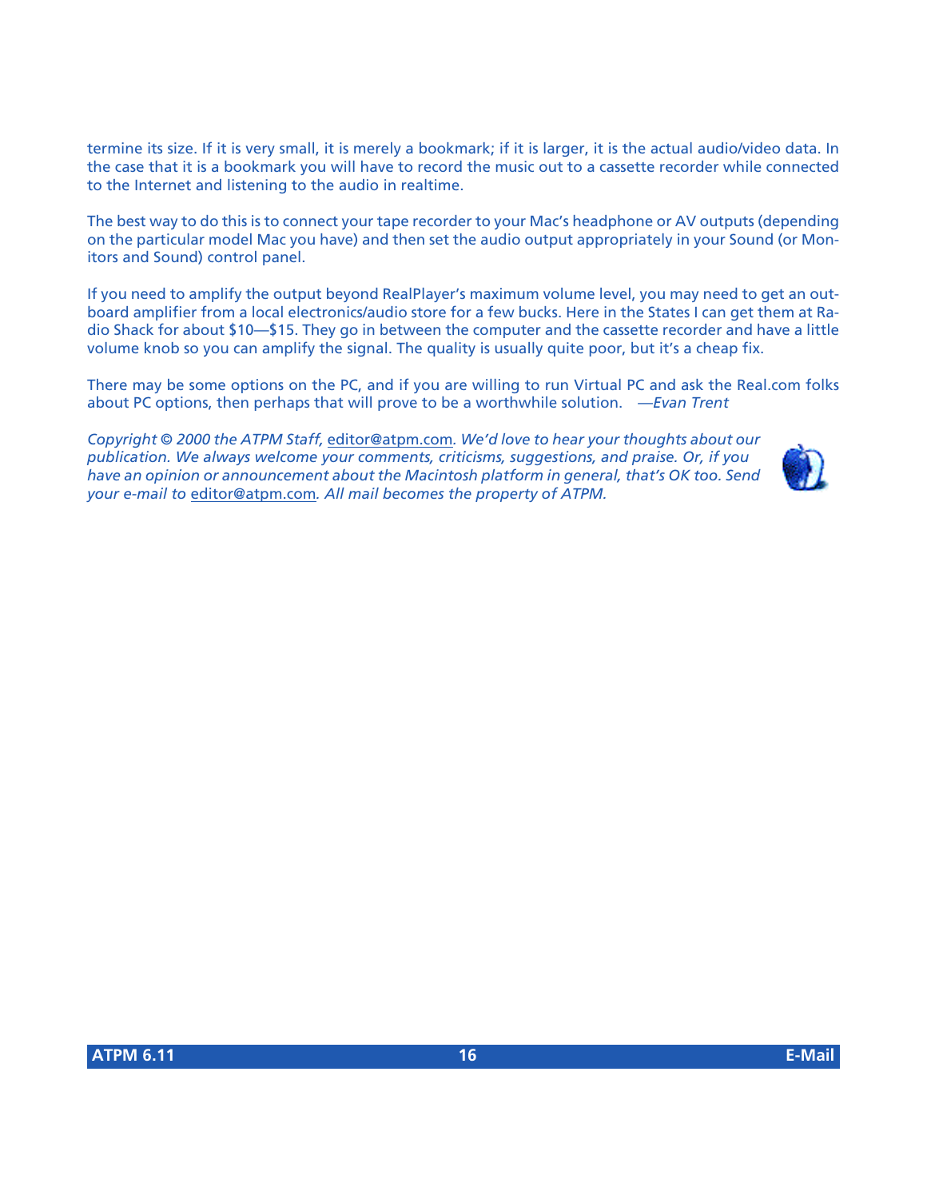termine its size. If it is very small, it is merely a bookmark; if it is larger, it is the actual audio/video data. In the case that it is a bookmark you will have to record the music out to a cassette recorder while connected to the Internet and listening to the audio in realtime.

The best way to do this is to connect your tape recorder to your Mac's headphone or AV outputs (depending on the particular model Mac you have) and then set the audio output appropriately in your Sound (or Monitors and Sound) control panel.

If you need to amplify the output beyond RealPlayer's maximum volume level, you may need to get an outboard amplifier from a local electronics/audio store for a few bucks. Here in the States I can get them at Radio Shack for about $10—$15. They go in between the computer and the cassette recorder and have a little volume knob so you can amplify the signal. The quality is usually quite poor, but it's a cheap fix.

There may be some options on the PC, and if you are willing to run Virtual PC and ask the Real.com folks about PC options, then perhaps that will prove to be a worthwhile solution. *—Evan Trent*

*Copyright © 2000 the ATPM Staff, editor@atpm.com. We'd love to hear your thoughts about our publication. We always welcome your comments, criticisms, suggestions, and praise. Or, if you have an opinion or announcement about the Macintosh platform in general, that's OK too. Send your e-mail to editor@atpm.com. All mail becomes the property of ATPM.*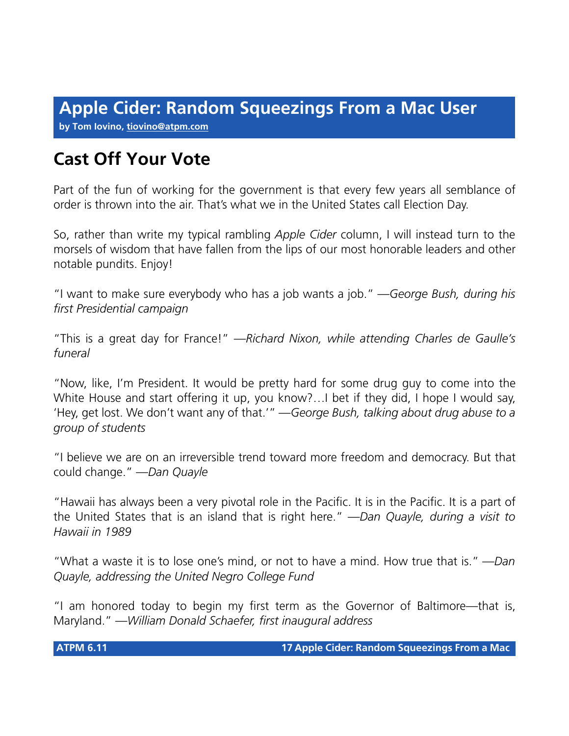# Apple Cider: Random Squeezings From a Mac User

**by Tom Iovino, tiovino@atpm.com**

## Cast Off Your Vote

Part of the fun of working for the government is that every few years all semblance of order is thrown into the air. That's what we in the United States call Election Day.

So, rather than write my typical rambling *Apple Cider* column, I will instead turn to the morsels of wisdom that have fallen from the lips of our most honorable leaders and other notable pundits. Enjoy!

"I want to make sure everybody who has a job wants a job." *—George Bush, during his first Presidential campaign*

"This is a great day for France!" *—Richard Nixon, while attending Charles de Gaulle's funeral*

"Now, like, I'm President. It would be pretty hard for some drug guy to come into the White House and start offering it up, you know?…I bet if they did, I hope I would say, 'Hey, get lost. We don't want any of that.'" *—George Bush, talking about drug abuse to a group of students*

"I believe we are on an irreversible trend toward more freedom and democracy. But that could change." *—Dan Quayle*

"Hawaii has always been a very pivotal role in the Pacific. It is in the Pacific. It is a part of the United States that is an island that is right here." *—Dan Quayle, during a visit to Hawaii in 1989*

"What a waste it is to lose one's mind, or not to have a mind. How true that is." *—Dan Quayle, addressing the United Negro College Fund*

"I am honored today to begin my first term as the Governor of Baltimore—that is, Maryland." *—William Donald Schaefer, first inaugural address*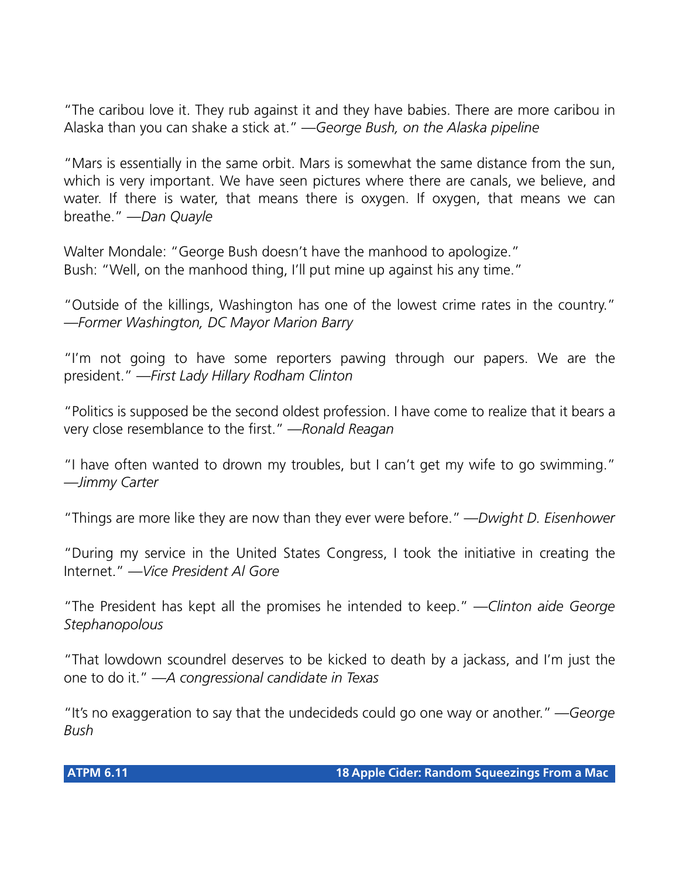"The caribou love it. They rub against it and they have babies. There are more caribou in Alaska than you can shake a stick at." —*George Bush, on the Alaska pipeline*

"Mars is essentially in the same orbit. Mars is somewhat the same distance from the sun, which is very important. We have seen pictures where there are canals, we believe, and water. If there is water, that means there is oxygen. If oxygen, that means we can breathe." —*Dan Quayle*

Walter Mondale: "George Bush doesn't have the manhood to apologize."
Bush: "Well, on the manhood thing, I'll put mine up against his any time."

"Outside of the killings, Washington has one of the lowest crime rates in the country." —*Former Washington, DC Mayor Marion Barry*

"I'm not going to have some reporters pawing through our papers. We are the president." —*First Lady Hillary Rodham Clinton*

"Politics is supposed be the second oldest profession. I have come to realize that it bears a very close resemblance to the first." —*Ronald Reagan*

"I have often wanted to drown my troubles, but I can't get my wife to go swimming." —*Jimmy Carter*

"Things are more like they are now than they ever were before." —*Dwight D. Eisenhower*

"During my service in the United States Congress, I took the initiative in creating the Internet." —*Vice President Al Gore*

"The President has kept all the promises he intended to keep." —*Clinton aide George Stephanopolous*

"That lowdown scoundrel deserves to be kicked to death by a jackass, and I'm just the one to do it." —*A congressional candidate in Texas*

"It's no exaggeration to say that the undecideds could go one way or another." —*George Bush*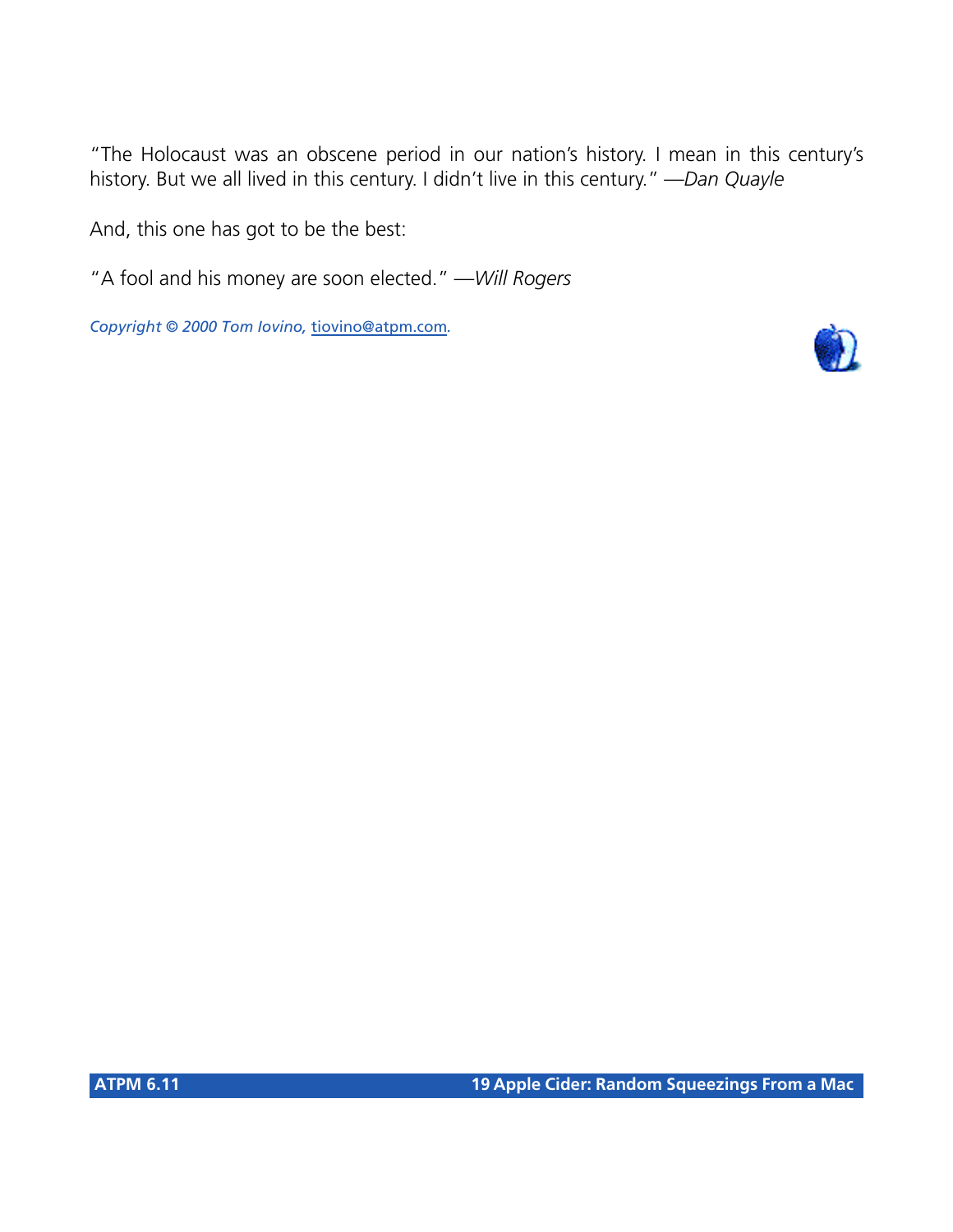"The Holocaust was an obscene period in our nation's history. I mean in this century's history. But we all lived in this century. I didn't live in this century." —*Dan Quayle*

And, this one has got to be the best:

"A fool and his money are soon elected." —*Will Rogers*

*Copyright © 2000 Tom Iovino,* tiovino@atpm.com*.*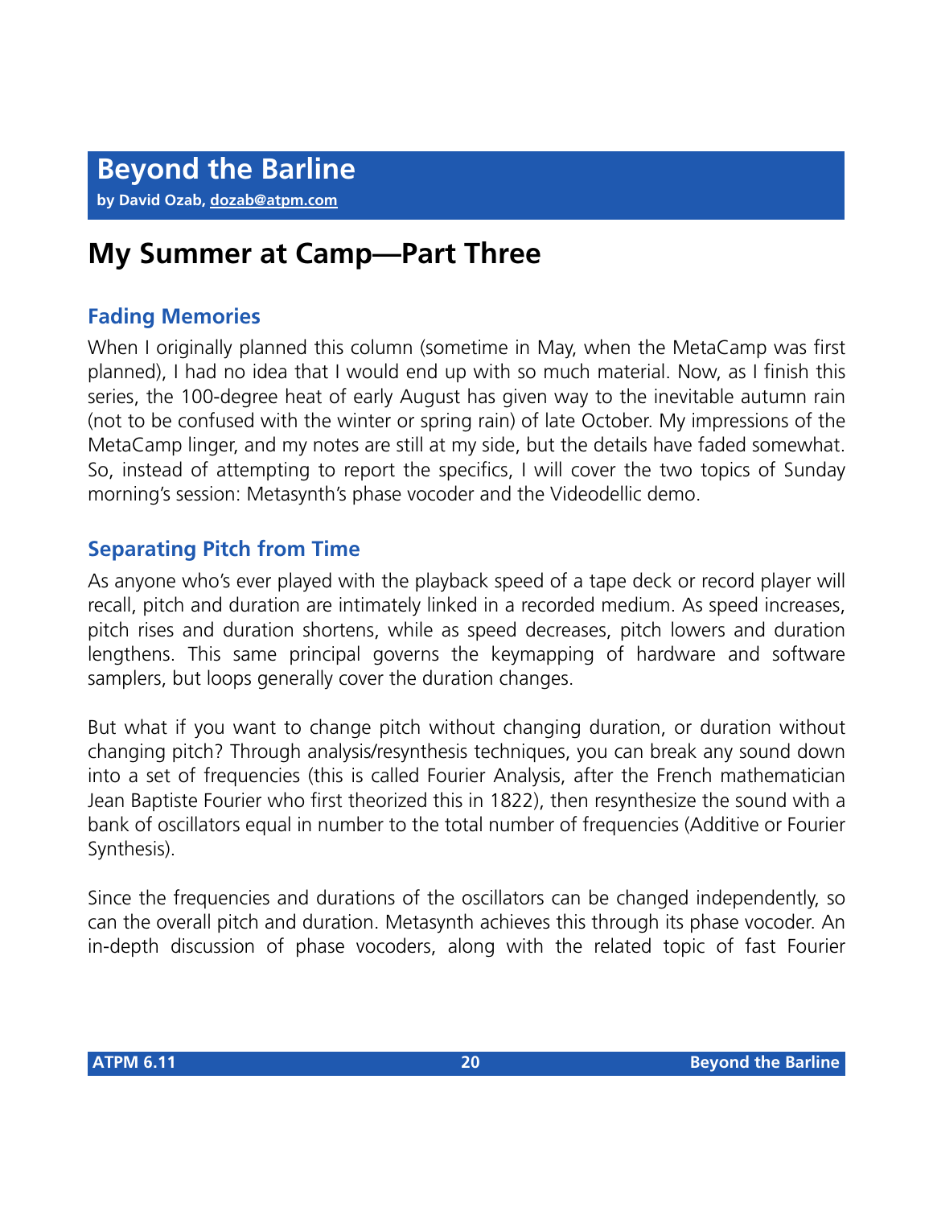# Beyond the Barline

**by David Ozab, dozab@atpm.com**

## My Summer at Camp—Part Three

### Fading Memories

When I originally planned this column (sometime in May, when the MetaCamp was first planned), I had no idea that I would end up with so much material. Now, as I finish this series, the 100-degree heat of early August has given way to the inevitable autumn rain (not to be confused with the winter or spring rain) of late October. My impressions of the MetaCamp linger, and my notes are still at my side, but the details have faded somewhat. So, instead of attempting to report the specifics, I will cover the two topics of Sunday morning's session: Metasynth's phase vocoder and the Videodellic demo.

### Separating Pitch from Time

As anyone who's ever played with the playback speed of a tape deck or record player will recall, pitch and duration are intimately linked in a recorded medium. As speed increases, pitch rises and duration shortens, while as speed decreases, pitch lowers and duration lengthens. This same principal governs the keymapping of hardware and software samplers, but loops generally cover the duration changes.

But what if you want to change pitch without changing duration, or duration without changing pitch? Through analysis/resynthesis techniques, you can break any sound down into a set of frequencies (this is called Fourier Analysis, after the French mathematician Jean Baptiste Fourier who first theorized this in 1822), then resynthesize the sound with a bank of oscillators equal in number to the total number of frequencies (Additive or Fourier Synthesis).

Since the frequencies and durations of the oscillators can be changed independently, so can the overall pitch and duration. Metasynth achieves this through its phase vocoder. An in-depth discussion of phase vocoders, along with the related topic of fast Fourier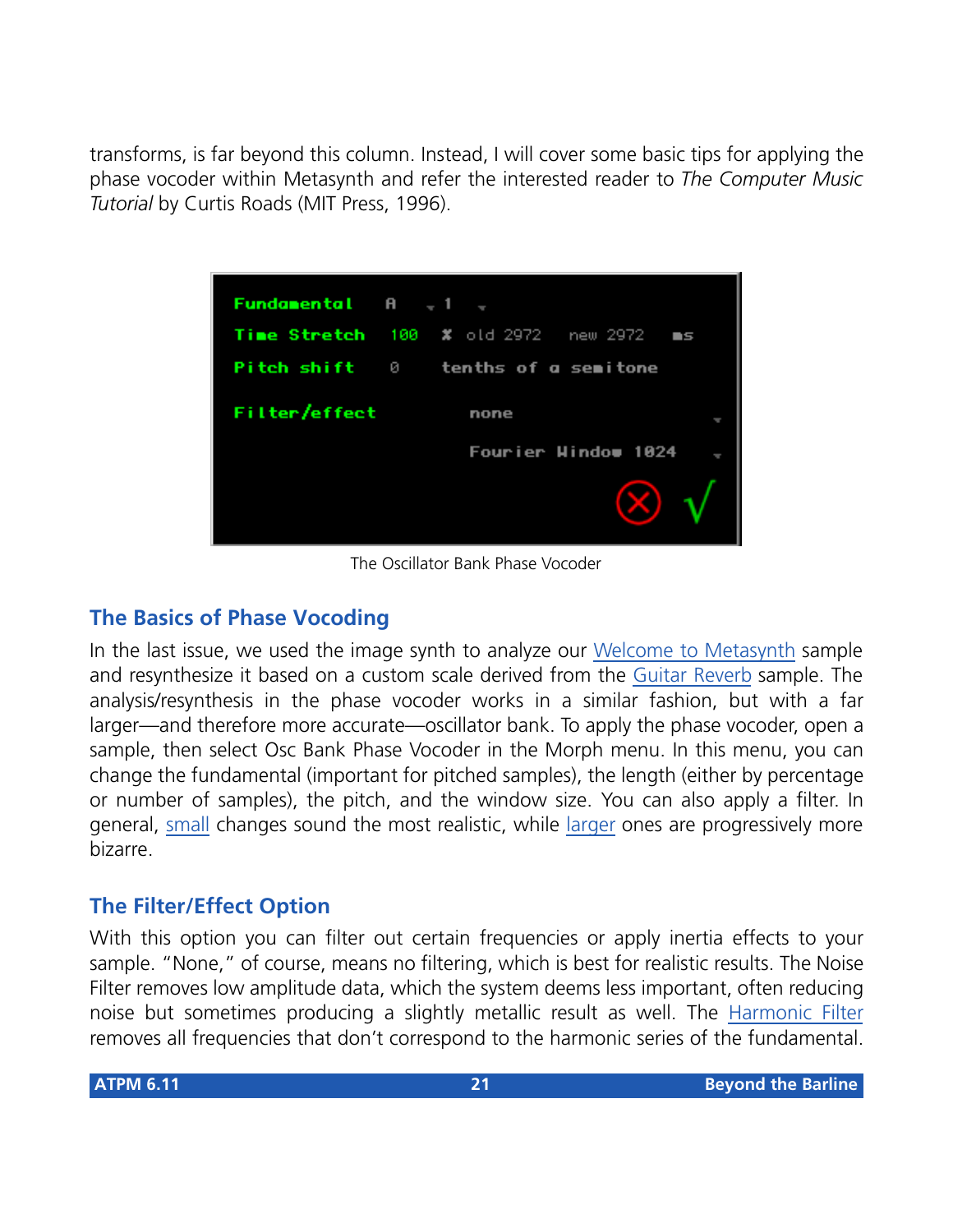transforms, is far beyond this column. Instead, I will cover some basic tips for applying the phase vocoder within Metasynth and refer the interested reader to *The Computer Music Tutorial* by Curtis Roads (MIT Press, 1996).

The Oscillator Bank Phase Vocoder

## The Basics of Phase Vocoding

In the last issue, we used the image synth to analyze our Welcome to Metasynth sample and resynthesize it based on a custom scale derived from the Guitar Reverb sample. The analysis/resynthesis in the phase vocoder works in a similar fashion, but with a far larger—and therefore more accurate—oscillator bank. To apply the phase vocoder, open a sample, then select Osc Bank Phase Vocoder in the Morph menu. In this menu, you can change the fundamental (important for pitched samples), the length (either by percentage or number of samples), the pitch, and the window size. You can also apply a filter. In general, small changes sound the most realistic, while larger ones are progressively more bizarre.

## The Filter/Effect Option

With this option you can filter out certain frequencies or apply inertia effects to your sample. "None," of course, means no filtering, which is best for realistic results. The Noise Filter removes low amplitude data, which the system deems less important, often reducing noise but sometimes producing a slightly metallic result as well. The Harmonic Filter removes all frequencies that don't correspond to the harmonic series of the fundamental.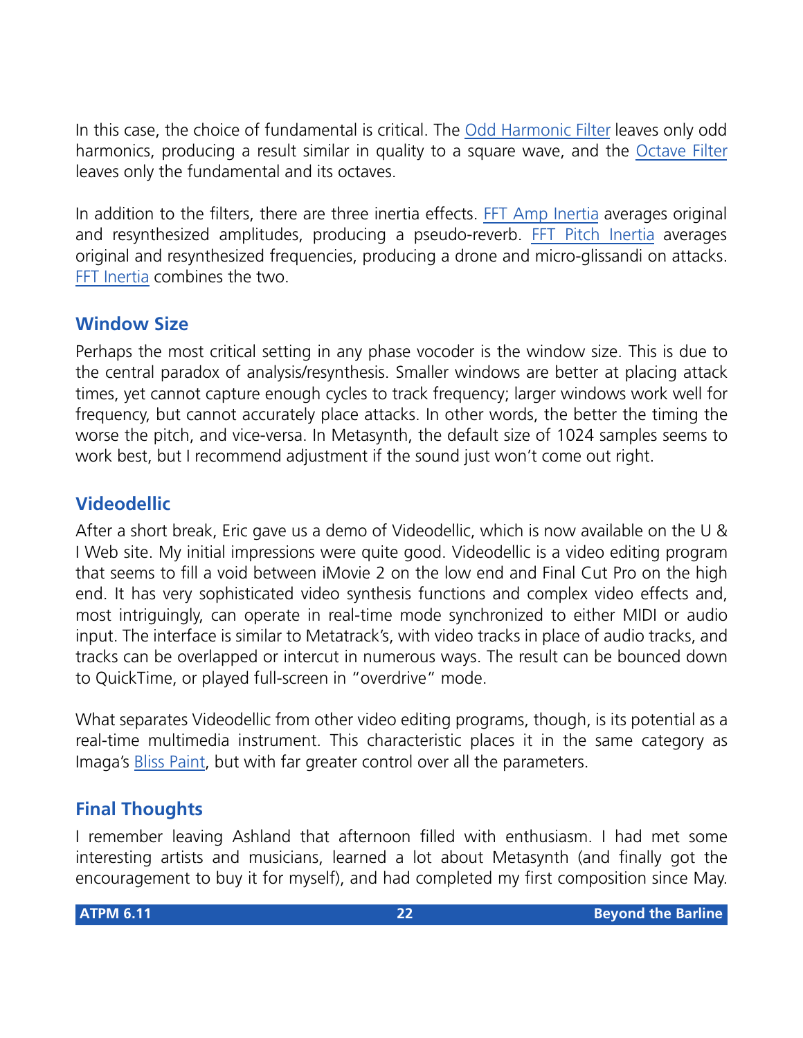In this case, the choice of fundamental is critical. The Odd Harmonic Filter leaves only odd harmonics, producing a result similar in quality to a square wave, and the Octave Filter leaves only the fundamental and its octaves.

In addition to the filters, there are three inertia effects. FFT Amp Inertia averages original and resynthesized amplitudes, producing a pseudo-reverb. FFT Pitch Inertia averages original and resynthesized frequencies, producing a drone and micro-glissandi on attacks. FFT Inertia combines the two.

### Window Size

Perhaps the most critical setting in any phase vocoder is the window size. This is due to the central paradox of analysis/resynthesis. Smaller windows are better at placing attack times, yet cannot capture enough cycles to track frequency; larger windows work well for frequency, but cannot accurately place attacks. In other words, the better the timing the worse the pitch, and vice-versa. In Metasynth, the default size of 1024 samples seems to work best, but I recommend adjustment if the sound just won't come out right.

### Videodellic

After a short break, Eric gave us a demo of Videodellic, which is now available on the U & I Web site. My initial impressions were quite good. Videodellic is a video editing program that seems to fill a void between iMovie 2 on the low end and Final Cut Pro on the high end. It has very sophisticated video synthesis functions and complex video effects and, most intriguingly, can operate in real-time mode synchronized to either MIDI or audio input. The interface is similar to Metatrack's, with video tracks in place of audio tracks, and tracks can be overlapped or intercut in numerous ways. The result can be bounced down to QuickTime, or played full-screen in "overdrive" mode.

What separates Videodellic from other video editing programs, though, is its potential as a real-time multimedia instrument. This characteristic places it in the same category as Imaga's Bliss Paint, but with far greater control over all the parameters.

### Final Thoughts

I remember leaving Ashland that afternoon filled with enthusiasm. I had met some interesting artists and musicians, learned a lot about Metasynth (and finally got the encouragement to buy it for myself), and had completed my first composition since May.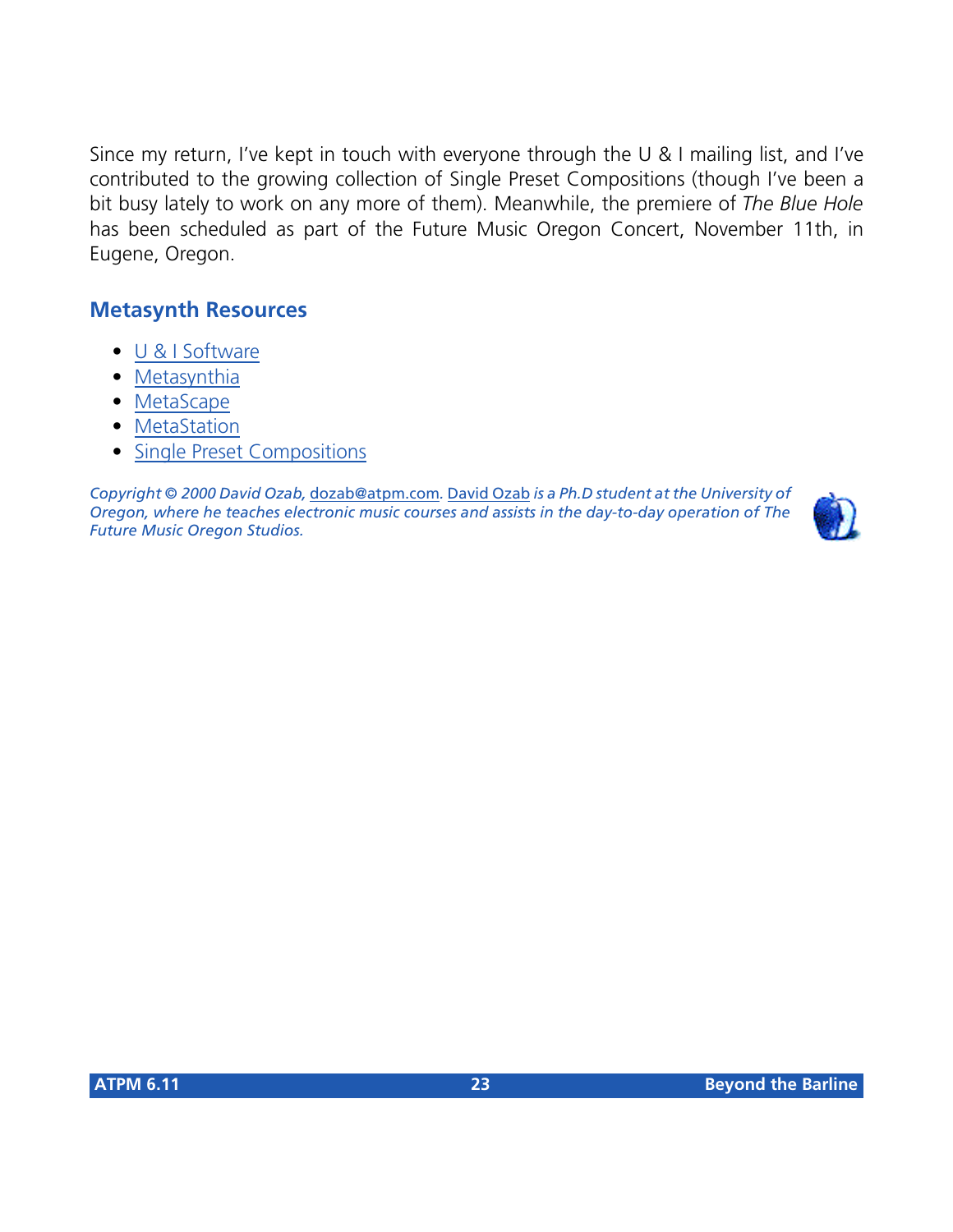Since my return, I've kept in touch with everyone through the U & I mailing list, and I've contributed to the growing collection of Single Preset Compositions (though I've been a bit busy lately to work on any more of them). Meanwhile, the premiere of *The Blue Hole* has been scheduled as part of the Future Music Oregon Concert, November 11th, in Eugene, Oregon.

## Metasynth Resources

- U & I Software
- Metasynthia
- MetaScape
- MetaStation
- Single Preset Compositions

*Copyright © 2000 David Ozab,* dozab@atpm.com. David Ozab *is a Ph.D student at the University of Oregon, where he teaches electronic music courses and assists in the day-to-day operation of The Future Music Oregon Studios.*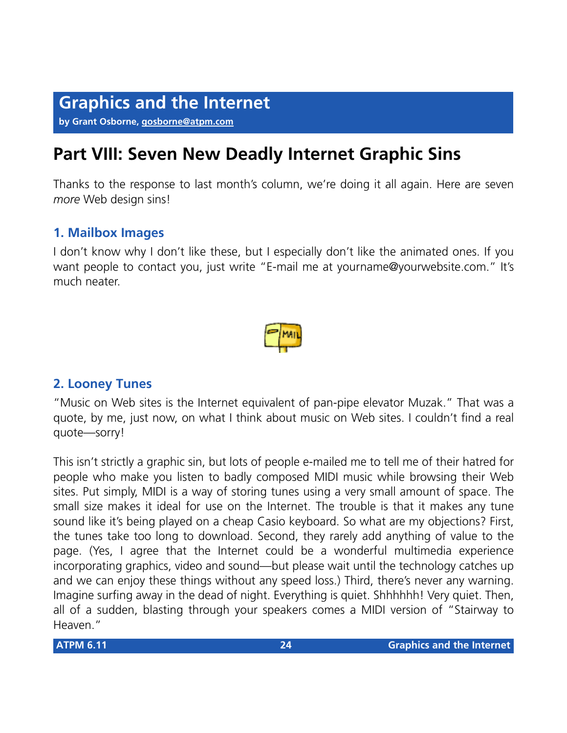# Graphics and the Internet

**by Grant Osborne, gosborne@atpm.com**

## Part VIII: Seven New Deadly Internet Graphic Sins

Thanks to the response to last month's column, we're doing it all again. Here are seven *more* Web design sins!

### 1. Mailbox Images

I don't know why I don't like these, but I especially don't like the animated ones. If you want people to contact you, just write "E-mail me at yourname@yourwebsite.com." It's much neater.

### 2. Looney Tunes

"Music on Web sites is the Internet equivalent of pan-pipe elevator Muzak." That was a quote, by me, just now, on what I think about music on Web sites. I couldn't find a real quote—sorry!

This isn't strictly a graphic sin, but lots of people e-mailed me to tell me of their hatred for people who make you listen to badly composed MIDI music while browsing their Web sites. Put simply, MIDI is a way of storing tunes using a very small amount of space. The small size makes it ideal for use on the Internet. The trouble is that it makes any tune sound like it's being played on a cheap Casio keyboard. So what are my objections? First, the tunes take too long to download. Second, they rarely add anything of value to the page. (Yes, I agree that the Internet could be a wonderful multimedia experience incorporating graphics, video and sound—but please wait until the technology catches up and we can enjoy these things without any speed loss.) Third, there's never any warning. Imagine surfing away in the dead of night. Everything is quiet. Shhhhhh! Very quiet. Then, all of a sudden, blasting through your speakers comes a MIDI version of "Stairway to Heaven."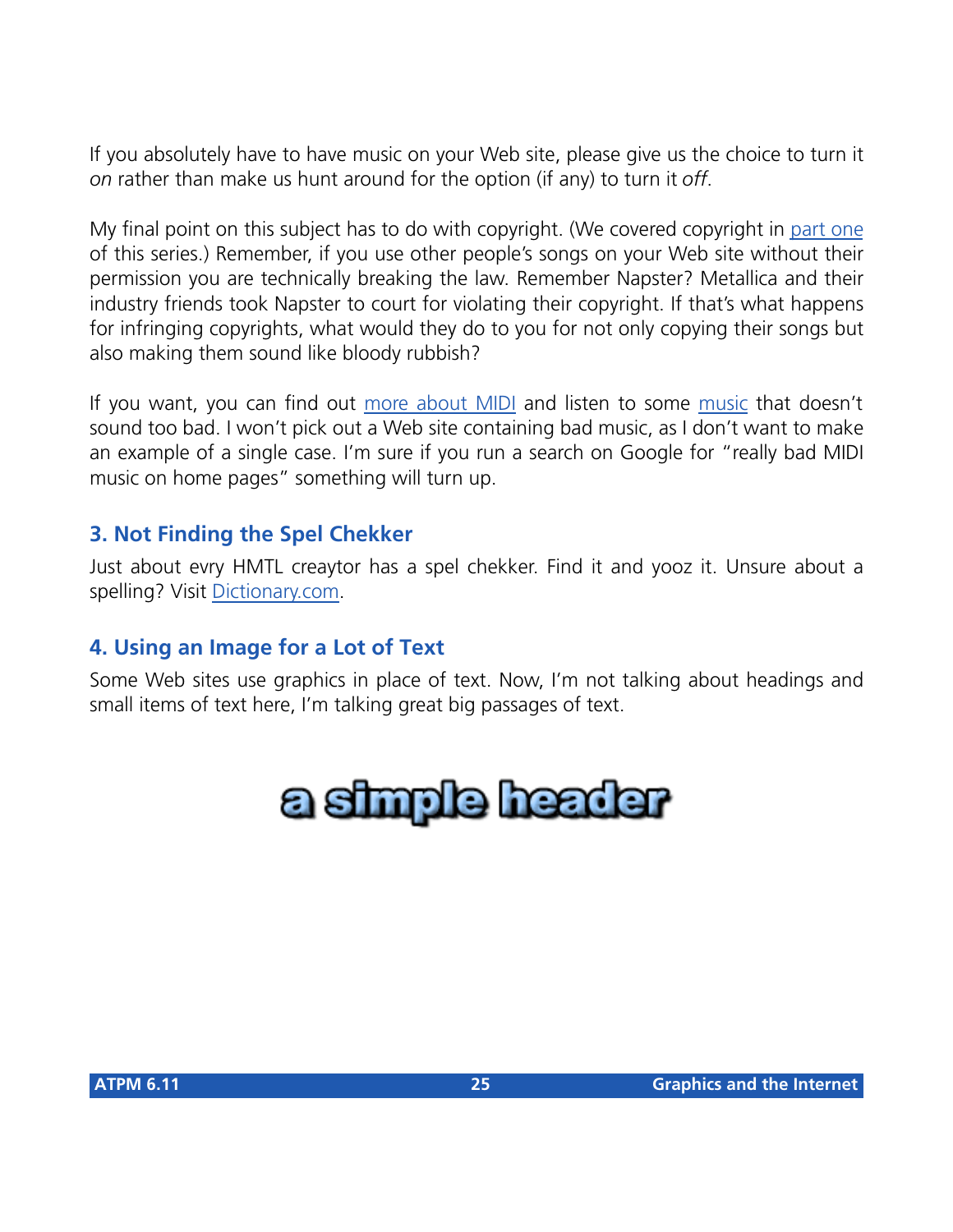If you absolutely have to have music on your Web site, please give us the choice to turn it *on* rather than make us hunt around for the option (if any) to turn it *off*.

My final point on this subject has to do with copyright. (We covered copyright in part one of this series.) Remember, if you use other people's songs on your Web site without their permission you are technically breaking the law. Remember Napster? Metallica and their industry friends took Napster to court for violating their copyright. If that's what happens for infringing copyrights, what would they do to you for not only copying their songs but also making them sound like bloody rubbish?

If you want, you can find out more about MIDI and listen to some music that doesn't sound too bad. I won't pick out a Web site containing bad music, as I don't want to make an example of a single case. I'm sure if you run a search on Google for "really bad MIDI music on home pages" something will turn up.

### 3. Not Finding the Spel Chekker

Just about evry HMTL creaytor has a spel chekker. Find it and yooz it. Unsure about a spelling? Visit Dictionary.com.

### 4. Using an Image for a Lot of Text

Some Web sites use graphics in place of text. Now, I'm not talking about headings and small items of text here, I'm talking great big passages of text.

a simple header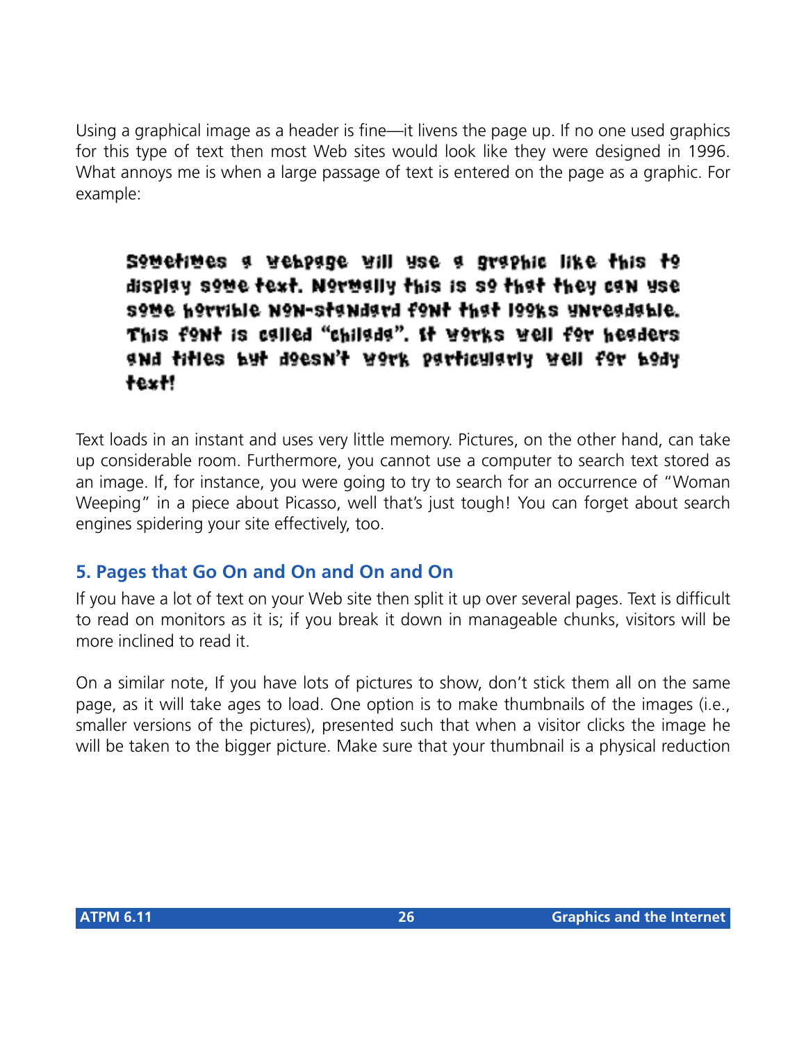Using a graphical image as a header is fine—it livens the page up. If no one used graphics for this type of text then most Web sites would look like they were designed in 1996. What annoys me is when a large passage of text is entered on the page as a graphic. For example:

> Sometimes a webpage will use a graphic like this to display some text. Normally this is so that they can use some horrible non-standard font that looks unreadable. This font is called "childda". It works well for headers and titles but doesn't work particularly well for body text!

Text loads in an instant and uses very little memory. Pictures, on the other hand, can take up considerable room. Furthermore, you cannot use a computer to search text stored as an image. If, for instance, you were going to try to search for an occurrence of "Woman Weeping" in a piece about Picasso, well that's just tough! You can forget about search engines spidering your site effectively, too.

### 5. Pages that Go On and On and On and On

If you have a lot of text on your Web site then split it up over several pages. Text is difficult to read on monitors as it is; if you break it down in manageable chunks, visitors will be more inclined to read it.

On a similar note, If you have lots of pictures to show, don't stick them all on the same page, as it will take ages to load. One option is to make thumbnails of the images (i.e., smaller versions of the pictures), presented such that when a visitor clicks the image he will be taken to the bigger picture. Make sure that your thumbnail is a physical reduction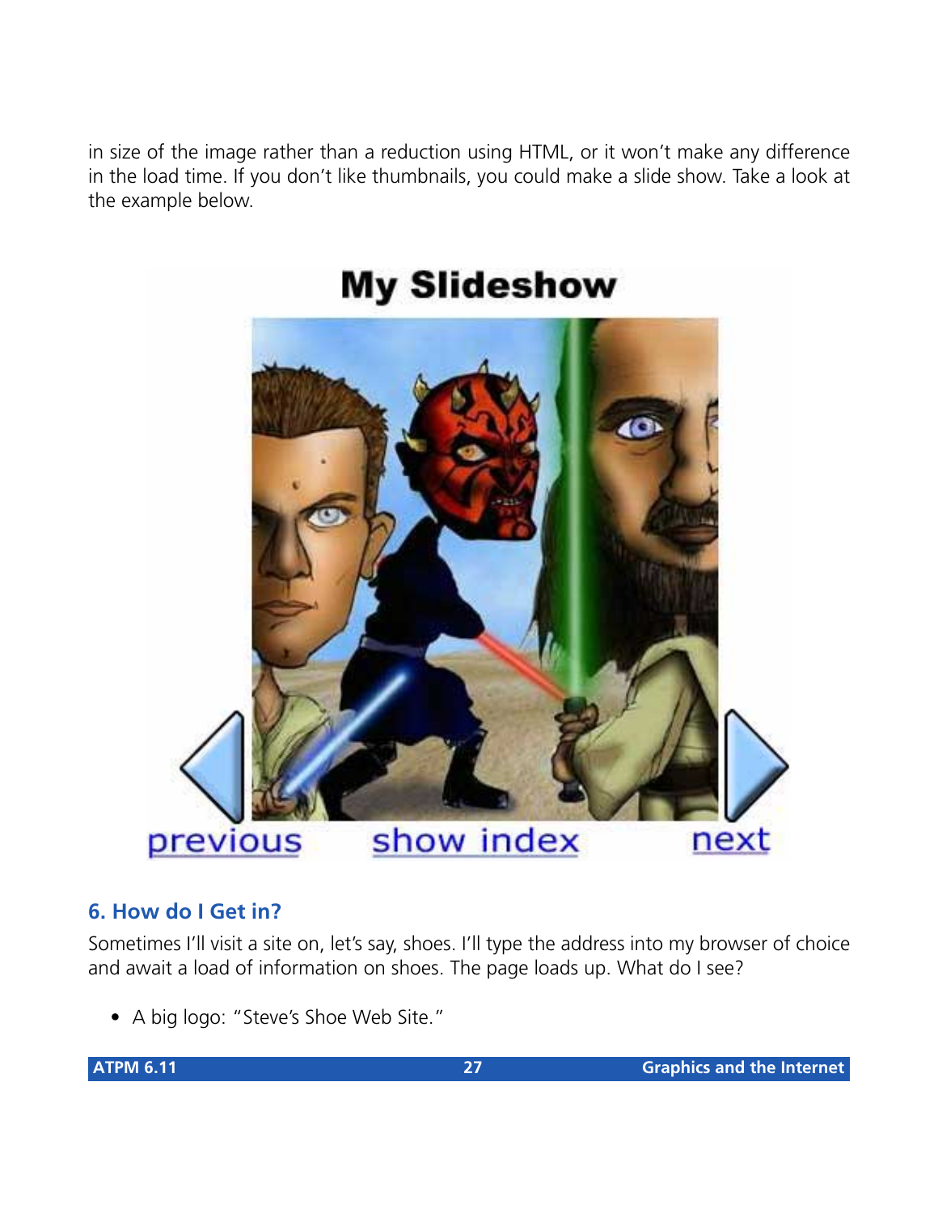in size of the image rather than a reduction using HTML, or it won't make any difference in the load time. If you don't like thumbnails, you could make a slide show. Take a look at the example below.

## 6. How do I Get in?

Sometimes I'll visit a site on, let's say, shoes. I'll type the address into my browser of choice and await a load of information on shoes. The page loads up. What do I see?

- A big logo: "Steve's Shoe Web Site."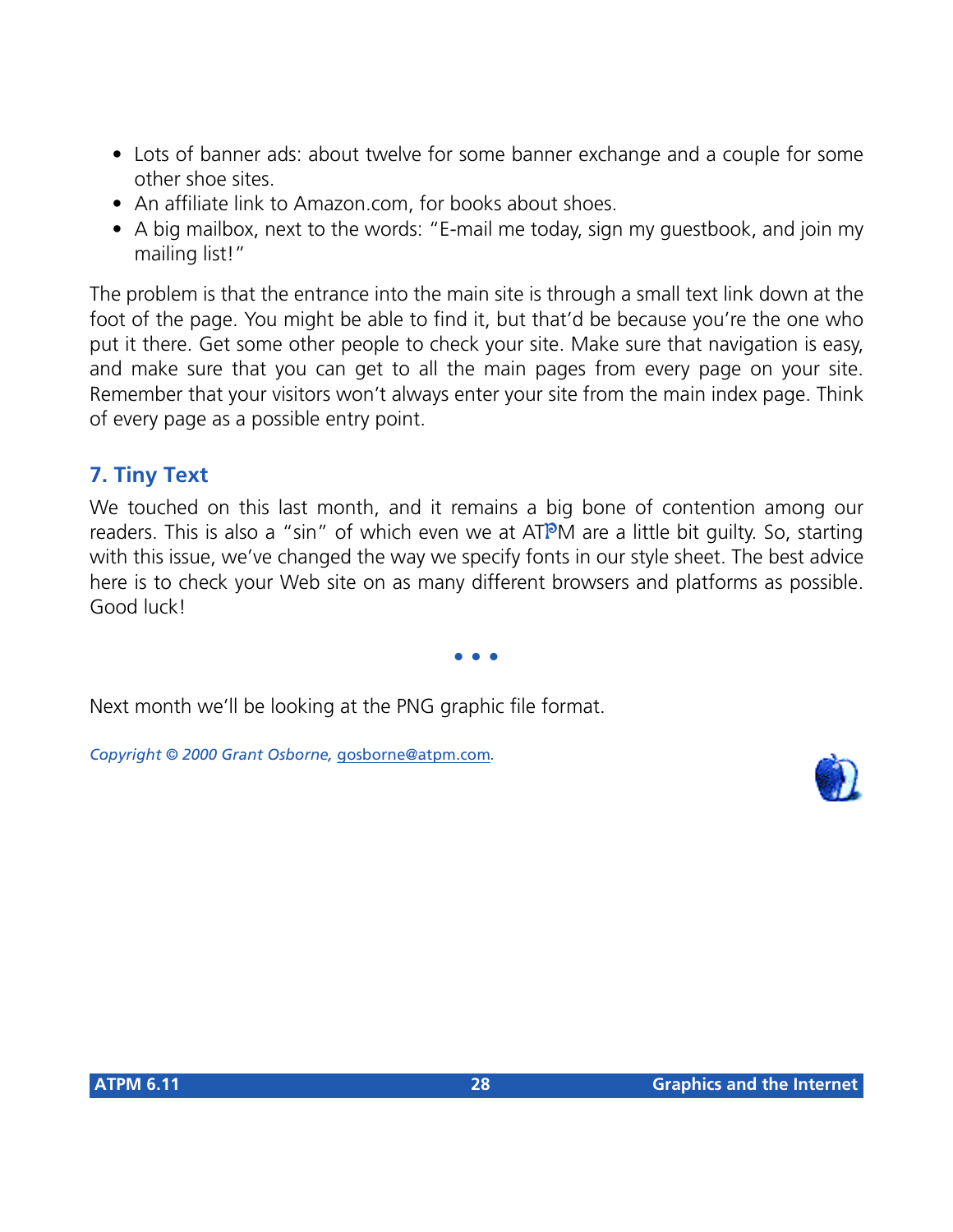- Lots of banner ads: about twelve for some banner exchange and a couple for some other shoe sites.
- An affiliate link to Amazon.com, for books about shoes.
- A big mailbox, next to the words: "E-mail me today, sign my guestbook, and join my mailing list!"

The problem is that the entrance into the main site is through a small text link down at the foot of the page. You might be able to find it, but that'd be because you're the one who put it there. Get some other people to check your site. Make sure that navigation is easy, and make sure that you can get to all the main pages from every page on your site. Remember that your visitors won't always enter your site from the main index page. Think of every page as a possible entry point.

## 7. Tiny Text

We touched on this last month, and it remains a big bone of contention among our readers. This is also a "sin" of which even we at ATPM are a little bit guilty. So, starting with this issue, we've changed the way we specify fonts in our style sheet. The best advice here is to check your Web site on as many different browsers and platforms as possible. Good luck!

• • •

Next month we'll be looking at the PNG graphic file format.

*Copyright © 2000 Grant Osborne, gosborne@atpm.com.*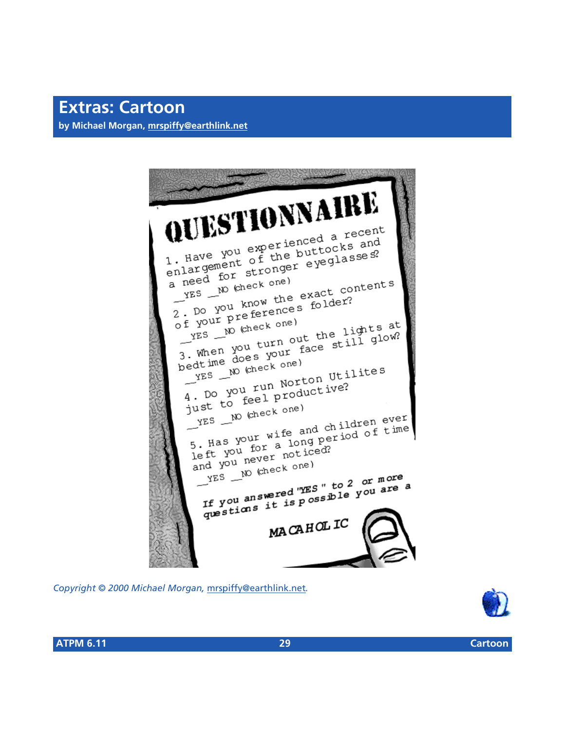# Extras: Cartoon

**by Michael Morgan, mrspiffy@earthlink.net**

QUESTIONNAIRE

1. Have you experienced a recent enlargement of the buttocks and a need for stronger eyeglasses?
__YES __NO (check one)

2. Do you know the exact contents of your preferences folder?
__YES __NO (check one)

3. When you turn out the lights at bedtime does your face still glow?
__YES __NO (check one)

4. Do you run Norton Utilites just to feel productive?
__YES __NO (check one)

5. Has your wife and children ever left you for a long period of time and you never noticed?
__YES __NO (check one)

If you answered "YES" to 2 or more questions it is possible you are a

MACAHOLIC

*Copyright © 2000 Michael Morgan, mrspiffy@earthlink.net.*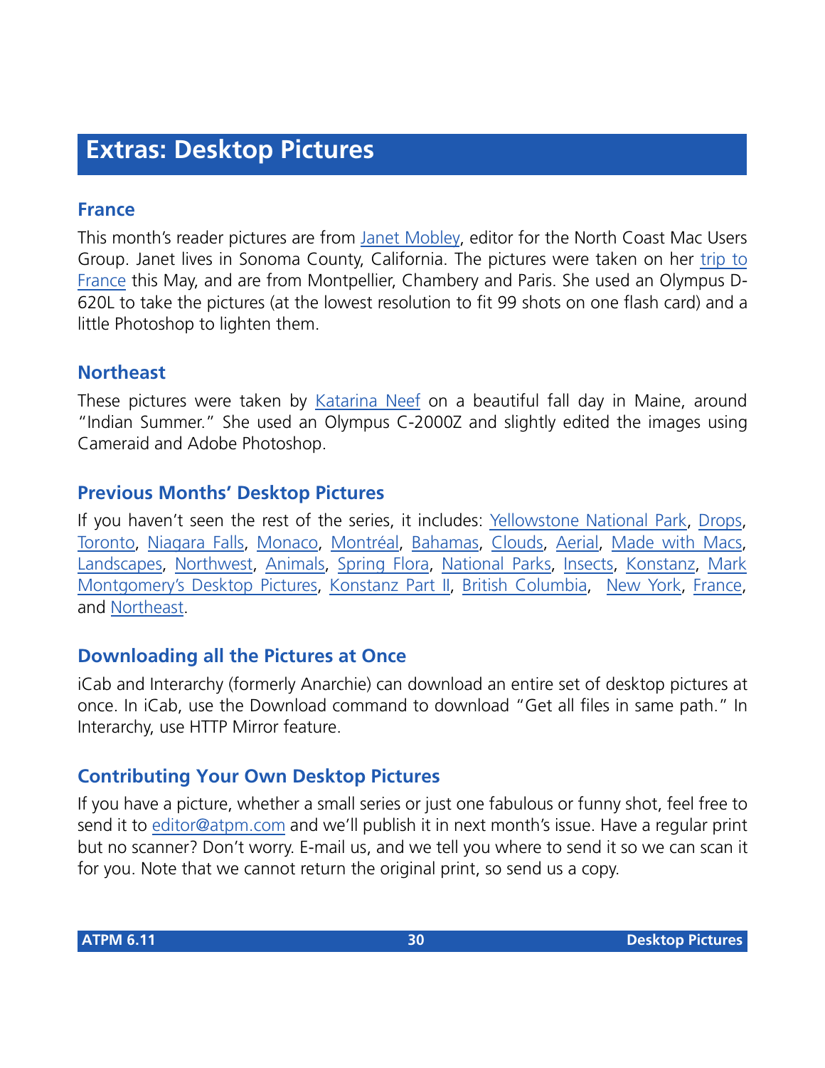# Extras: Desktop Pictures

## France

This month's reader pictures are from Janet Mobley, editor for the North Coast Mac Users Group. Janet lives in Sonoma County, California. The pictures were taken on her trip to France this May, and are from Montpellier, Chambery and Paris. She used an Olympus D-620L to take the pictures (at the lowest resolution to fit 99 shots on one flash card) and a little Photoshop to lighten them.

## Northeast

These pictures were taken by Katarina Neef on a beautiful fall day in Maine, around "Indian Summer." She used an Olympus C-2000Z and slightly edited the images using Cameraid and Adobe Photoshop.

## Previous Months' Desktop Pictures

If you haven't seen the rest of the series, it includes: Yellowstone National Park, Drops, Toronto, Niagara Falls, Monaco, Montréal, Bahamas, Clouds, Aerial, Made with Macs, Landscapes, Northwest, Animals, Spring Flora, National Parks, Insects, Konstanz, Mark Montgomery's Desktop Pictures, Konstanz Part II, British Columbia, New York, France, and Northeast.

## Downloading all the Pictures at Once

iCab and Interarchy (formerly Anarchie) can download an entire set of desktop pictures at once. In iCab, use the Download command to download "Get all files in same path." In Interarchy, use HTTP Mirror feature.

## Contributing Your Own Desktop Pictures

If you have a picture, whether a small series or just one fabulous or funny shot, feel free to send it to editor@atpm.com and we'll publish it in next month's issue. Have a regular print but no scanner? Don't worry. E-mail us, and we tell you where to send it so we can scan it for you. Note that we cannot return the original print, so send us a copy.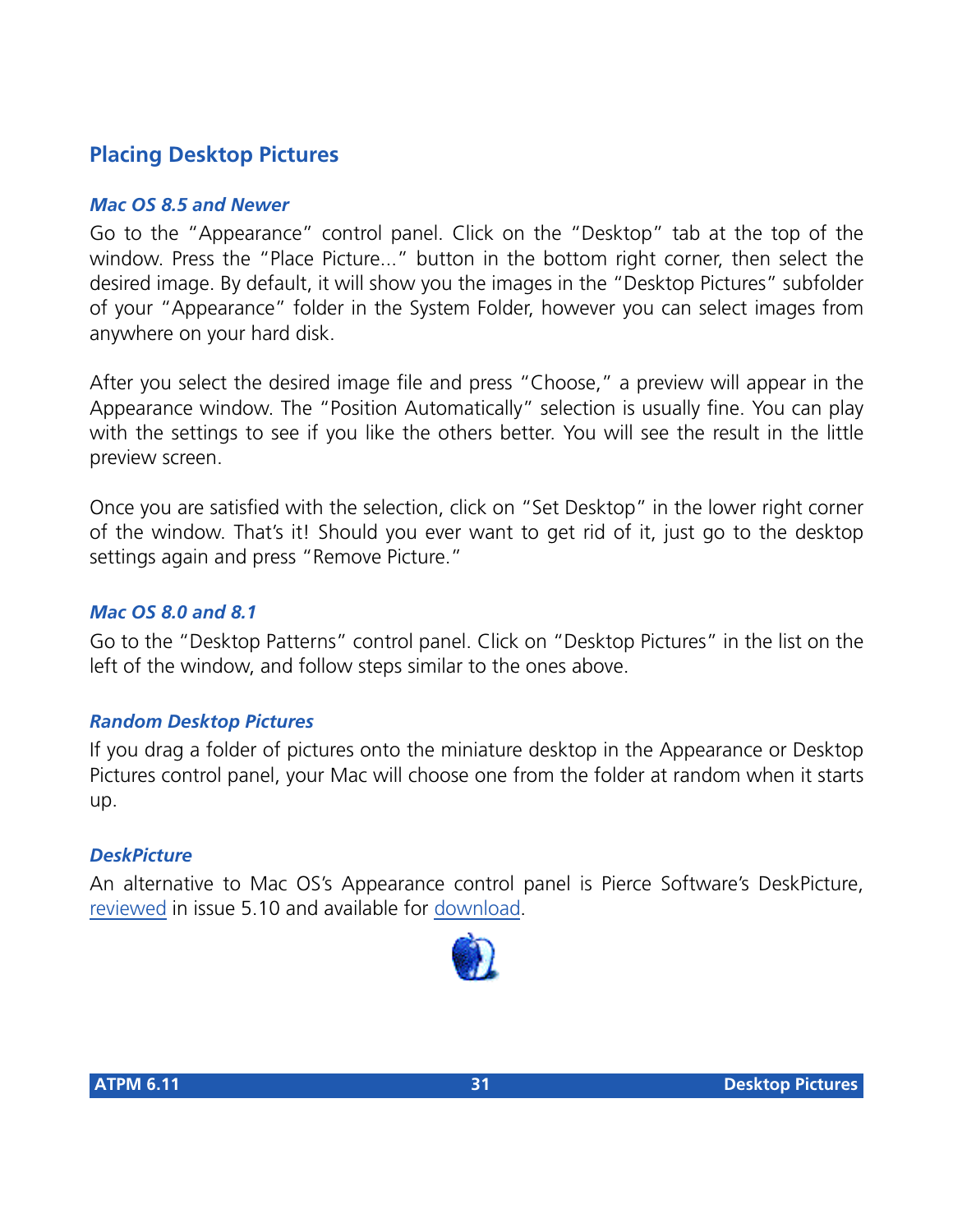## Placing Desktop Pictures

### *Mac OS 8.5 and Newer*

Go to the "Appearance" control panel. Click on the "Desktop" tab at the top of the window. Press the "Place Picture..." button in the bottom right corner, then select the desired image. By default, it will show you the images in the "Desktop Pictures" subfolder of your "Appearance" folder in the System Folder, however you can select images from anywhere on your hard disk.

After you select the desired image file and press "Choose," a preview will appear in the Appearance window. The "Position Automatically" selection is usually fine. You can play with the settings to see if you like the others better. You will see the result in the little preview screen.

Once you are satisfied with the selection, click on "Set Desktop" in the lower right corner of the window. That's it! Should you ever want to get rid of it, just go to the desktop settings again and press "Remove Picture."

### *Mac OS 8.0 and 8.1*

Go to the "Desktop Patterns" control panel. Click on "Desktop Pictures" in the list on the left of the window, and follow steps similar to the ones above.

### *Random Desktop Pictures*

If you drag a folder of pictures onto the miniature desktop in the Appearance or Desktop Pictures control panel, your Mac will choose one from the folder at random when it starts up.

### *DeskPicture*

An alternative to Mac OS's Appearance control panel is Pierce Software's DeskPicture, reviewed in issue 5.10 and available for download.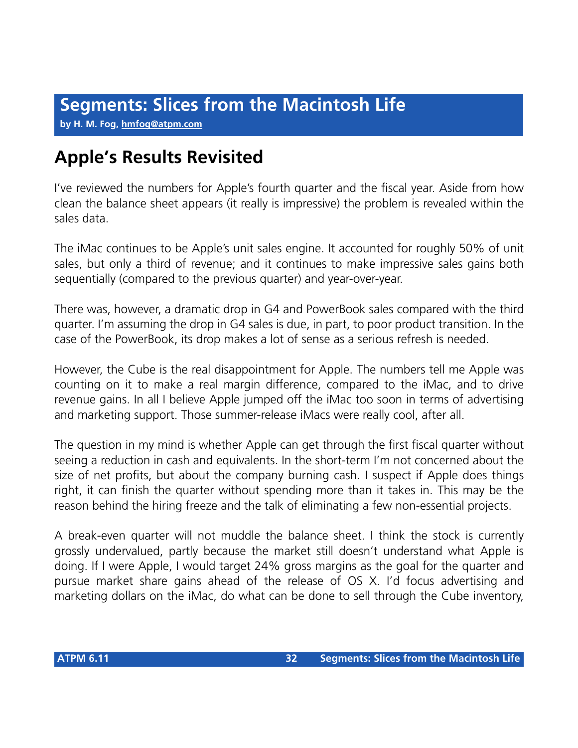# Segments: Slices from the Macintosh Life

**by H. M. Fog, hmfog@atpm.com**

## Apple's Results Revisited

I've reviewed the numbers for Apple's fourth quarter and the fiscal year. Aside from how clean the balance sheet appears (it really is impressive) the problem is revealed within the sales data.

The iMac continues to be Apple's unit sales engine. It accounted for roughly 50% of unit sales, but only a third of revenue; and it continues to make impressive sales gains both sequentially (compared to the previous quarter) and year-over-year.

There was, however, a dramatic drop in G4 and PowerBook sales compared with the third quarter. I'm assuming the drop in G4 sales is due, in part, to poor product transition. In the case of the PowerBook, its drop makes a lot of sense as a serious refresh is needed.

However, the Cube is the real disappointment for Apple. The numbers tell me Apple was counting on it to make a real margin difference, compared to the iMac, and to drive revenue gains. In all I believe Apple jumped off the iMac too soon in terms of advertising and marketing support. Those summer-release iMacs were really cool, after all.

The question in my mind is whether Apple can get through the first fiscal quarter without seeing a reduction in cash and equivalents. In the short-term I'm not concerned about the size of net profits, but about the company burning cash. I suspect if Apple does things right, it can finish the quarter without spending more than it takes in. This may be the reason behind the hiring freeze and the talk of eliminating a few non-essential projects.

A break-even quarter will not muddle the balance sheet. I think the stock is currently grossly undervalued, partly because the market still doesn't understand what Apple is doing. If I were Apple, I would target 24% gross margins as the goal for the quarter and pursue market share gains ahead of the release of OS X. I'd focus advertising and marketing dollars on the iMac, do what can be done to sell through the Cube inventory,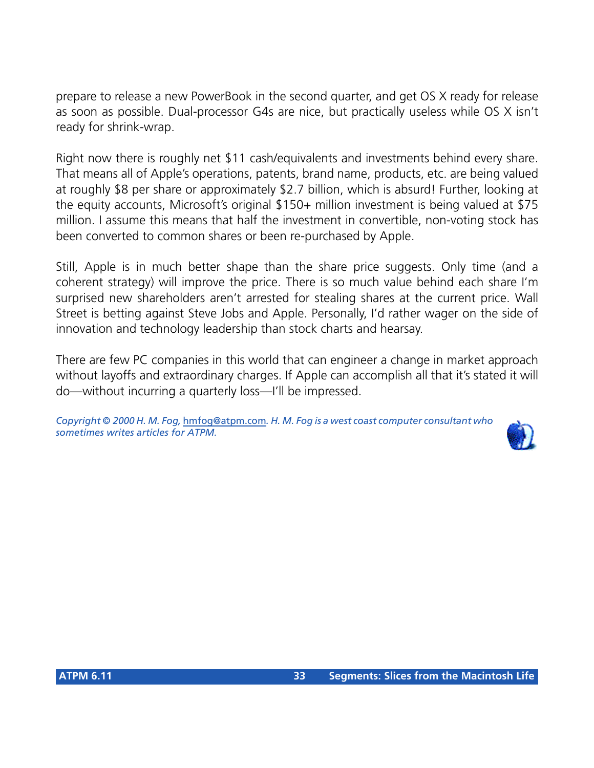prepare to release a new PowerBook in the second quarter, and get OS X ready for release as soon as possible. Dual-processor G4s are nice, but practically useless while OS X isn't ready for shrink-wrap.

Right now there is roughly net $11 cash/equivalents and investments behind every share. That means all of Apple's operations, patents, brand name, products, etc. are being valued at roughly $8 per share or approximately $2.7 billion, which is absurd! Further, looking at the equity accounts, Microsoft's original $150+ million investment is being valued at $75 million. I assume this means that half the investment in convertible, non-voting stock has been converted to common shares or been re-purchased by Apple.

Still, Apple is in much better shape than the share price suggests. Only time (and a coherent strategy) will improve the price. There is so much value behind each share I'm surprised new shareholders aren't arrested for stealing shares at the current price. Wall Street is betting against Steve Jobs and Apple. Personally, I'd rather wager on the side of innovation and technology leadership than stock charts and hearsay.

There are few PC companies in this world that can engineer a change in market approach without layoffs and extraordinary charges. If Apple can accomplish all that it's stated it will do—without incurring a quarterly loss—I'll be impressed.

*Copyright © 2000 H. M. Fog, hmfog@atpm.com. H. M. Fog is a west coast computer consultant who sometimes writes articles for ATPM.*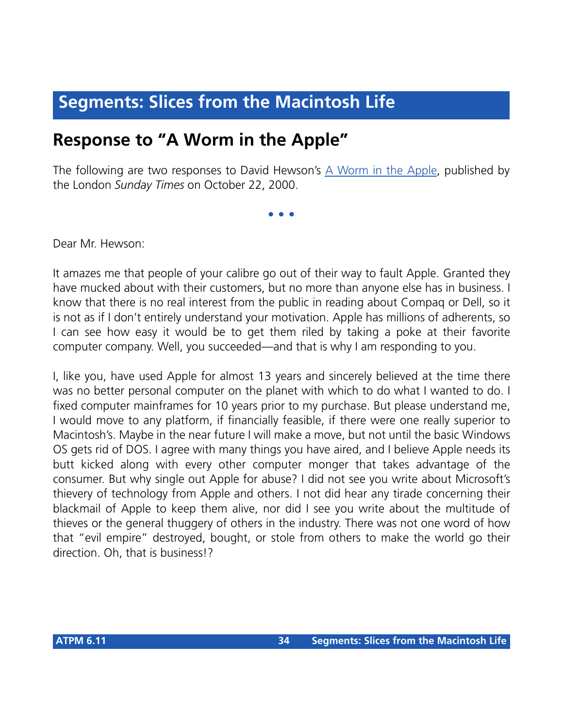# Segments: Slices from the Macintosh Life

## Response to "A Worm in the Apple"

The following are two responses to David Hewson's A Worm in the Apple, published by the London *Sunday Times* on October 22, 2000.

• • •

Dear Mr. Hewson:

It amazes me that people of your calibre go out of their way to fault Apple. Granted they have mucked about with their customers, but no more than anyone else has in business. I know that there is no real interest from the public in reading about Compaq or Dell, so it is not as if I don't entirely understand your motivation. Apple has millions of adherents, so I can see how easy it would be to get them riled by taking a poke at their favorite computer company. Well, you succeeded—and that is why I am responding to you.

I, like you, have used Apple for almost 13 years and sincerely believed at the time there was no better personal computer on the planet with which to do what I wanted to do. I fixed computer mainframes for 10 years prior to my purchase. But please understand me, I would move to any platform, if financially feasible, if there were one really superior to Macintosh's. Maybe in the near future I will make a move, but not until the basic Windows OS gets rid of DOS. I agree with many things you have aired, and I believe Apple needs its butt kicked along with every other computer monger that takes advantage of the consumer. But why single out Apple for abuse? I did not see you write about Microsoft's thievery of technology from Apple and others. I not did hear any tirade concerning their blackmail of Apple to keep them alive, nor did I see you write about the multitude of thieves or the general thuggery of others in the industry. There was not one word of how that "evil empire" destroyed, bought, or stole from others to make the world go their direction. Oh, that is business!?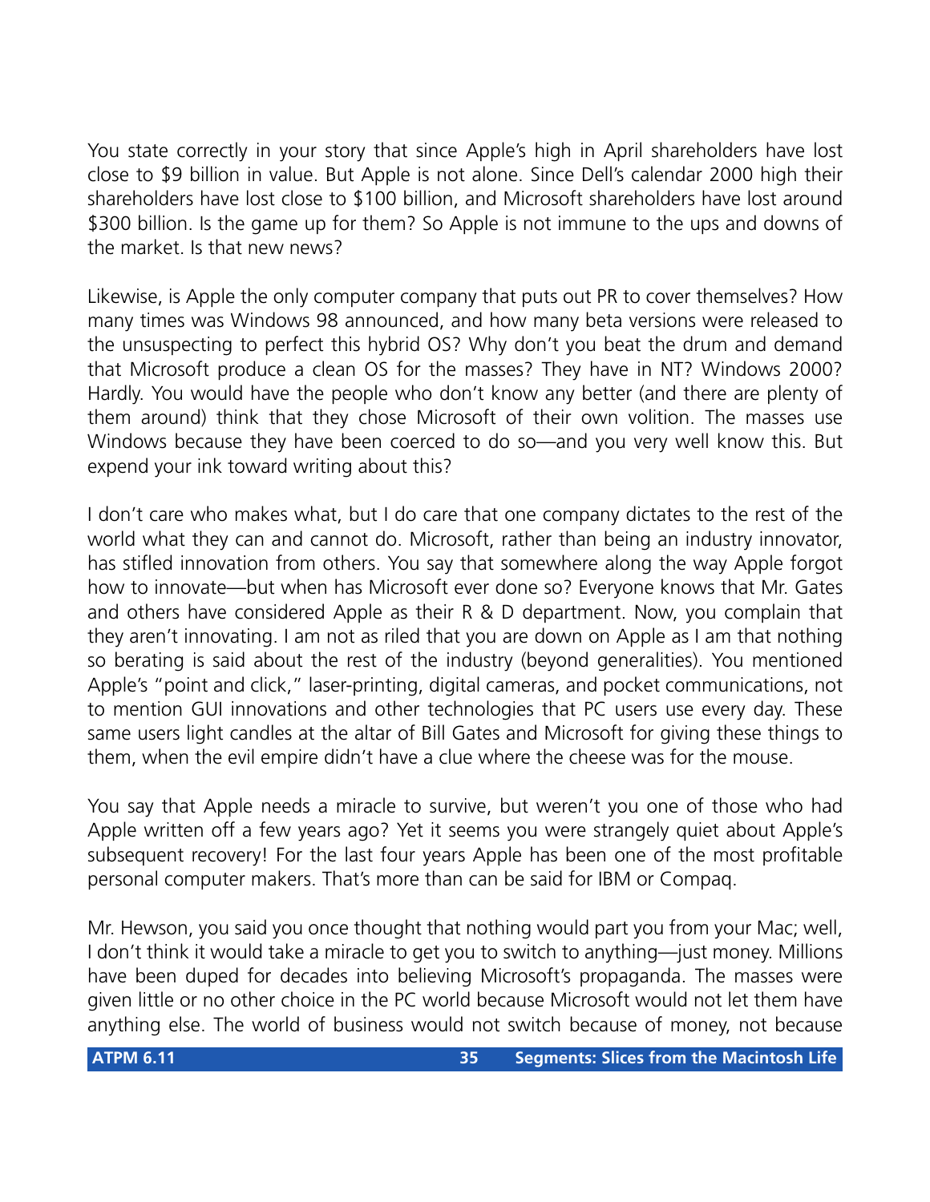You state correctly in your story that since Apple's high in April shareholders have lost close to $9 billion in value. But Apple is not alone. Since Dell's calendar 2000 high their shareholders have lost close to $100 billion, and Microsoft shareholders have lost around $300 billion. Is the game up for them? So Apple is not immune to the ups and downs of the market. Is that new news?

Likewise, is Apple the only computer company that puts out PR to cover themselves? How many times was Windows 98 announced, and how many beta versions were released to the unsuspecting to perfect this hybrid OS? Why don't you beat the drum and demand that Microsoft produce a clean OS for the masses? They have in NT? Windows 2000? Hardly. You would have the people who don't know any better (and there are plenty of them around) think that they chose Microsoft of their own volition. The masses use Windows because they have been coerced to do so—and you very well know this. But expend your ink toward writing about this?

I don't care who makes what, but I do care that one company dictates to the rest of the world what they can and cannot do. Microsoft, rather than being an industry innovator, has stifled innovation from others. You say that somewhere along the way Apple forgot how to innovate—but when has Microsoft ever done so? Everyone knows that Mr. Gates and others have considered Apple as their R & D department. Now, you complain that they aren't innovating. I am not as riled that you are down on Apple as I am that nothing so berating is said about the rest of the industry (beyond generalities). You mentioned Apple's "point and click," laser-printing, digital cameras, and pocket communications, not to mention GUI innovations and other technologies that PC users use every day. These same users light candles at the altar of Bill Gates and Microsoft for giving these things to them, when the evil empire didn't have a clue where the cheese was for the mouse.

You say that Apple needs a miracle to survive, but weren't you one of those who had Apple written off a few years ago? Yet it seems you were strangely quiet about Apple's subsequent recovery! For the last four years Apple has been one of the most profitable personal computer makers. That's more than can be said for IBM or Compaq.

Mr. Hewson, you said you once thought that nothing would part you from your Mac; well, I don't think it would take a miracle to get you to switch to anything—just money. Millions have been duped for decades into believing Microsoft's propaganda. The masses were given little or no other choice in the PC world because Microsoft would not let them have anything else. The world of business would not switch because of money, not because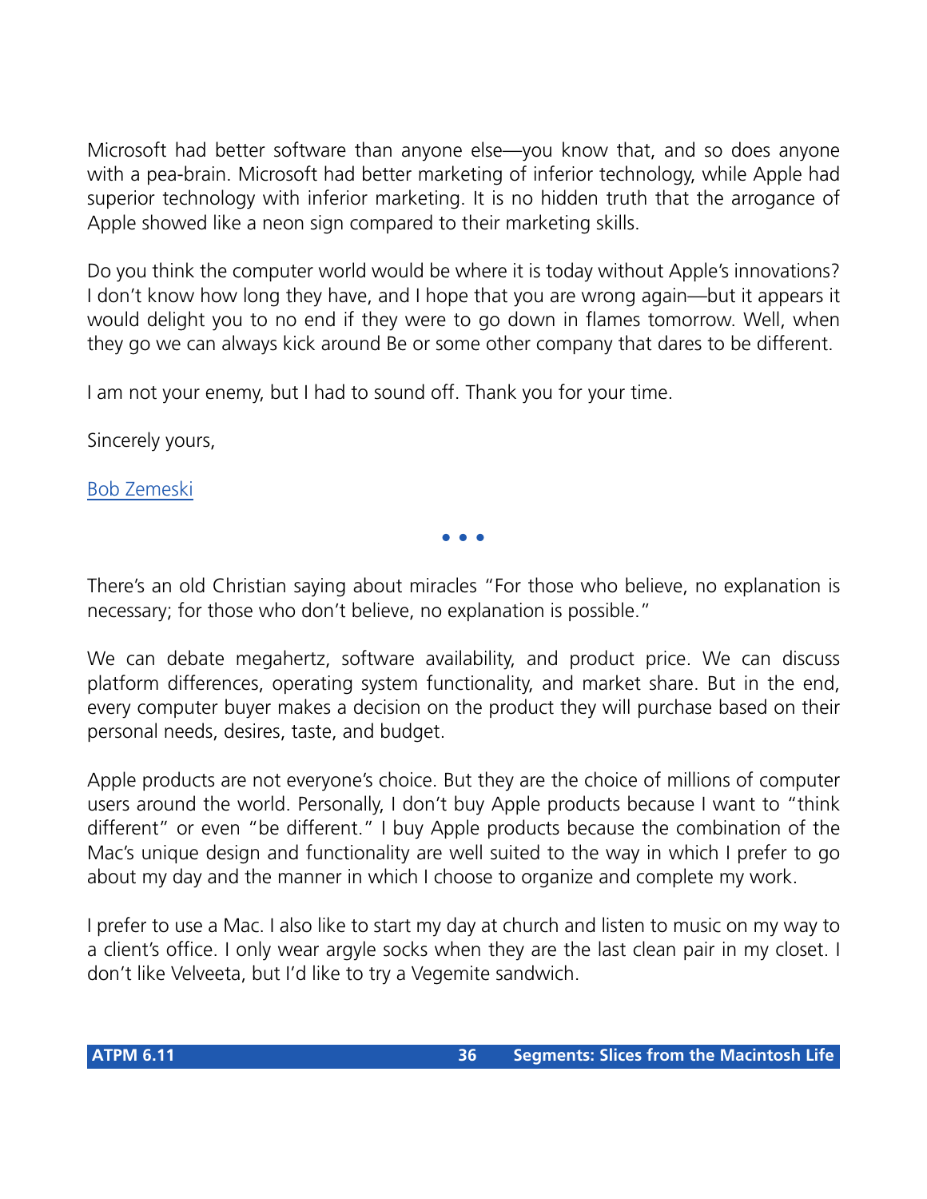Microsoft had better software than anyone else—you know that, and so does anyone with a pea-brain. Microsoft had better marketing of inferior technology, while Apple had superior technology with inferior marketing. It is no hidden truth that the arrogance of Apple showed like a neon sign compared to their marketing skills.

Do you think the computer world would be where it is today without Apple's innovations? I don't know how long they have, and I hope that you are wrong again—but it appears it would delight you to no end if they were to go down in flames tomorrow. Well, when they go we can always kick around Be or some other company that dares to be different.

I am not your enemy, but I had to sound off. Thank you for your time.

Sincerely yours,

Bob Zemeski

• • •

There's an old Christian saying about miracles "For those who believe, no explanation is necessary; for those who don't believe, no explanation is possible."

We can debate megahertz, software availability, and product price. We can discuss platform differences, operating system functionality, and market share. But in the end, every computer buyer makes a decision on the product they will purchase based on their personal needs, desires, taste, and budget.

Apple products are not everyone's choice. But they are the choice of millions of computer users around the world. Personally, I don't buy Apple products because I want to "think different" or even "be different." I buy Apple products because the combination of the Mac's unique design and functionality are well suited to the way in which I prefer to go about my day and the manner in which I choose to organize and complete my work.

I prefer to use a Mac. I also like to start my day at church and listen to music on my way to a client's office. I only wear argyle socks when they are the last clean pair in my closet. I don't like Velveeta, but I'd like to try a Vegemite sandwich.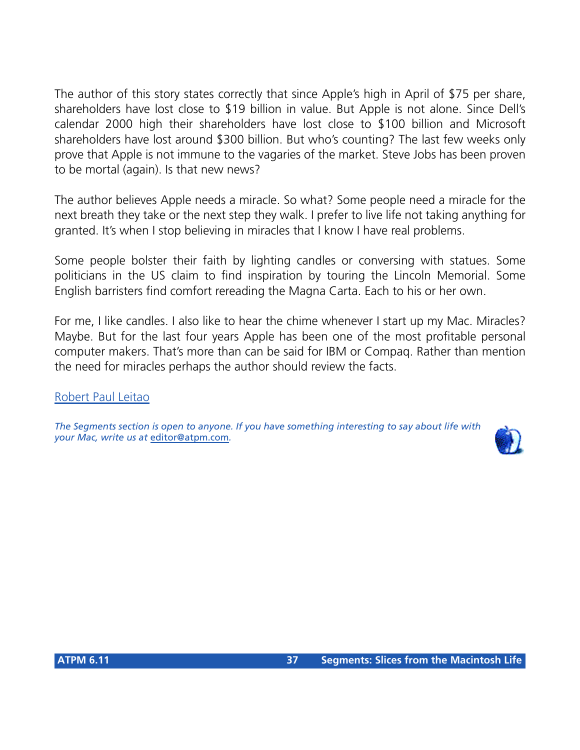The author of this story states correctly that since Apple's high in April of $75 per share, shareholders have lost close to $19 billion in value. But Apple is not alone. Since Dell's calendar 2000 high their shareholders have lost close to $100 billion and Microsoft shareholders have lost around $300 billion. But who's counting? The last few weeks only prove that Apple is not immune to the vagaries of the market. Steve Jobs has been proven to be mortal (again). Is that new news?

The author believes Apple needs a miracle. So what? Some people need a miracle for the next breath they take or the next step they walk. I prefer to live life not taking anything for granted. It's when I stop believing in miracles that I know I have real problems.

Some people bolster their faith by lighting candles or conversing with statues. Some politicians in the US claim to find inspiration by touring the Lincoln Memorial. Some English barristers find comfort rereading the Magna Carta. Each to his or her own.

For me, I like candles. I also like to hear the chime whenever I start up my Mac. Miracles? Maybe. But for the last four years Apple has been one of the most profitable personal computer makers. That's more than can be said for IBM or Compaq. Rather than mention the need for miracles perhaps the author should review the facts.

Robert Paul Leitao

*The Segments section is open to anyone. If you have something interesting to say about life with your Mac, write us at editor@atpm.com.*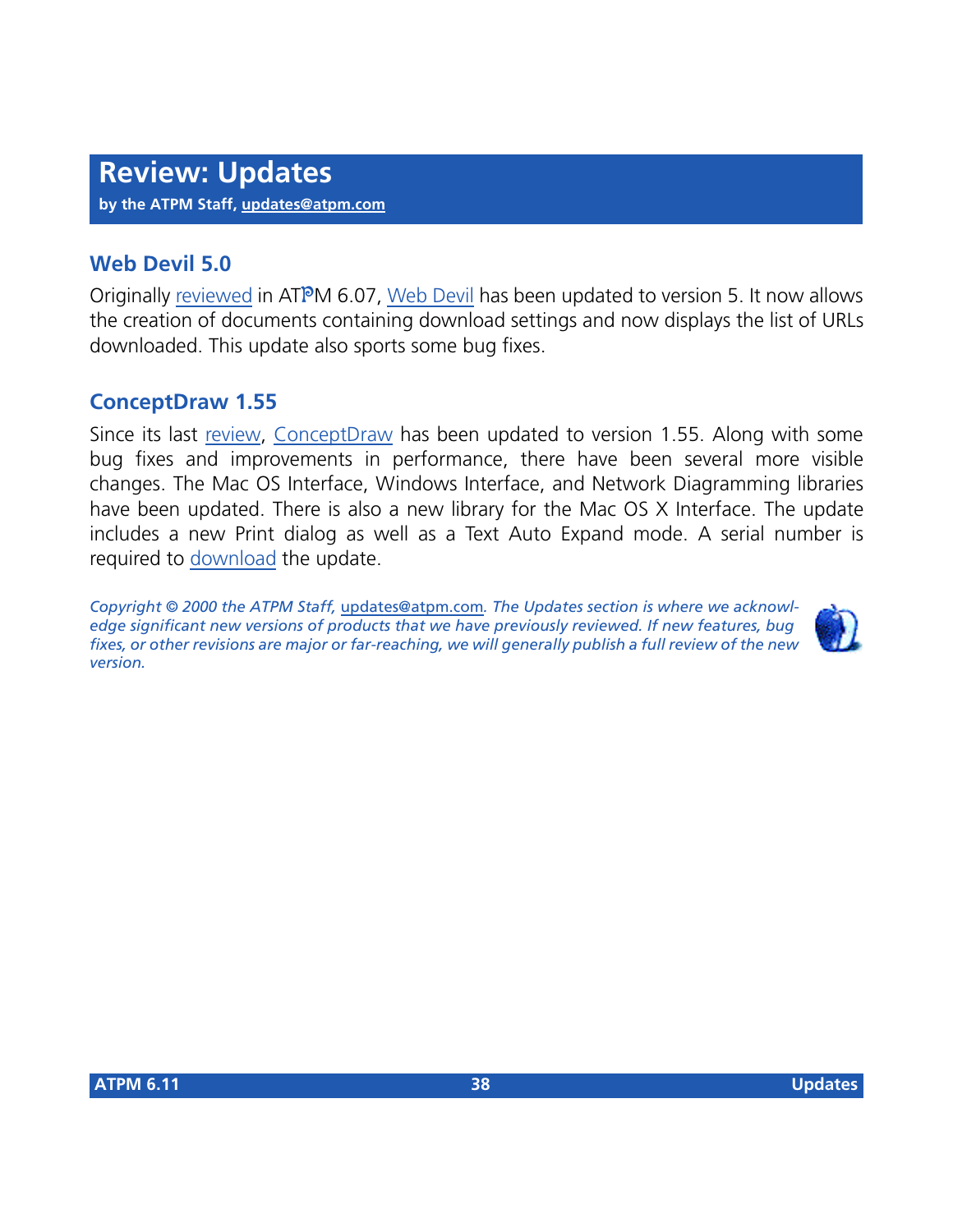# Review: Updates

**by the ATPM Staff, updates@atpm.com**

## Web Devil 5.0

Originally reviewed in ATPM 6.07, Web Devil has been updated to version 5. It now allows the creation of documents containing download settings and now displays the list of URLs downloaded. This update also sports some bug fixes.

## ConceptDraw 1.55

Since its last review, ConceptDraw has been updated to version 1.55. Along with some bug fixes and improvements in performance, there have been several more visible changes. The Mac OS Interface, Windows Interface, and Network Diagramming libraries have been updated. There is also a new library for the Mac OS X Interface. The update includes a new Print dialog as well as a Text Auto Expand mode. A serial number is required to download the update.

*Copyright © 2000 the ATPM Staff, updates@atpm.com. The Updates section is where we acknowledge significant new versions of products that we have previously reviewed. If new features, bug fixes, or other revisions are major or far-reaching, we will generally publish a full review of the new version.*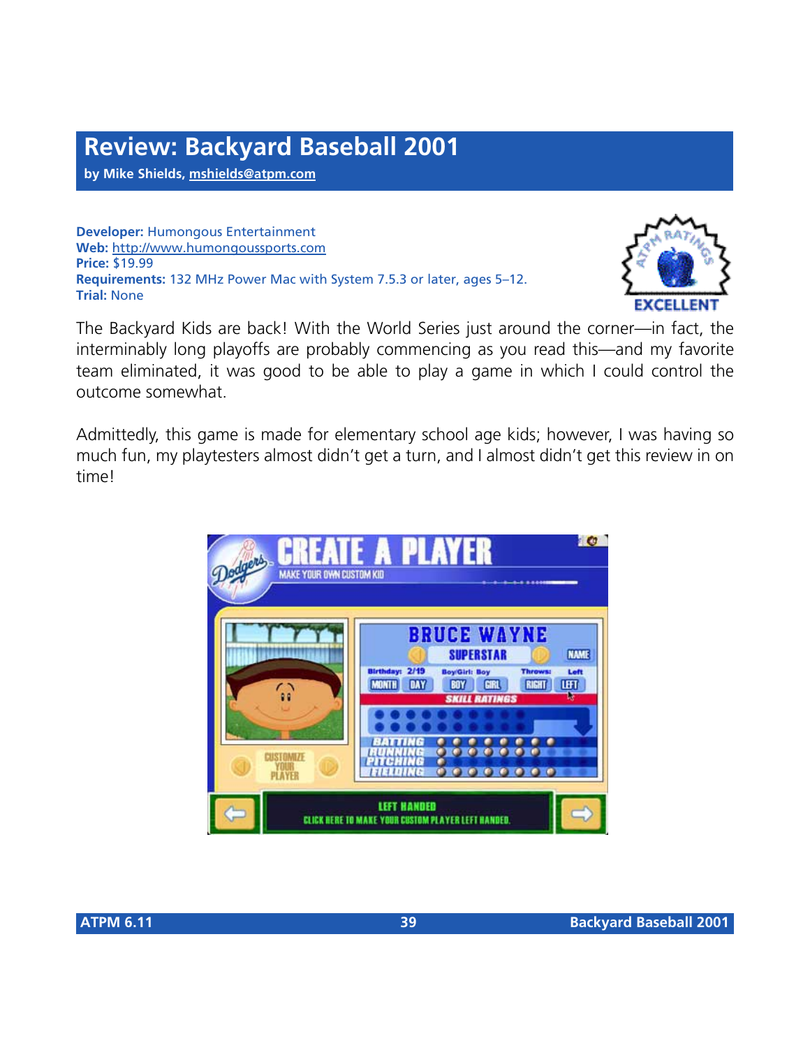# Review: Backyard Baseball 2001

**by Mike Shields, mshields@atpm.com**

**Developer:** Humongous Entertainment
**Web:** http://www.humongoussports.com
**Price:** $19.99
**Requirements:** 132 MHz Power Mac with System 7.5.3 or later, ages 5–12.
**Trial:** None

EXCELLENT

The Backyard Kids are back! With the World Series just around the corner—in fact, the interminably long playoffs are probably commencing as you read this—and my favorite team eliminated, it was good to be able to play a game in which I could control the outcome somewhat.

Admittedly, this game is made for elementary school age kids; however, I was having so much fun, my playtesters almost didn't get a turn, and I almost didn't get this review in on time!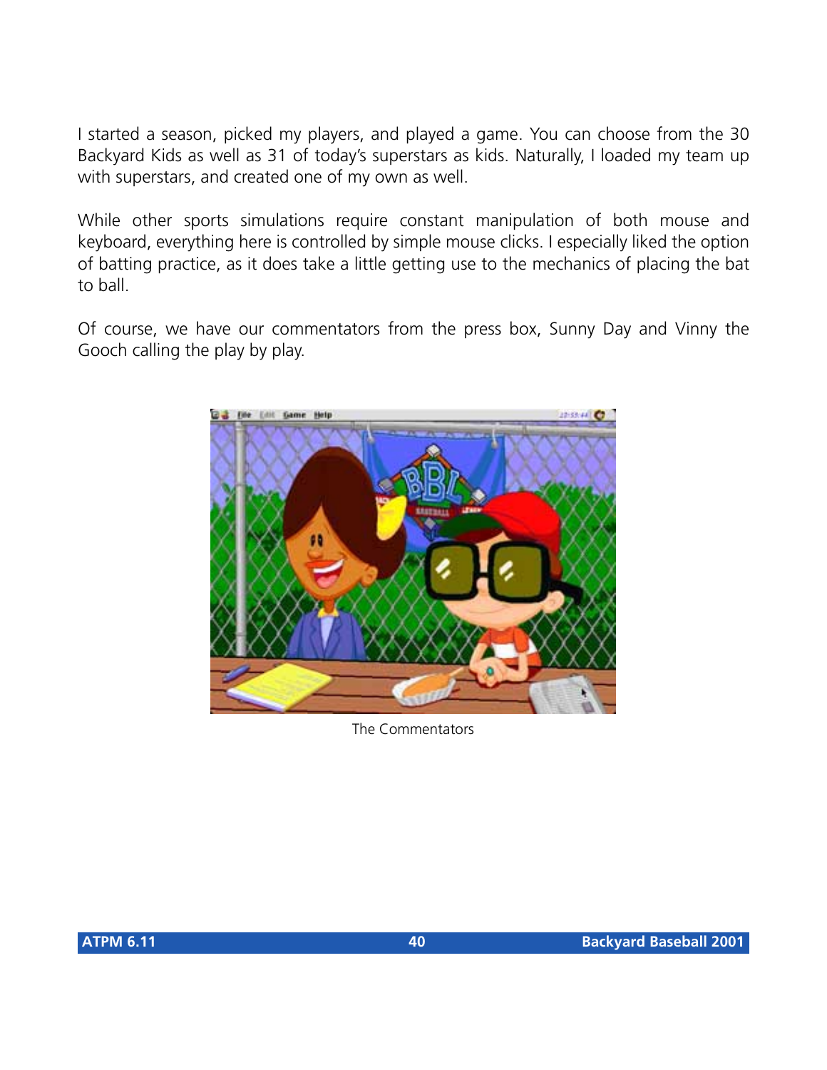I started a season, picked my players, and played a game. You can choose from the 30 Backyard Kids as well as 31 of today's superstars as kids. Naturally, I loaded my team up with superstars, and created one of my own as well.

While other sports simulations require constant manipulation of both mouse and keyboard, everything here is controlled by simple mouse clicks. I especially liked the option of batting practice, as it does take a little getting use to the mechanics of placing the bat to ball.

Of course, we have our commentators from the press box, Sunny Day and Vinny the Gooch calling the play by play.

The Commentators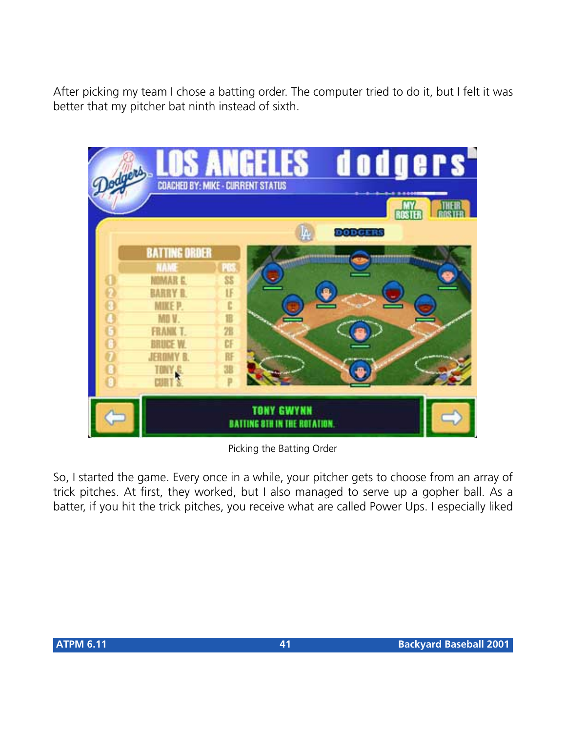After picking my team I chose a batting order. The computer tried to do it, but I felt it was better that my pitcher bat ninth instead of sixth.

Picking the Batting Order

So, I started the game. Every once in a while, your pitcher gets to choose from an array of trick pitches. At first, they worked, but I also managed to serve up a gopher ball. As a batter, if you hit the trick pitches, you receive what are called Power Ups. I especially liked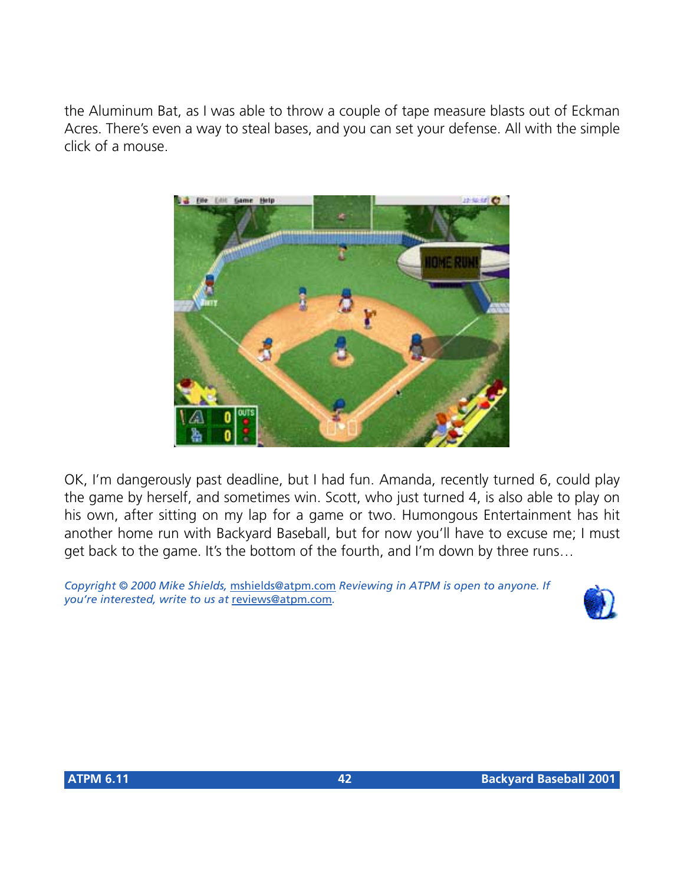the Aluminum Bat, as I was able to throw a couple of tape measure blasts out of Eckman Acres. There's even a way to steal bases, and you can set your defense. All with the simple click of a mouse.

OK, I'm dangerously past deadline, but I had fun. Amanda, recently turned 6, could play the game by herself, and sometimes win. Scott, who just turned 4, is also able to play on his own, after sitting on my lap for a game or two. Humongous Entertainment has hit another home run with Backyard Baseball, but for now you'll have to excuse me; I must get back to the game. It's the bottom of the fourth, and I'm down by three runs…

*Copyright © 2000 Mike Shields, mshields@atpm.com Reviewing in ATPM is open to anyone. If you're interested, write to us at reviews@atpm.com.*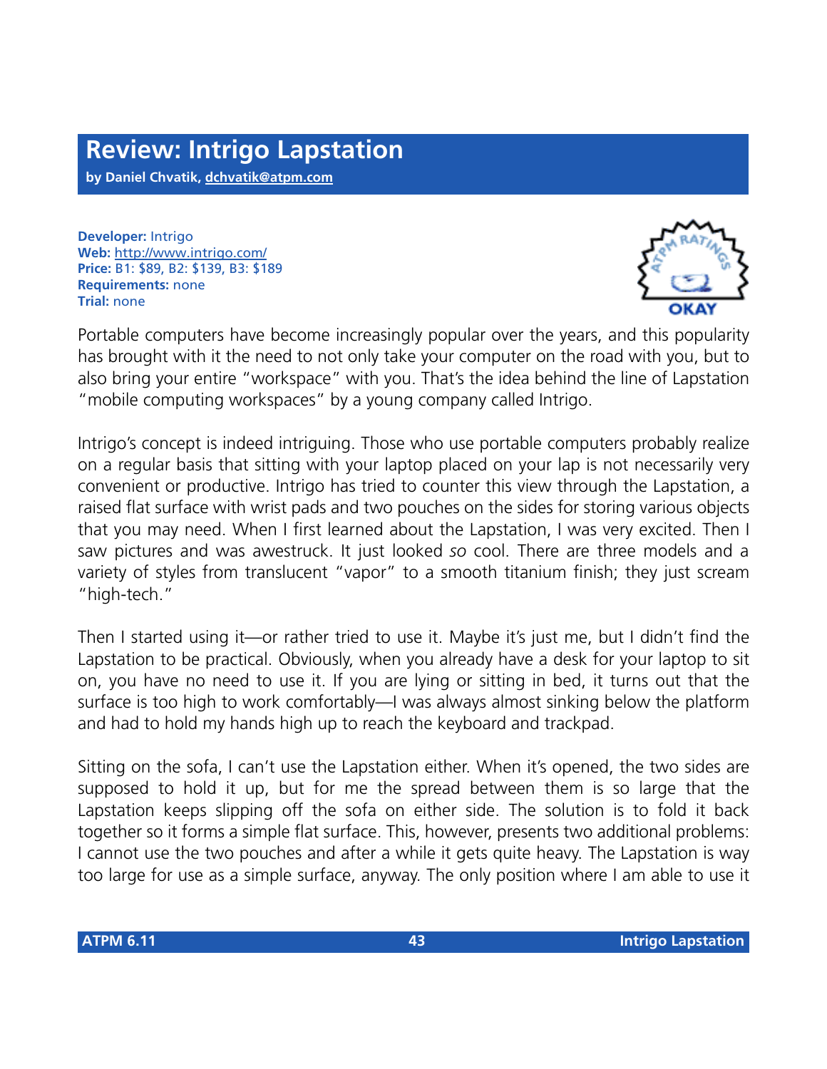# Review: Intrigo Lapstation

**by Daniel Chvatik, dchvatik@atpm.com**

**Developer:** Intrigo
**Web:** http://www.intrigo.com/
**Price:** B1: $89, B2: $139, B3: $189
**Requirements:** none
**Trial:** none

ATPM RATINGS — OKAY

Portable computers have become increasingly popular over the years, and this popularity has brought with it the need to not only take your computer on the road with you, but to also bring your entire "workspace" with you. That's the idea behind the line of Lapstation "mobile computing workspaces" by a young company called Intrigo.

Intrigo's concept is indeed intriguing. Those who use portable computers probably realize on a regular basis that sitting with your laptop placed on your lap is not necessarily very convenient or productive. Intrigo has tried to counter this view through the Lapstation, a raised flat surface with wrist pads and two pouches on the sides for storing various objects that you may need. When I first learned about the Lapstation, I was very excited. Then I saw pictures and was awestruck. It just looked *so* cool. There are three models and a variety of styles from translucent "vapor" to a smooth titanium finish; they just scream "high-tech."

Then I started using it—or rather tried to use it. Maybe it's just me, but I didn't find the Lapstation to be practical. Obviously, when you already have a desk for your laptop to sit on, you have no need to use it. If you are lying or sitting in bed, it turns out that the surface is too high to work comfortably—I was always almost sinking below the platform and had to hold my hands high up to reach the keyboard and trackpad.

Sitting on the sofa, I can't use the Lapstation either. When it's opened, the two sides are supposed to hold it up, but for me the spread between them is so large that the Lapstation keeps slipping off the sofa on either side. The solution is to fold it back together so it forms a simple flat surface. This, however, presents two additional problems: I cannot use the two pouches and after a while it gets quite heavy. The Lapstation is way too large for use as a simple surface, anyway. The only position where I am able to use it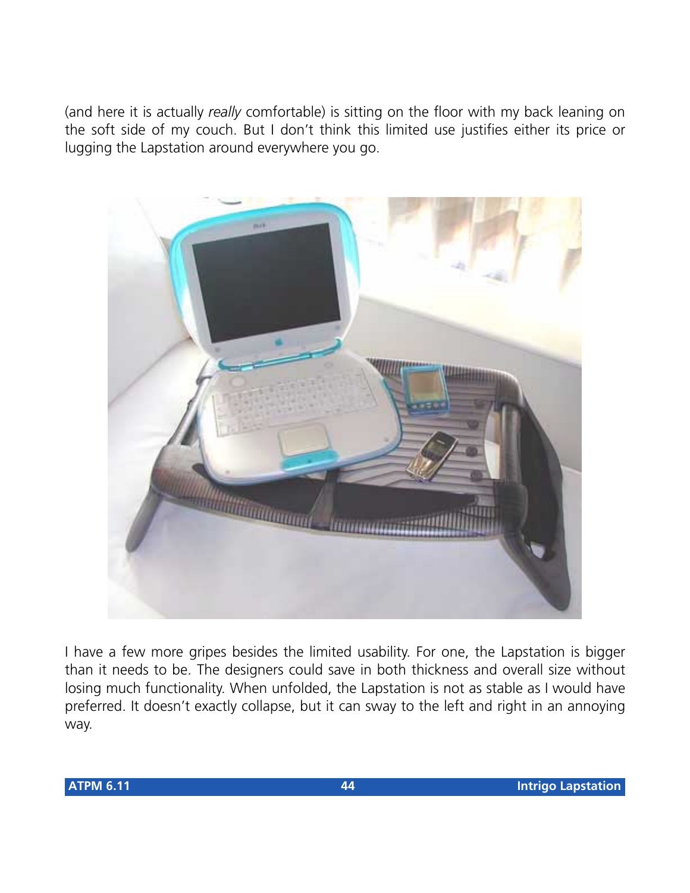(and here it is actually *really* comfortable) is sitting on the floor with my back leaning on the soft side of my couch. But I don't think this limited use justifies either its price or lugging the Lapstation around everywhere you go.

I have a few more gripes besides the limited usability. For one, the Lapstation is bigger than it needs to be. The designers could save in both thickness and overall size without losing much functionality. When unfolded, the Lapstation is not as stable as I would have preferred. It doesn't exactly collapse, but it can sway to the left and right in an annoying way.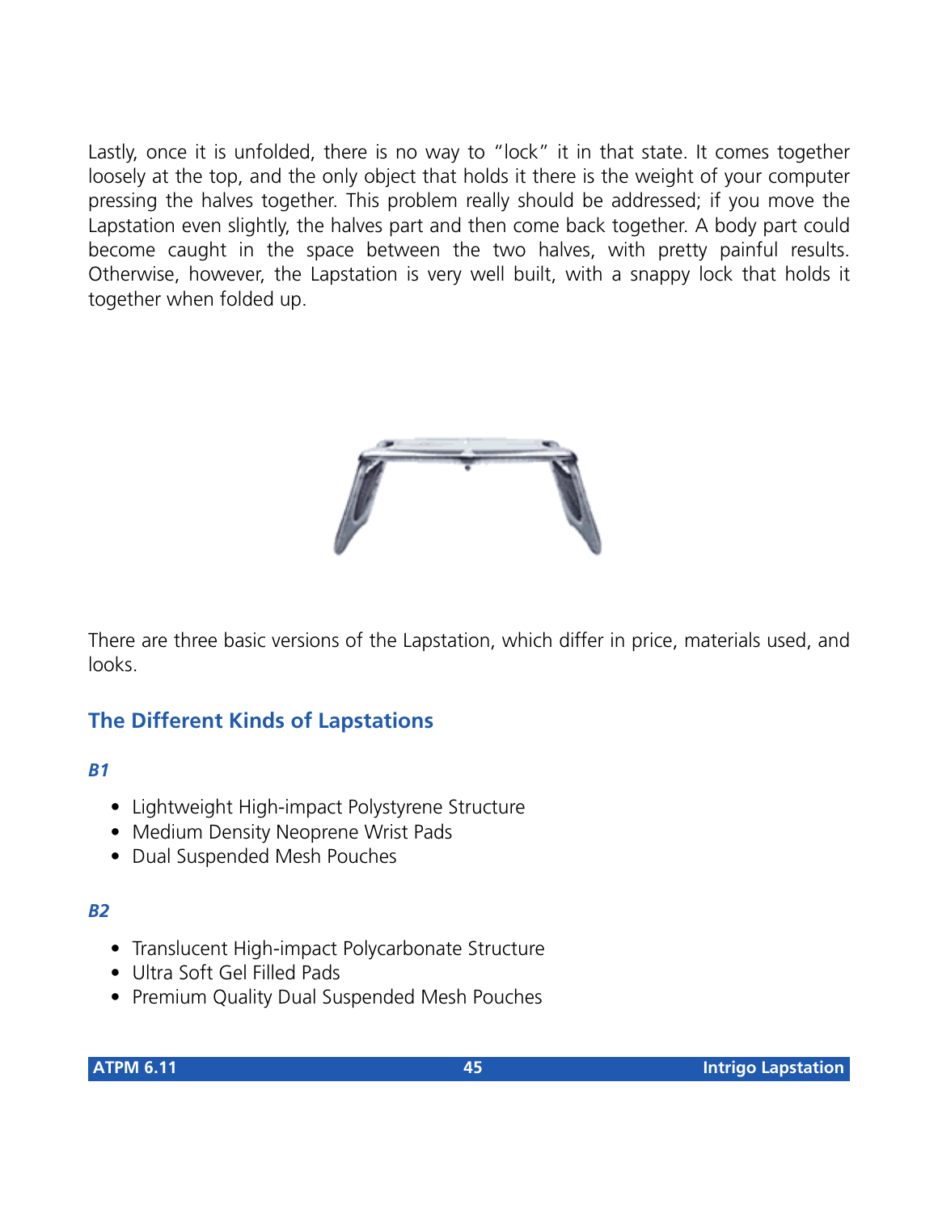Lastly, once it is unfolded, there is no way to "lock" it in that state. It comes together loosely at the top, and the only object that holds it there is the weight of your computer pressing the halves together. This problem really should be addressed; if you move the Lapstation even slightly, the halves part and then come back together. A body part could become caught in the space between the two halves, with pretty painful results. Otherwise, however, the Lapstation is very well built, with a snappy lock that holds it together when folded up.

There are three basic versions of the Lapstation, which differ in price, materials used, and looks.

## The Different Kinds of Lapstations

### *B1*

- Lightweight High-impact Polystyrene Structure
- Medium Density Neoprene Wrist Pads
- Dual Suspended Mesh Pouches

### *B2*

- Translucent High-impact Polycarbonate Structure
- Ultra Soft Gel Filled Pads
- Premium Quality Dual Suspended Mesh Pouches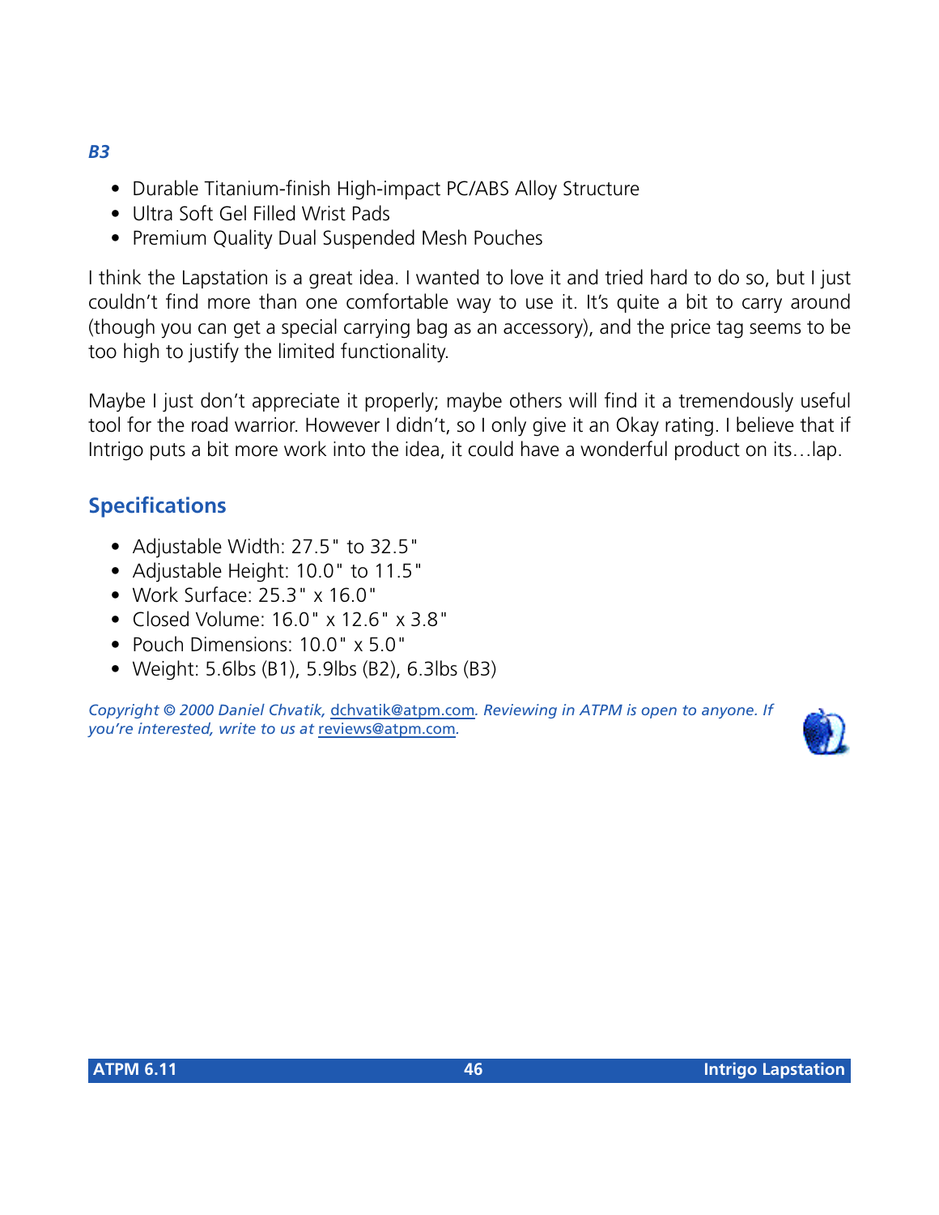*B3*

- Durable Titanium-finish High-impact PC/ABS Alloy Structure
- Ultra Soft Gel Filled Wrist Pads
- Premium Quality Dual Suspended Mesh Pouches

I think the Lapstation is a great idea. I wanted to love it and tried hard to do so, but I just couldn't find more than one comfortable way to use it. It's quite a bit to carry around (though you can get a special carrying bag as an accessory), and the price tag seems to be too high to justify the limited functionality.

Maybe I just don't appreciate it properly; maybe others will find it a tremendously useful tool for the road warrior. However I didn't, so I only give it an Okay rating. I believe that if Intrigo puts a bit more work into the idea, it could have a wonderful product on its…lap.

## Specifications

- Adjustable Width: 27.5" to 32.5"
- Adjustable Height: 10.0" to 11.5"
- Work Surface: 25.3" x 16.0"
- Closed Volume: 16.0" x 12.6" x 3.8"
- Pouch Dimensions: 10.0" x 5.0"
- Weight: 5.6lbs (B1), 5.9lbs (B2), 6.3lbs (B3)

*Copyright © 2000 Daniel Chvatik, dchvatik@atpm.com. Reviewing in ATPM is open to anyone. If you're interested, write to us at reviews@atpm.com.*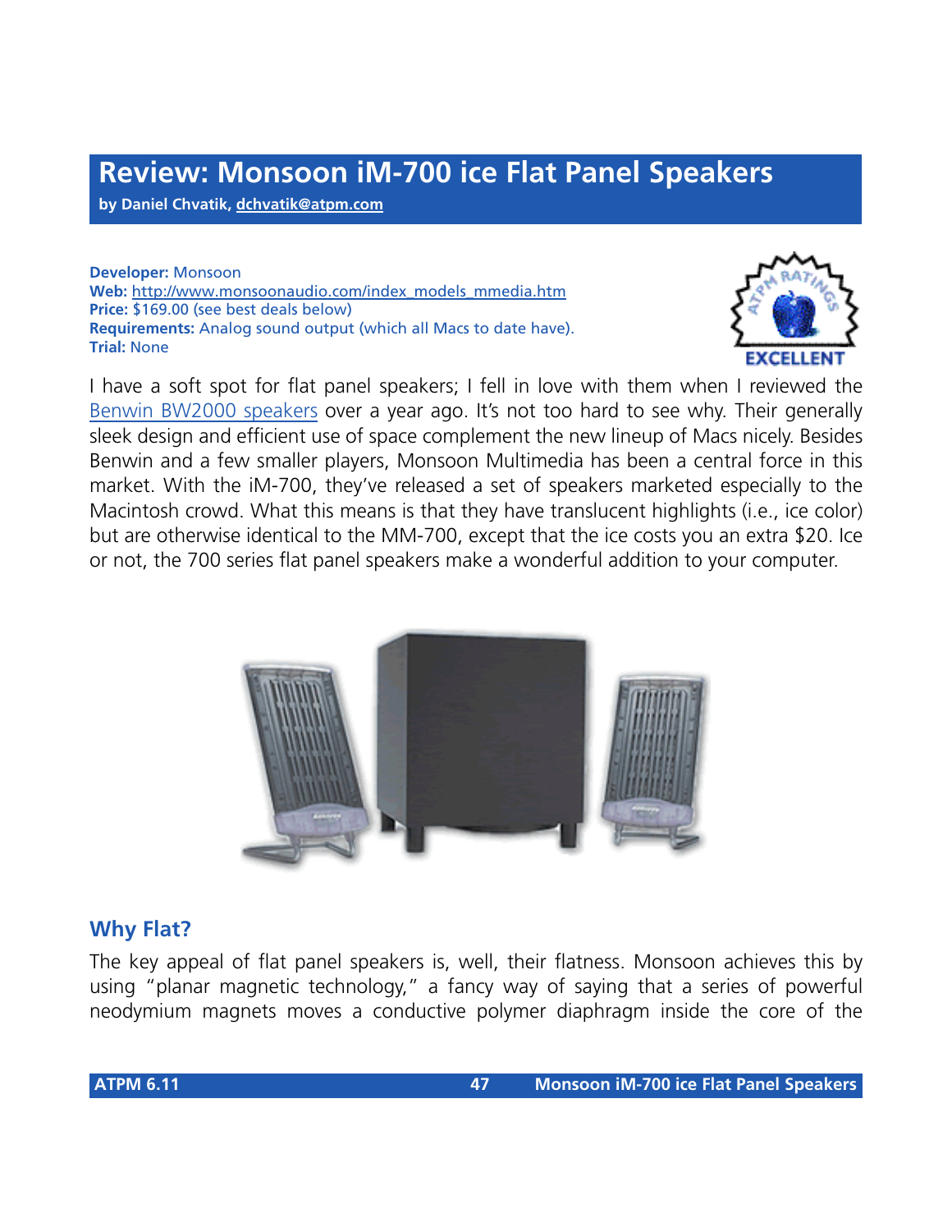# Review: Monsoon iM-700 ice Flat Panel Speakers

**by Daniel Chvatik, dchvatik@atpm.com**

**Developer:** Monsoon
**Web:** http://www.monsoonaudio.com/index_models_mmedia.htm
**Price:** $169.00 (see best deals below)
**Requirements:** Analog sound output (which all Macs to date have).
**Trial:** None

I have a soft spot for flat panel speakers; I fell in love with them when I reviewed the Benwin BW2000 speakers over a year ago. It's not too hard to see why. Their generally sleek design and efficient use of space complement the new lineup of Macs nicely. Besides Benwin and a few smaller players, Monsoon Multimedia has been a central force in this market. With the iM-700, they've released a set of speakers marketed especially to the Macintosh crowd. What this means is that they have translucent highlights (i.e., ice color) but are otherwise identical to the MM-700, except that the ice costs you an extra $20. Ice or not, the 700 series flat panel speakers make a wonderful addition to your computer.

## Why Flat?

The key appeal of flat panel speakers is, well, their flatness. Monsoon achieves this by using "planar magnetic technology," a fancy way of saying that a series of powerful neodymium magnets moves a conductive polymer diaphragm inside the core of the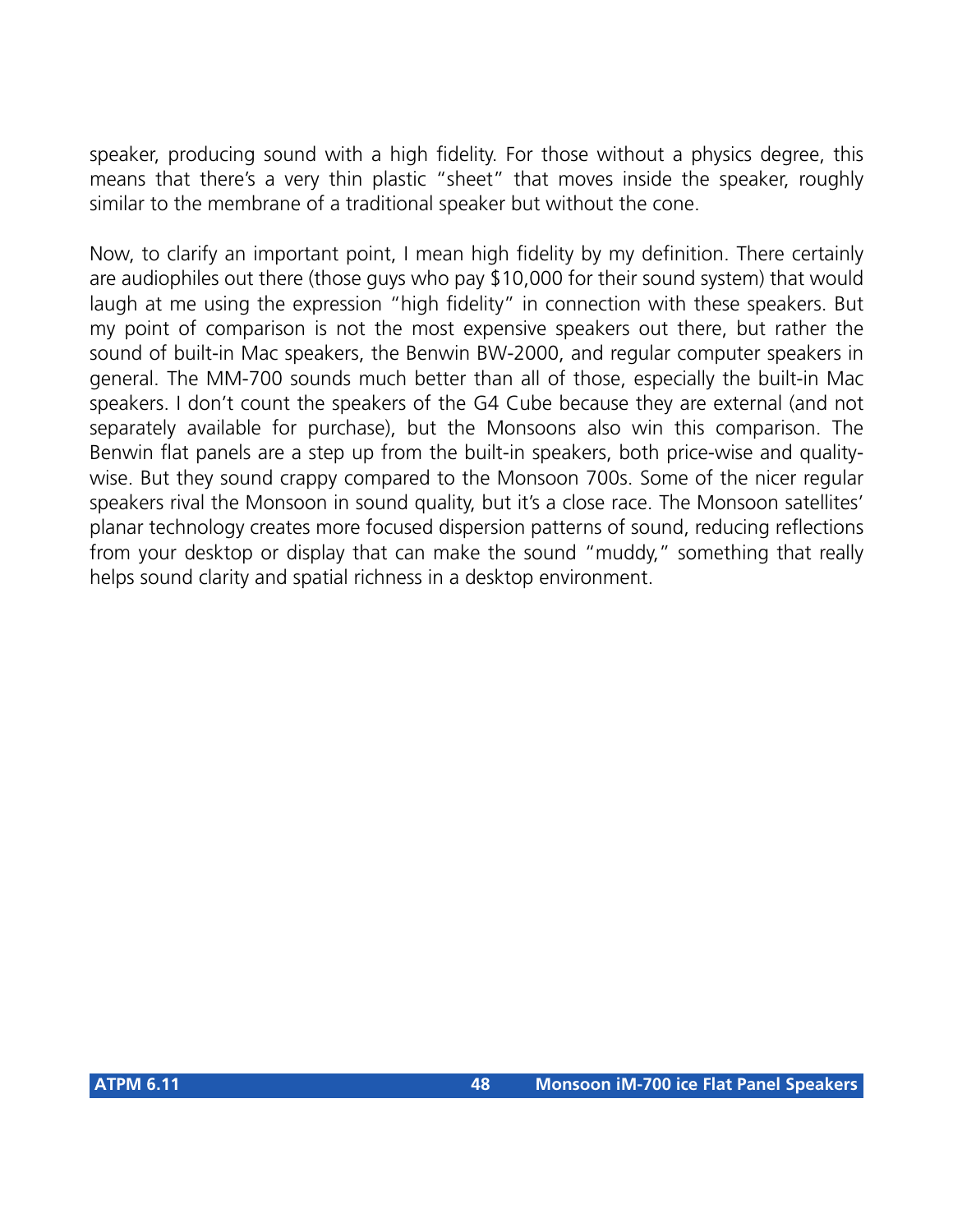speaker, producing sound with a high fidelity. For those without a physics degree, this means that there's a very thin plastic "sheet" that moves inside the speaker, roughly similar to the membrane of a traditional speaker but without the cone.

Now, to clarify an important point, I mean high fidelity by my definition. There certainly are audiophiles out there (those guys who pay $10,000 for their sound system) that would laugh at me using the expression "high fidelity" in connection with these speakers. But my point of comparison is not the most expensive speakers out there, but rather the sound of built-in Mac speakers, the Benwin BW-2000, and regular computer speakers in general. The MM-700 sounds much better than all of those, especially the built-in Mac speakers. I don't count the speakers of the G4 Cube because they are external (and not separately available for purchase), but the Monsoons also win this comparison. The Benwin flat panels are a step up from the built-in speakers, both price-wise and quality-wise. But they sound crappy compared to the Monsoon 700s. Some of the nicer regular speakers rival the Monsoon in sound quality, but it's a close race. The Monsoon satellites' planar technology creates more focused dispersion patterns of sound, reducing reflections from your desktop or display that can make the sound "muddy," something that really helps sound clarity and spatial richness in a desktop environment.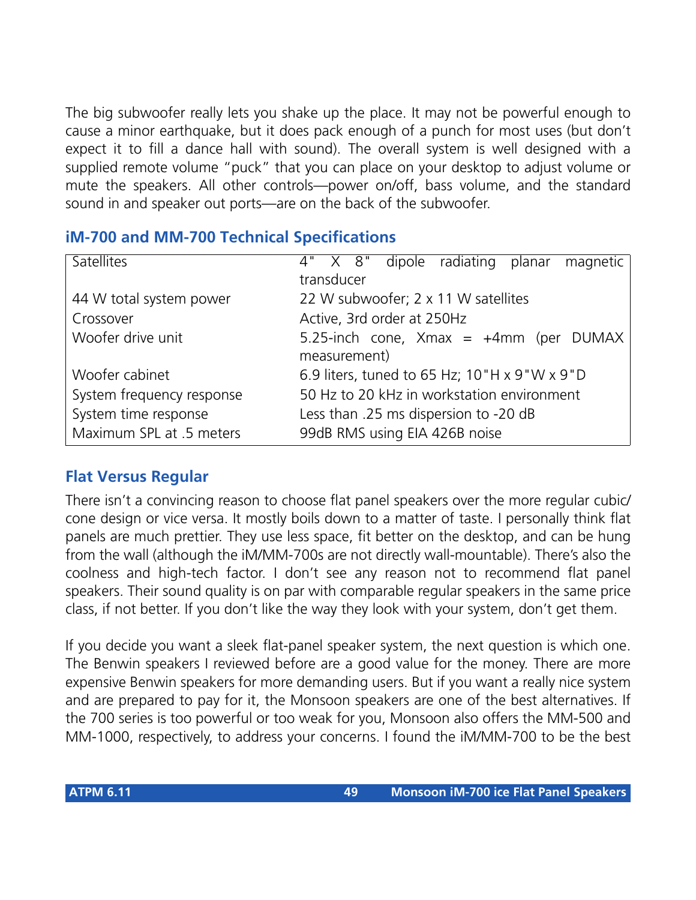The big subwoofer really lets you shake up the place. It may not be powerful enough to cause a minor earthquake, but it does pack enough of a punch for most uses (but don't expect it to fill a dance hall with sound). The overall system is well designed with a supplied remote volume "puck" that you can place on your desktop to adjust volume or mute the speakers. All other controls—power on/off, bass volume, and the standard sound in and speaker out ports—are on the back of the subwoofer.

### iM-700 and MM-700 Technical Specifications

| | |
|---|---|
| Satellites | 4" X 8" dipole radiating planar magnetic transducer |
| 44 W total system power | 22 W subwoofer; 2 x 11 W satellites |
| Crossover | Active, 3rd order at 250Hz |
| Woofer drive unit | 5.25-inch cone, Xmax = +4mm (per DUMAX measurement) |
| Woofer cabinet | 6.9 liters, tuned to 65 Hz; 10"H x 9"W x 9"D |
| System frequency response | 50 Hz to 20 kHz in workstation environment |
| System time response | Less than .25 ms dispersion to -20 dB |
| Maximum SPL at .5 meters | 99dB RMS using EIA 426B noise |

### Flat Versus Regular

There isn't a convincing reason to choose flat panel speakers over the more regular cubic/cone design or vice versa. It mostly boils down to a matter of taste. I personally think flat panels are much prettier. They use less space, fit better on the desktop, and can be hung from the wall (although the iM/MM-700s are not directly wall-mountable). There's also the coolness and high-tech factor. I don't see any reason not to recommend flat panel speakers. Their sound quality is on par with comparable regular speakers in the same price class, if not better. If you don't like the way they look with your system, don't get them.

If you decide you want a sleek flat-panel speaker system, the next question is which one. The Benwin speakers I reviewed before are a good value for the money. There are more expensive Benwin speakers for more demanding users. But if you want a really nice system and are prepared to pay for it, the Monsoon speakers are one of the best alternatives. If the 700 series is too powerful or too weak for you, Monsoon also offers the MM-500 and MM-1000, respectively, to address your concerns. I found the iM/MM-700 to be the best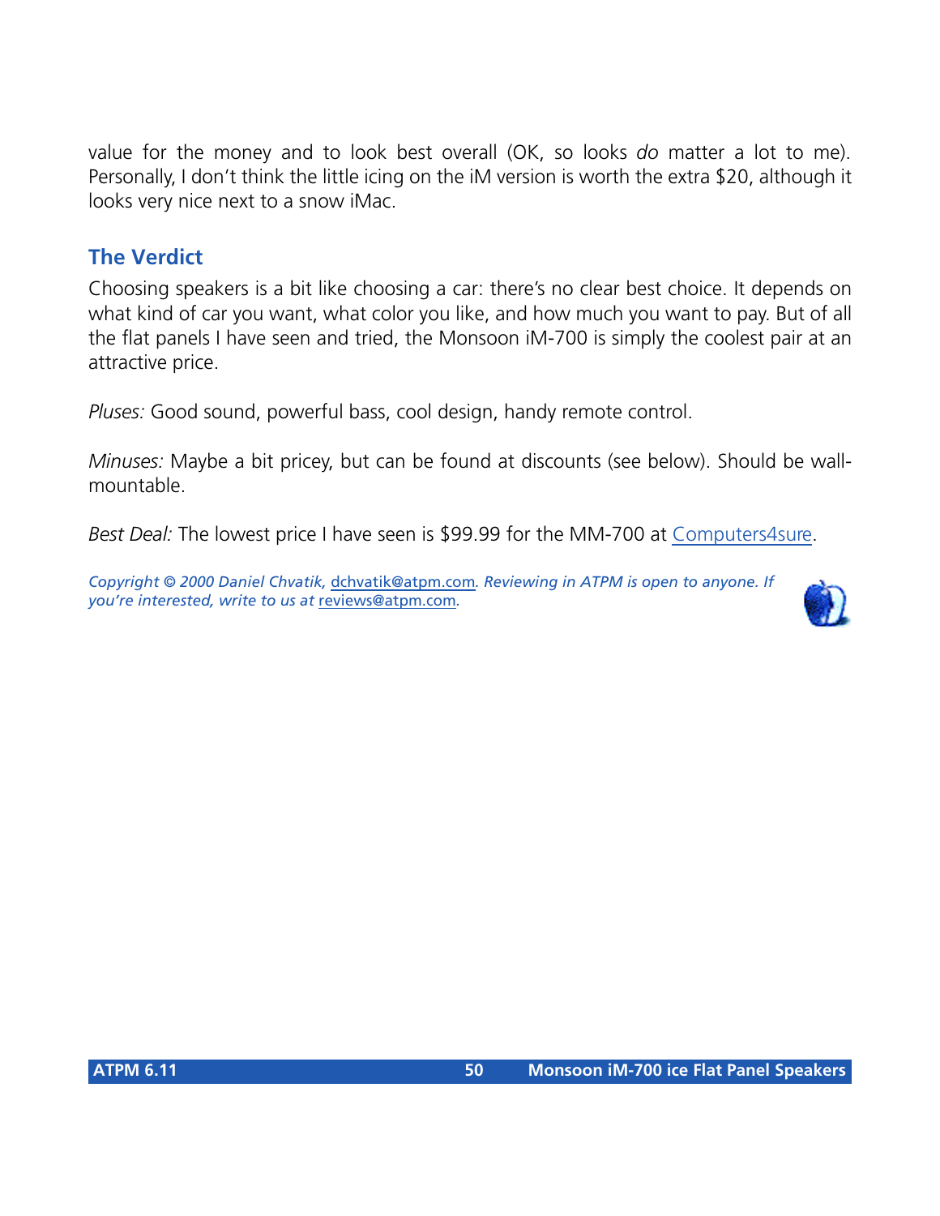value for the money and to look best overall (OK, so looks *do* matter a lot to me). Personally, I don't think the little icing on the iM version is worth the extra $20, although it looks very nice next to a snow iMac.

## The Verdict

Choosing speakers is a bit like choosing a car: there's no clear best choice. It depends on what kind of car you want, what color you like, and how much you want to pay. But of all the flat panels I have seen and tried, the Monsoon iM-700 is simply the coolest pair at an attractive price.

*Pluses:* Good sound, powerful bass, cool design, handy remote control.

*Minuses:* Maybe a bit pricey, but can be found at discounts (see below). Should be wall-mountable.

*Best Deal:* The lowest price I have seen is $99.99 for the MM-700 at Computers4sure.

*Copyright © 2000 Daniel Chvatik, dchvatik@atpm.com. Reviewing in ATPM is open to anyone. If you're interested, write to us at reviews@atpm.com.*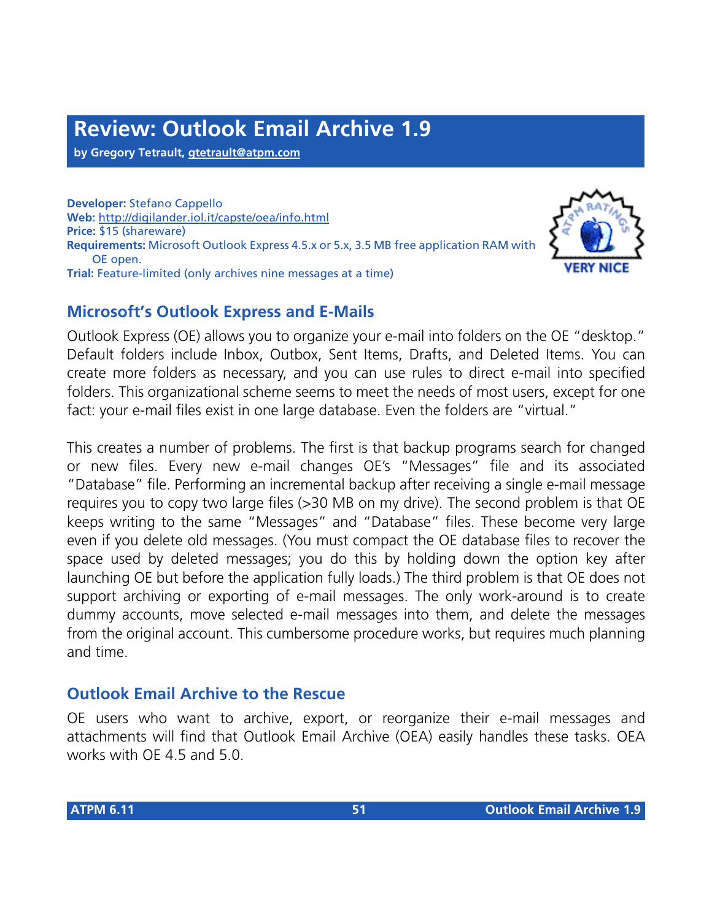# Review: Outlook Email Archive 1.9

**by Gregory Tetrault, gtetrault@atpm.com**

**Developer:** Stefano Cappello
**Web:** http://digilander.iol.it/capste/oea/info.html
**Price:** $15 (shareware)
**Requirements:** Microsoft Outlook Express 4.5.x or 5.x, 3.5 MB free application RAM with OE open.
**Trial:** Feature-limited (only archives nine messages at a time)

## Microsoft's Outlook Express and E-Mails

Outlook Express (OE) allows you to organize your e-mail into folders on the OE "desktop." Default folders include Inbox, Outbox, Sent Items, Drafts, and Deleted Items. You can create more folders as necessary, and you can use rules to direct e-mail into specified folders. This organizational scheme seems to meet the needs of most users, except for one fact: your e-mail files exist in one large database. Even the folders are "virtual."

This creates a number of problems. The first is that backup programs search for changed or new files. Every new e-mail changes OE's "Messages" file and its associated "Database" file. Performing an incremental backup after receiving a single e-mail message requires you to copy two large files (>30 MB on my drive). The second problem is that OE keeps writing to the same "Messages" and "Database" files. These become very large even if you delete old messages. (You must compact the OE database files to recover the space used by deleted messages; you do this by holding down the option key after launching OE but before the application fully loads.) The third problem is that OE does not support archiving or exporting of e-mail messages. The only work-around is to create dummy accounts, move selected e-mail messages into them, and delete the messages from the original account. This cumbersome procedure works, but requires much planning and time.

## Outlook Email Archive to the Rescue

OE users who want to archive, export, or reorganize their e-mail messages and attachments will find that Outlook Email Archive (OEA) easily handles these tasks. OEA works with OE 4.5 and 5.0.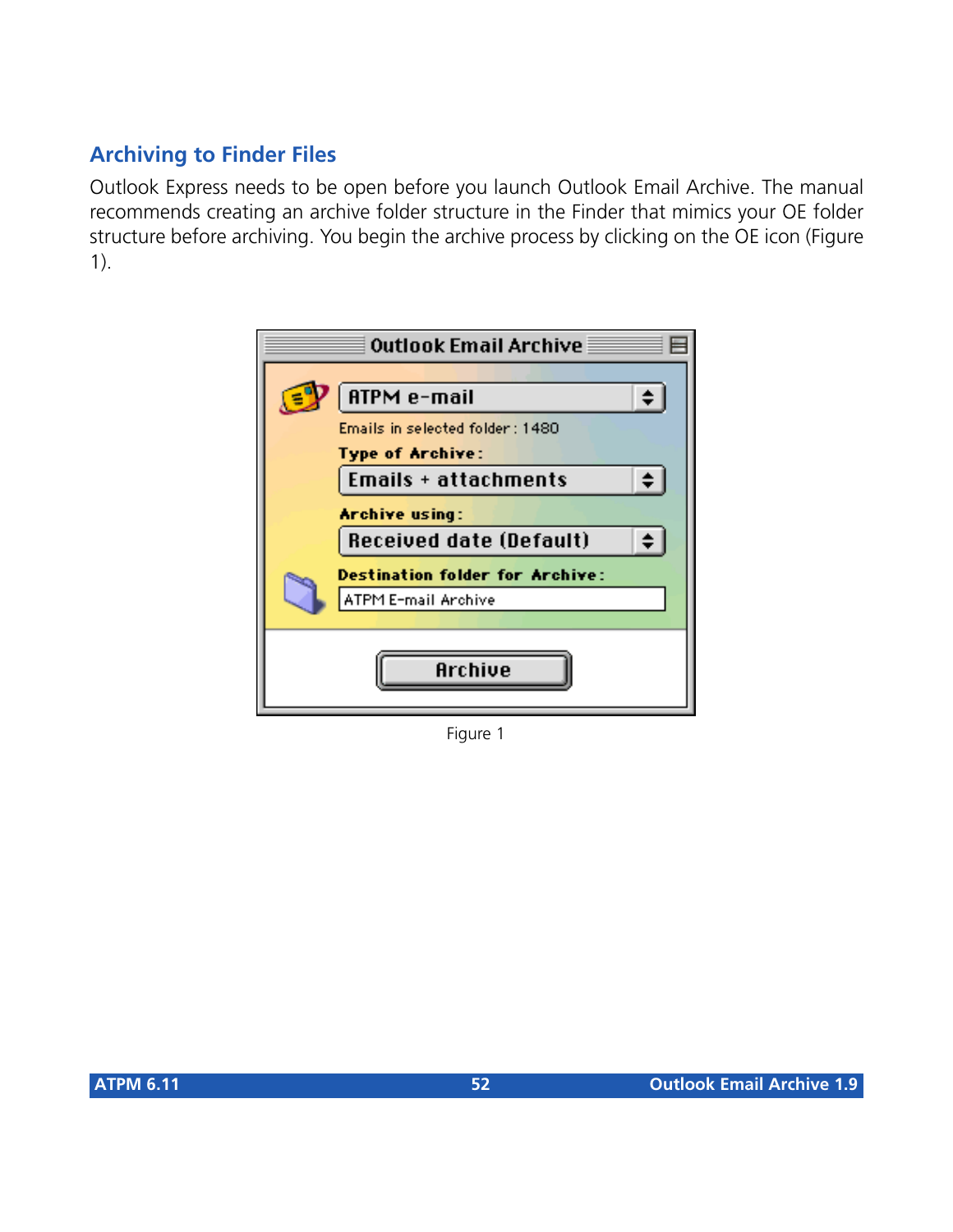## Archiving to Finder Files

Outlook Express needs to be open before you launch Outlook Email Archive. The manual recommends creating an archive folder structure in the Finder that mimics your OE folder structure before archiving. You begin the archive process by clicking on the OE icon (Figure 1).

Figure 1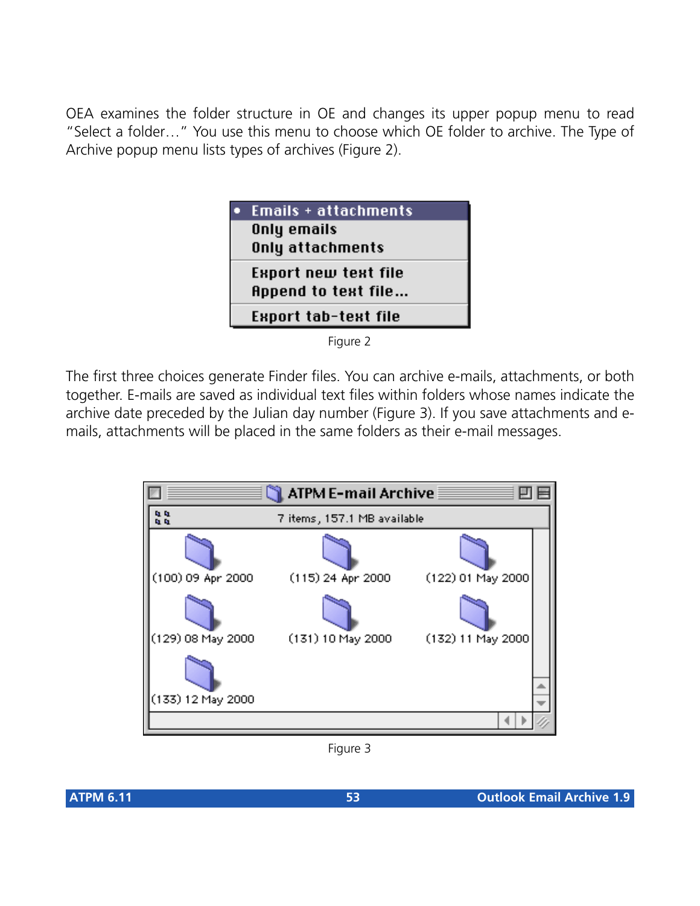OEA examines the folder structure in OE and changes its upper popup menu to read "Select a folder…" You use this menu to choose which OE folder to archive. The Type of Archive popup menu lists types of archives (Figure 2).

Figure 2

The first three choices generate Finder files. You can archive e-mails, attachments, or both together. E-mails are saved as individual text files within folders whose names indicate the archive date preceded by the Julian day number (Figure 3). If you save attachments and e-mails, attachments will be placed in the same folders as their e-mail messages.

Figure 3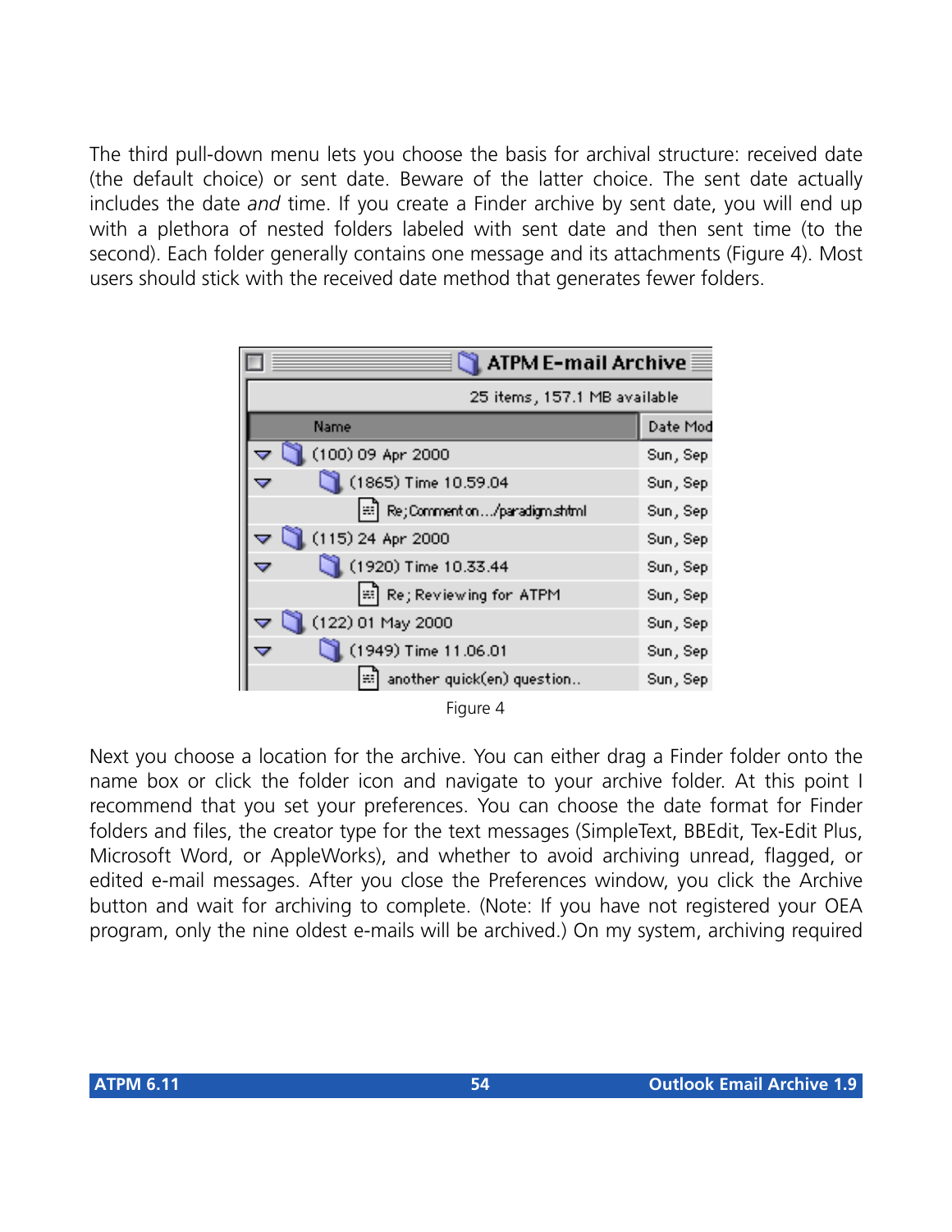The third pull-down menu lets you choose the basis for archival structure: received date (the default choice) or sent date. Beware of the latter choice. The sent date actually includes the date *and* time. If you create a Finder archive by sent date, you will end up with a plethora of nested folders labeled with sent date and then sent time (to the second). Each folder generally contains one message and its attachments (Figure 4). Most users should stick with the received date method that generates fewer folders.

Figure 4

Next you choose a location for the archive. You can either drag a Finder folder onto the name box or click the folder icon and navigate to your archive folder. At this point I recommend that you set your preferences. You can choose the date format for Finder folders and files, the creator type for the text messages (SimpleText, BBEdit, Tex-Edit Plus, Microsoft Word, or AppleWorks), and whether to avoid archiving unread, flagged, or edited e-mail messages. After you close the Preferences window, you click the Archive button and wait for archiving to complete. (Note: If you have not registered your OEA program, only the nine oldest e-mails will be archived.) On my system, archiving required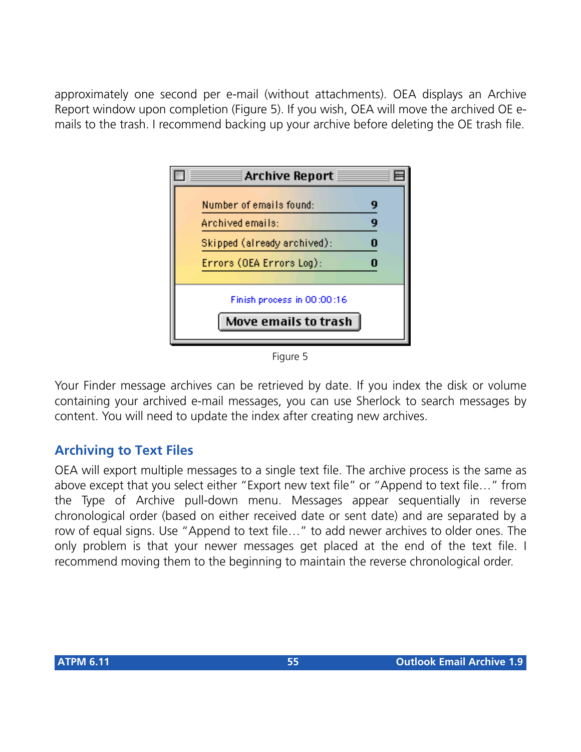approximately one second per e-mail (without attachments). OEA displays an Archive Report window upon completion (Figure 5). If you wish, OEA will move the archived OE e-mails to the trash. I recommend backing up your archive before deleting the OE trash file.

Figure 5

Your Finder message archives can be retrieved by date. If you index the disk or volume containing your archived e-mail messages, you can use Sherlock to search messages by content. You will need to update the index after creating new archives.

## Archiving to Text Files

OEA will export multiple messages to a single text file. The archive process is the same as above except that you select either "Export new text file" or "Append to text file…" from the Type of Archive pull-down menu. Messages appear sequentially in reverse chronological order (based on either received date or sent date) and are separated by a row of equal signs. Use "Append to text file…" to add newer archives to older ones. The only problem is that your newer messages get placed at the end of the text file. I recommend moving them to the beginning to maintain the reverse chronological order.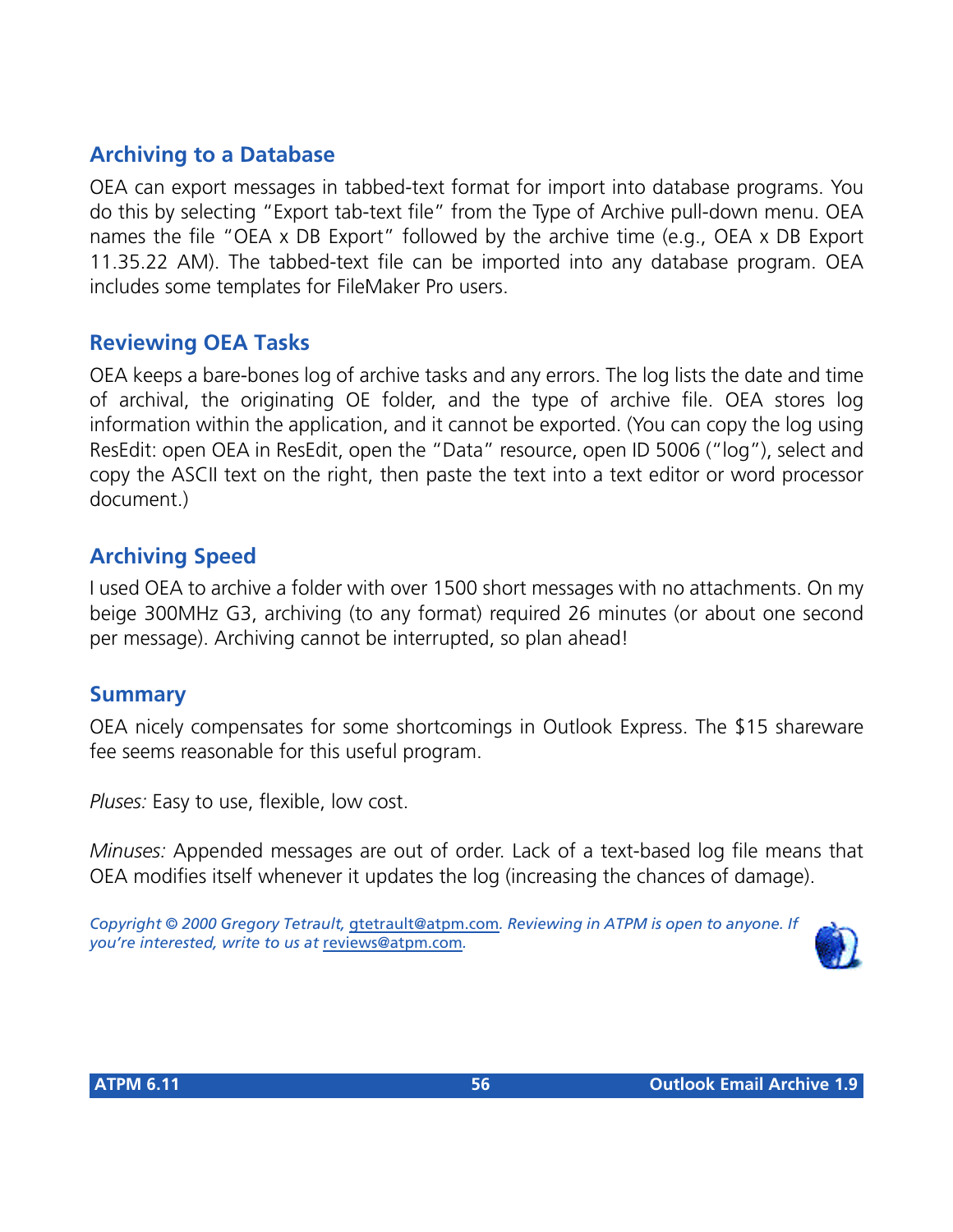### Archiving to a Database

OEA can export messages in tabbed-text format for import into database programs. You do this by selecting "Export tab-text file" from the Type of Archive pull-down menu. OEA names the file "OEA x DB Export" followed by the archive time (e.g., OEA x DB Export 11.35.22 AM). The tabbed-text file can be imported into any database program. OEA includes some templates for FileMaker Pro users.

### Reviewing OEA Tasks

OEA keeps a bare-bones log of archive tasks and any errors. The log lists the date and time of archival, the originating OE folder, and the type of archive file. OEA stores log information within the application, and it cannot be exported. (You can copy the log using ResEdit: open OEA in ResEdit, open the "Data" resource, open ID 5006 ("log"), select and copy the ASCII text on the right, then paste the text into a text editor or word processor document.)

### Archiving Speed

I used OEA to archive a folder with over 1500 short messages with no attachments. On my beige 300MHz G3, archiving (to any format) required 26 minutes (or about one second per message). Archiving cannot be interrupted, so plan ahead!

### Summary

OEA nicely compensates for some shortcomings in Outlook Express. The $15 shareware fee seems reasonable for this useful program.

*Pluses:* Easy to use, flexible, low cost.

*Minuses:* Appended messages are out of order. Lack of a text-based log file means that OEA modifies itself whenever it updates the log (increasing the chances of damage).

*Copyright © 2000 Gregory Tetrault, gtetrault@atpm.com. Reviewing in ATPM is open to anyone. If you're interested, write to us at reviews@atpm.com.*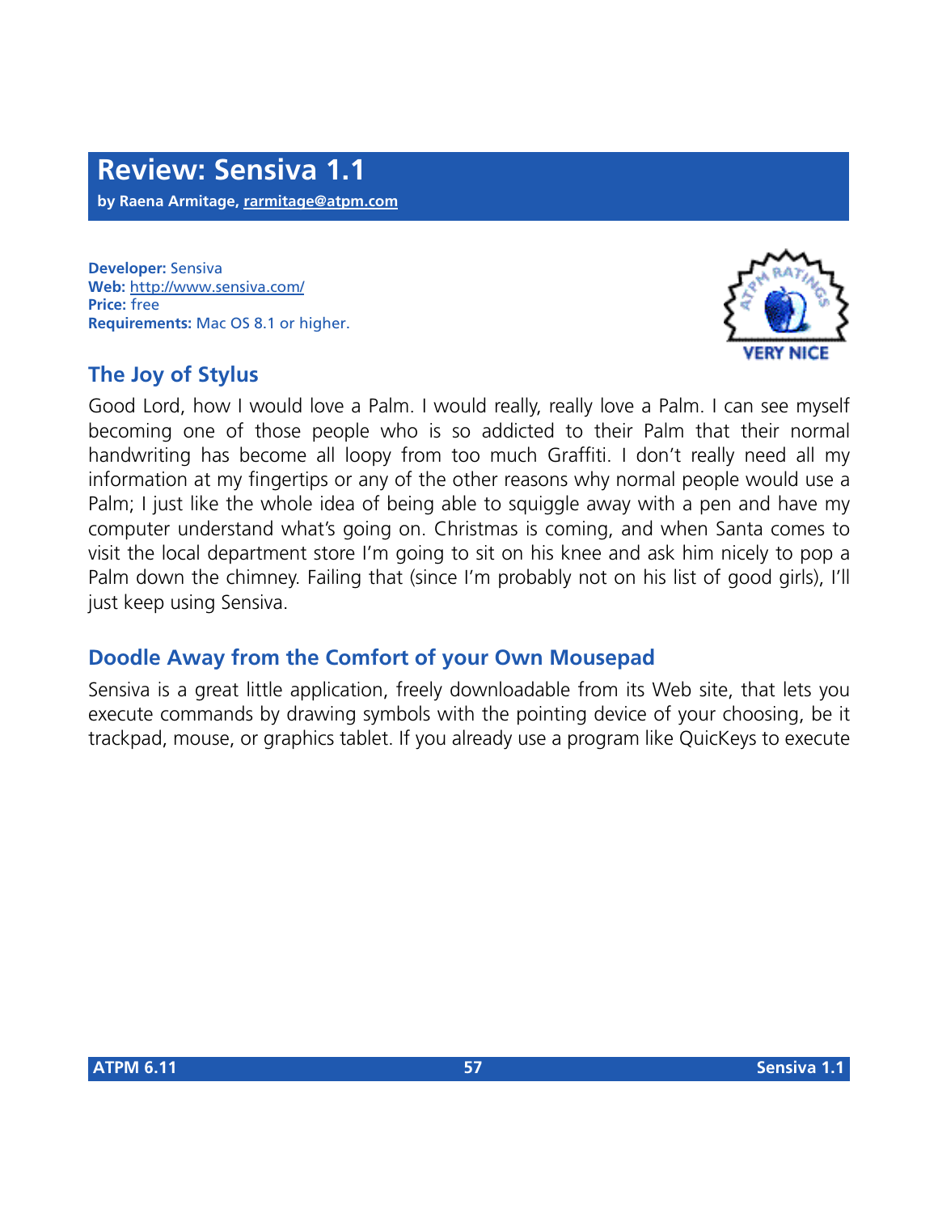# Review: Sensiva 1.1

**by Raena Armitage, rarmitage@atpm.com**

**Developer:** Sensiva
**Web:** http://www.sensiva.com/
**Price:** free
**Requirements:** Mac OS 8.1 or higher.

## The Joy of Stylus

Good Lord, how I would love a Palm. I would really, really love a Palm. I can see myself becoming one of those people who is so addicted to their Palm that their normal handwriting has become all loopy from too much Graffiti. I don't really need all my information at my fingertips or any of the other reasons why normal people would use a Palm; I just like the whole idea of being able to squiggle away with a pen and have my computer understand what's going on. Christmas is coming, and when Santa comes to visit the local department store I'm going to sit on his knee and ask him nicely to pop a Palm down the chimney. Failing that (since I'm probably not on his list of good girls), I'll just keep using Sensiva.

## Doodle Away from the Comfort of your Own Mousepad

Sensiva is a great little application, freely downloadable from its Web site, that lets you execute commands by drawing symbols with the pointing device of your choosing, be it trackpad, mouse, or graphics tablet. If you already use a program like QuicKeys to execute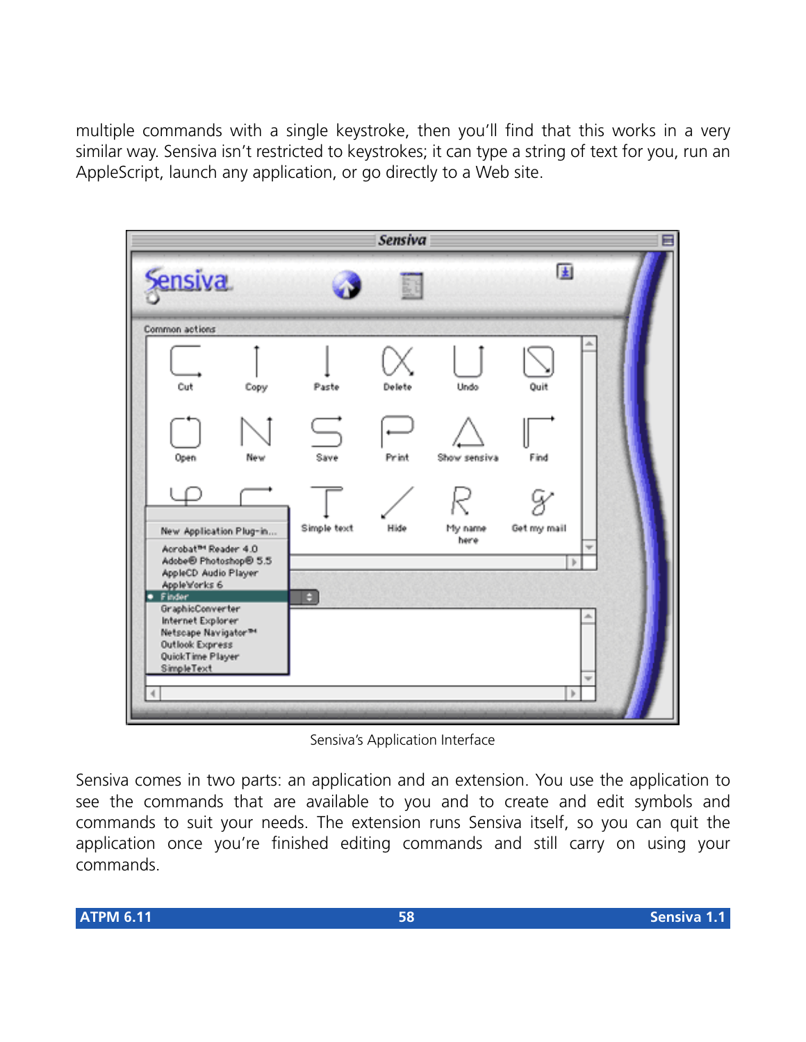multiple commands with a single keystroke, then you'll find that this works in a very similar way. Sensiva isn't restricted to keystrokes; it can type a string of text for you, run an AppleScript, launch any application, or go directly to a Web site.

Sensiva's Application Interface

Sensiva comes in two parts: an application and an extension. You use the application to see the commands that are available to you and to create and edit symbols and commands to suit your needs. The extension runs Sensiva itself, so you can quit the application once you're finished editing commands and still carry on using your commands.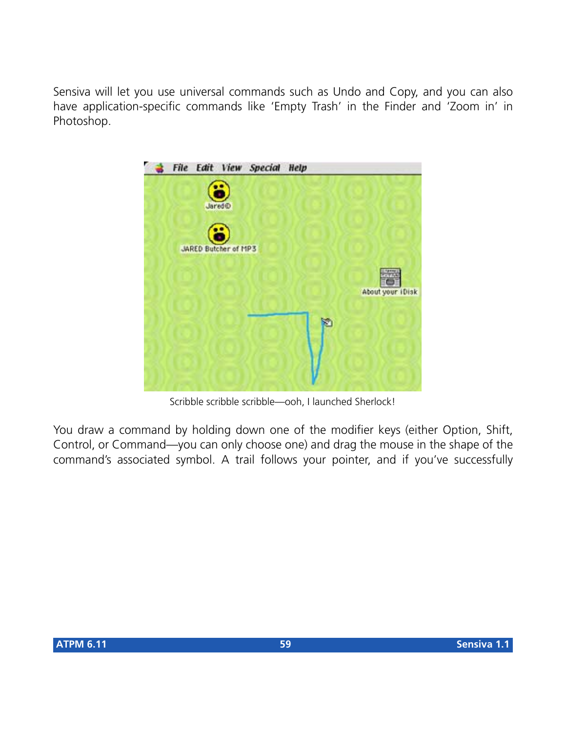Sensiva will let you use universal commands such as Undo and Copy, and you can also have application-specific commands like 'Empty Trash' in the Finder and 'Zoom in' in Photoshop.

Scribble scribble scribble—ooh, I launched Sherlock!

You draw a command by holding down one of the modifier keys (either Option, Shift, Control, or Command—you can only choose one) and drag the mouse in the shape of the command's associated symbol. A trail follows your pointer, and if you've successfully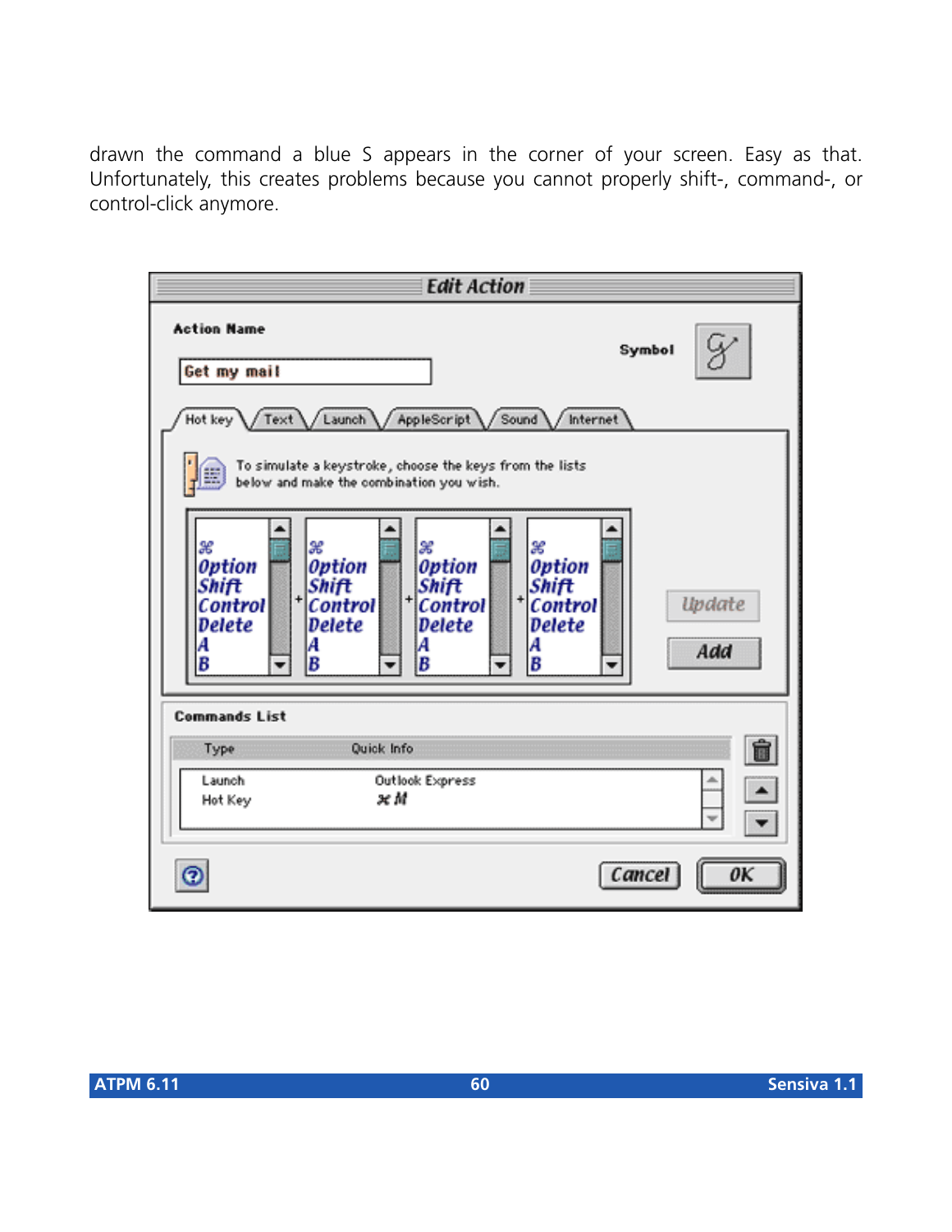drawn the command a blue S appears in the corner of your screen. Easy as that. Unfortunately, this creates problems because you cannot properly shift-, command-, or control-click anymore.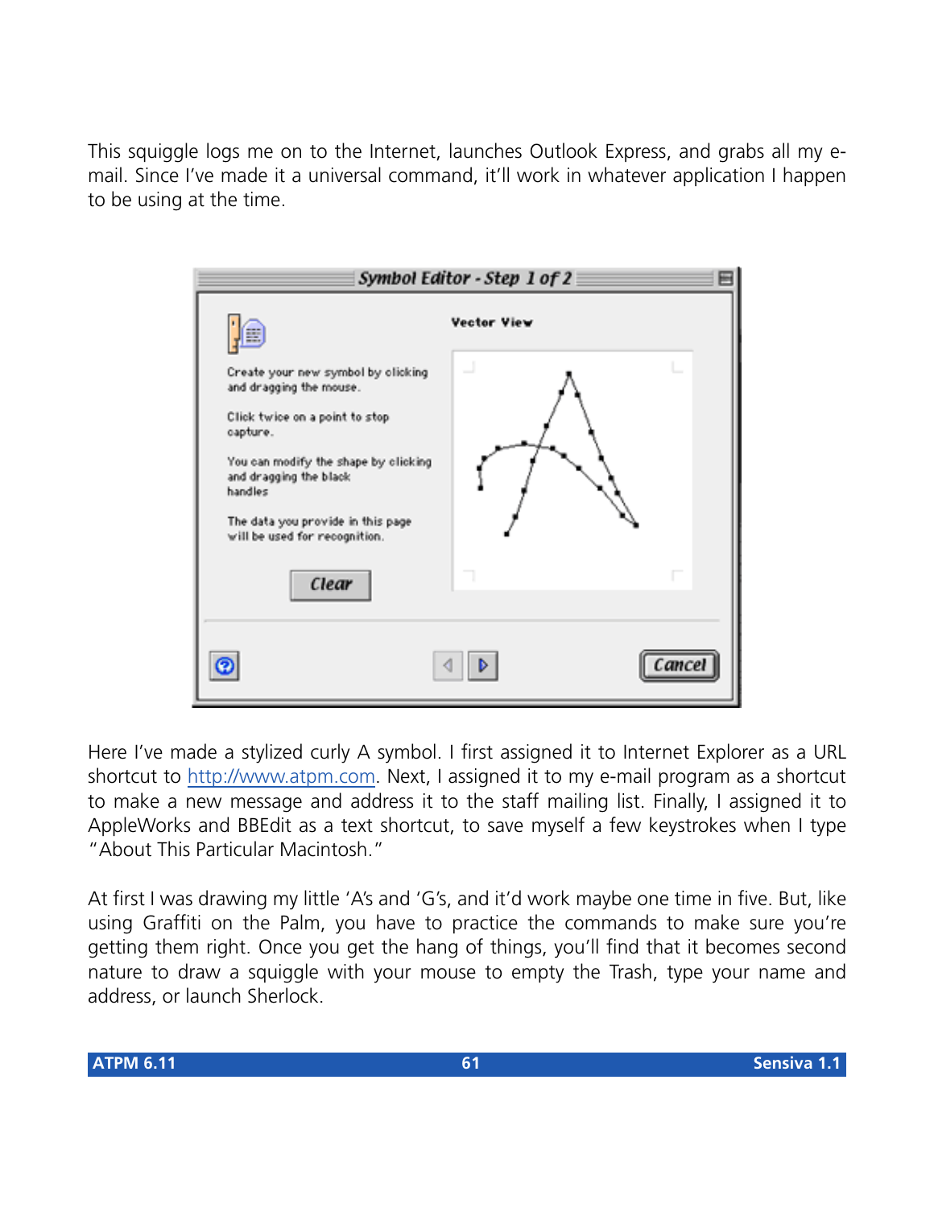This squiggle logs me on to the Internet, launches Outlook Express, and grabs all my e-mail. Since I've made it a universal command, it'll work in whatever application I happen to be using at the time.

Here I've made a stylized curly A symbol. I first assigned it to Internet Explorer as a URL shortcut to http://www.atpm.com. Next, I assigned it to my e-mail program as a shortcut to make a new message and address it to the staff mailing list. Finally, I assigned it to AppleWorks and BBEdit as a text shortcut, to save myself a few keystrokes when I type "About This Particular Macintosh."

At first I was drawing my little 'A's and 'G's, and it'd work maybe one time in five. But, like using Graffiti on the Palm, you have to practice the commands to make sure you're getting them right. Once you get the hang of things, you'll find that it becomes second nature to draw a squiggle with your mouse to empty the Trash, type your name and address, or launch Sherlock.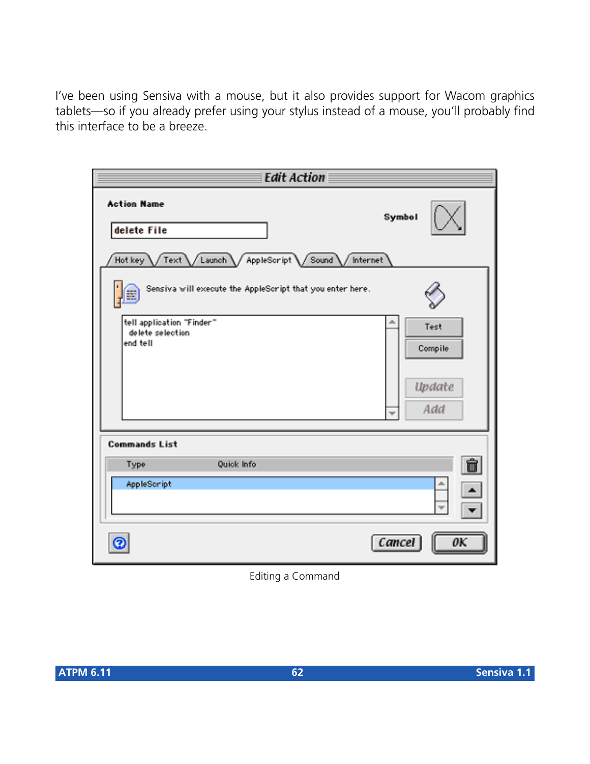I've been using Sensiva with a mouse, but it also provides support for Wacom graphics tablets—so if you already prefer using your stylus instead of a mouse, you'll probably find this interface to be a breeze.

Editing a Command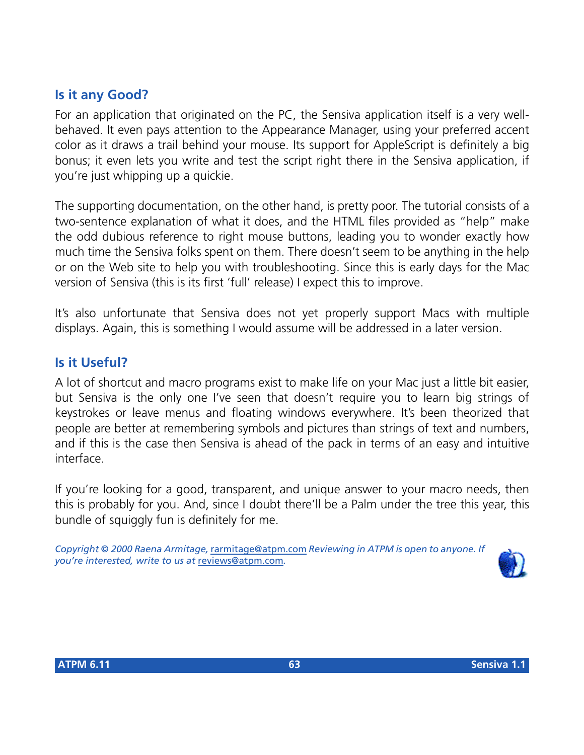### Is it any Good?

For an application that originated on the PC, the Sensiva application itself is a very well-behaved. It even pays attention to the Appearance Manager, using your preferred accent color as it draws a trail behind your mouse. Its support for AppleScript is definitely a big bonus; it even lets you write and test the script right there in the Sensiva application, if you're just whipping up a quickie.

The supporting documentation, on the other hand, is pretty poor. The tutorial consists of a two-sentence explanation of what it does, and the HTML files provided as "help" make the odd dubious reference to right mouse buttons, leading you to wonder exactly how much time the Sensiva folks spent on them. There doesn't seem to be anything in the help or on the Web site to help you with troubleshooting. Since this is early days for the Mac version of Sensiva (this is its first 'full' release) I expect this to improve.

It's also unfortunate that Sensiva does not yet properly support Macs with multiple displays. Again, this is something I would assume will be addressed in a later version.

### Is it Useful?

A lot of shortcut and macro programs exist to make life on your Mac just a little bit easier, but Sensiva is the only one I've seen that doesn't require you to learn big strings of keystrokes or leave menus and floating windows everywhere. It's been theorized that people are better at remembering symbols and pictures than strings of text and numbers, and if this is the case then Sensiva is ahead of the pack in terms of an easy and intuitive interface.

If you're looking for a good, transparent, and unique answer to your macro needs, then this is probably for you. And, since I doubt there'll be a Palm under the tree this year, this bundle of squiggly fun is definitely for me.

*Copyright © 2000 Raena Armitage, rarmitage@atpm.com Reviewing in ATPM is open to anyone. If you're interested, write to us at reviews@atpm.com.*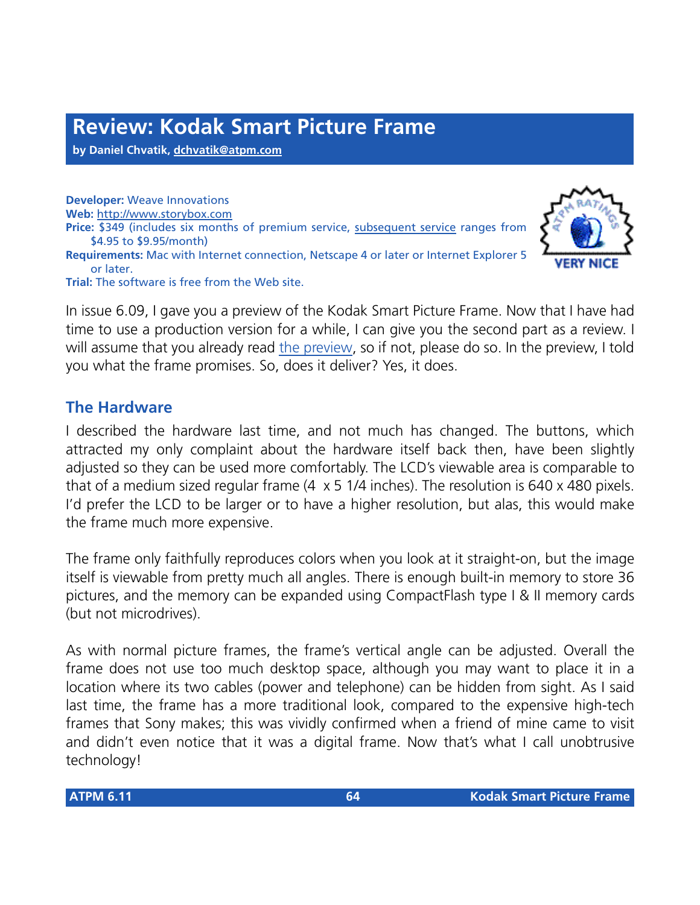# Review: Kodak Smart Picture Frame

**by Daniel Chvatik, dchvatik@atpm.com**

**Developer:** Weave Innovations
**Web:** http://www.storybox.com
**Price:** $349 (includes six months of premium service, subsequent service ranges from $4.95 to $9.95/month)
**Requirements:** Mac with Internet connection, Netscape 4 or later or Internet Explorer 5 or later.
**Trial:** The software is free from the Web site.

In issue 6.09, I gave you a preview of the Kodak Smart Picture Frame. Now that I have had time to use a production version for a while, I can give you the second part as a review. I will assume that you already read the preview, so if not, please do so. In the preview, I told you what the frame promises. So, does it deliver? Yes, it does.

## The Hardware

I described the hardware last time, and not much has changed. The buttons, which attracted my only complaint about the hardware itself back then, have been slightly adjusted so they can be used more comfortably. The LCD's viewable area is comparable to that of a medium sized regular frame (4 x 5 1/4 inches). The resolution is 640 x 480 pixels. I'd prefer the LCD to be larger or to have a higher resolution, but alas, this would make the frame much more expensive.

The frame only faithfully reproduces colors when you look at it straight-on, but the image itself is viewable from pretty much all angles. There is enough built-in memory to store 36 pictures, and the memory can be expanded using CompactFlash type I & II memory cards (but not microdrives).

As with normal picture frames, the frame's vertical angle can be adjusted. Overall the frame does not use too much desktop space, although you may want to place it in a location where its two cables (power and telephone) can be hidden from sight. As I said last time, the frame has a more traditional look, compared to the expensive high-tech frames that Sony makes; this was vividly confirmed when a friend of mine came to visit and didn't even notice that it was a digital frame. Now that's what I call unobtrusive technology!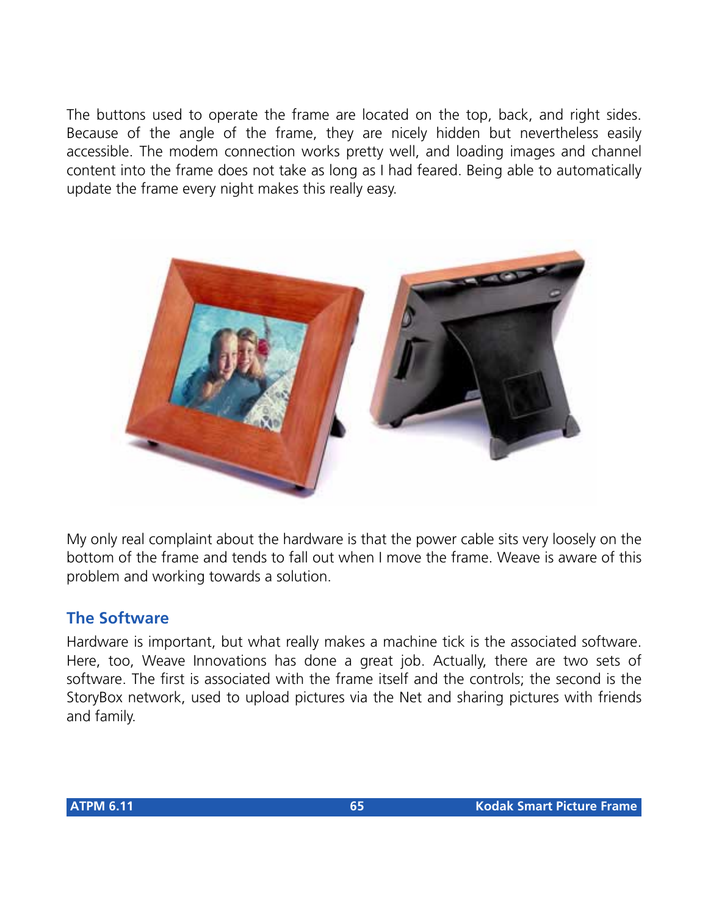The buttons used to operate the frame are located on the top, back, and right sides. Because of the angle of the frame, they are nicely hidden but nevertheless easily accessible. The modem connection works pretty well, and loading images and channel content into the frame does not take as long as I had feared. Being able to automatically update the frame every night makes this really easy.

My only real complaint about the hardware is that the power cable sits very loosely on the bottom of the frame and tends to fall out when I move the frame. Weave is aware of this problem and working towards a solution.

## The Software

Hardware is important, but what really makes a machine tick is the associated software. Here, too, Weave Innovations has done a great job. Actually, there are two sets of software. The first is associated with the frame itself and the controls; the second is the StoryBox network, used to upload pictures via the Net and sharing pictures with friends and family.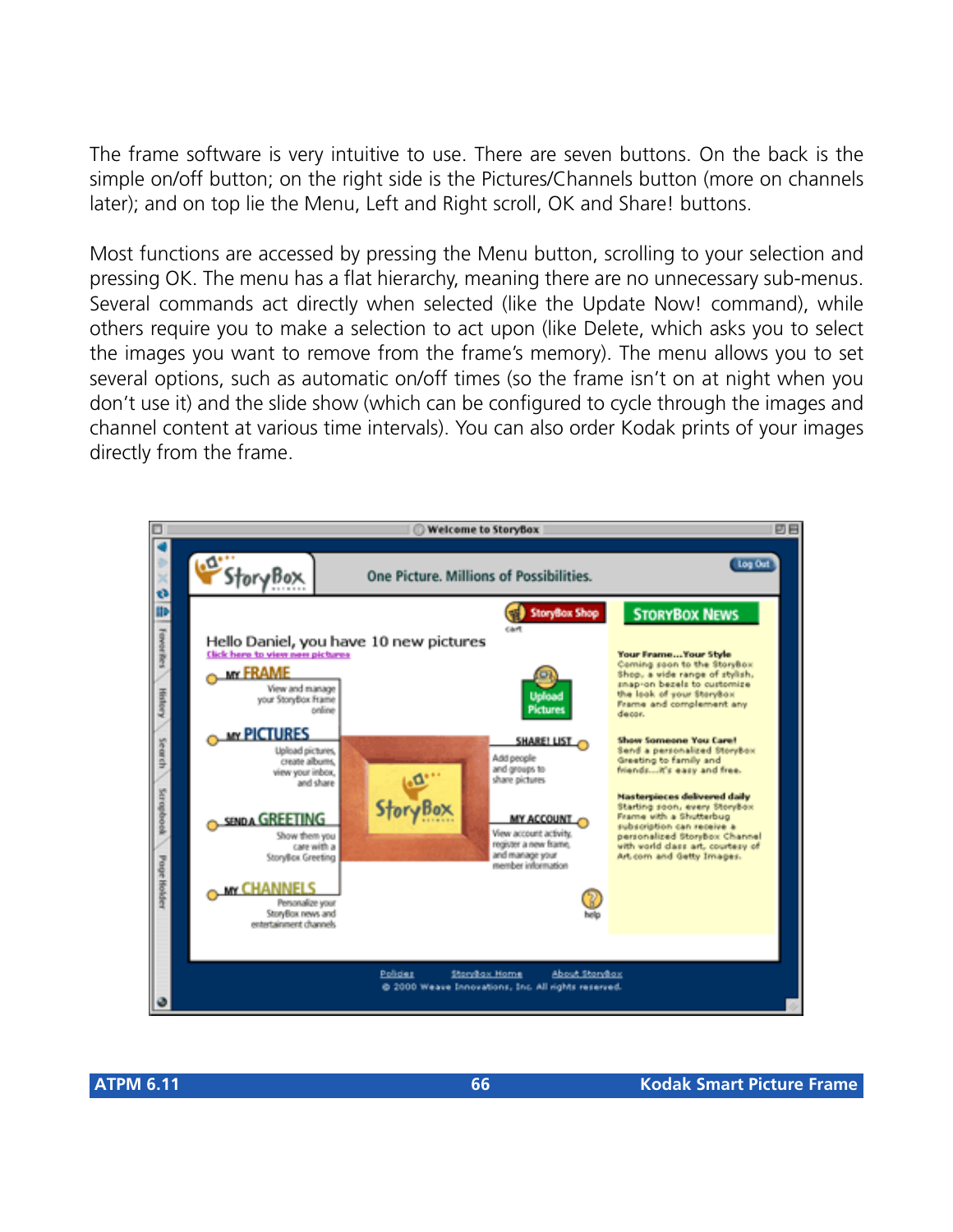The frame software is very intuitive to use. There are seven buttons. On the back is the simple on/off button; on the right side is the Pictures/Channels button (more on channels later); and on top lie the Menu, Left and Right scroll, OK and Share! buttons.

Most functions are accessed by pressing the Menu button, scrolling to your selection and pressing OK. The menu has a flat hierarchy, meaning there are no unnecessary sub-menus. Several commands act directly when selected (like the Update Now! command), while others require you to make a selection to act upon (like Delete, which asks you to select the images you want to remove from the frame's memory). The menu allows you to set several options, such as automatic on/off times (so the frame isn't on at night when you don't use it) and the slide show (which can be configured to cycle through the images and channel content at various time intervals). You can also order Kodak prints of your images directly from the frame.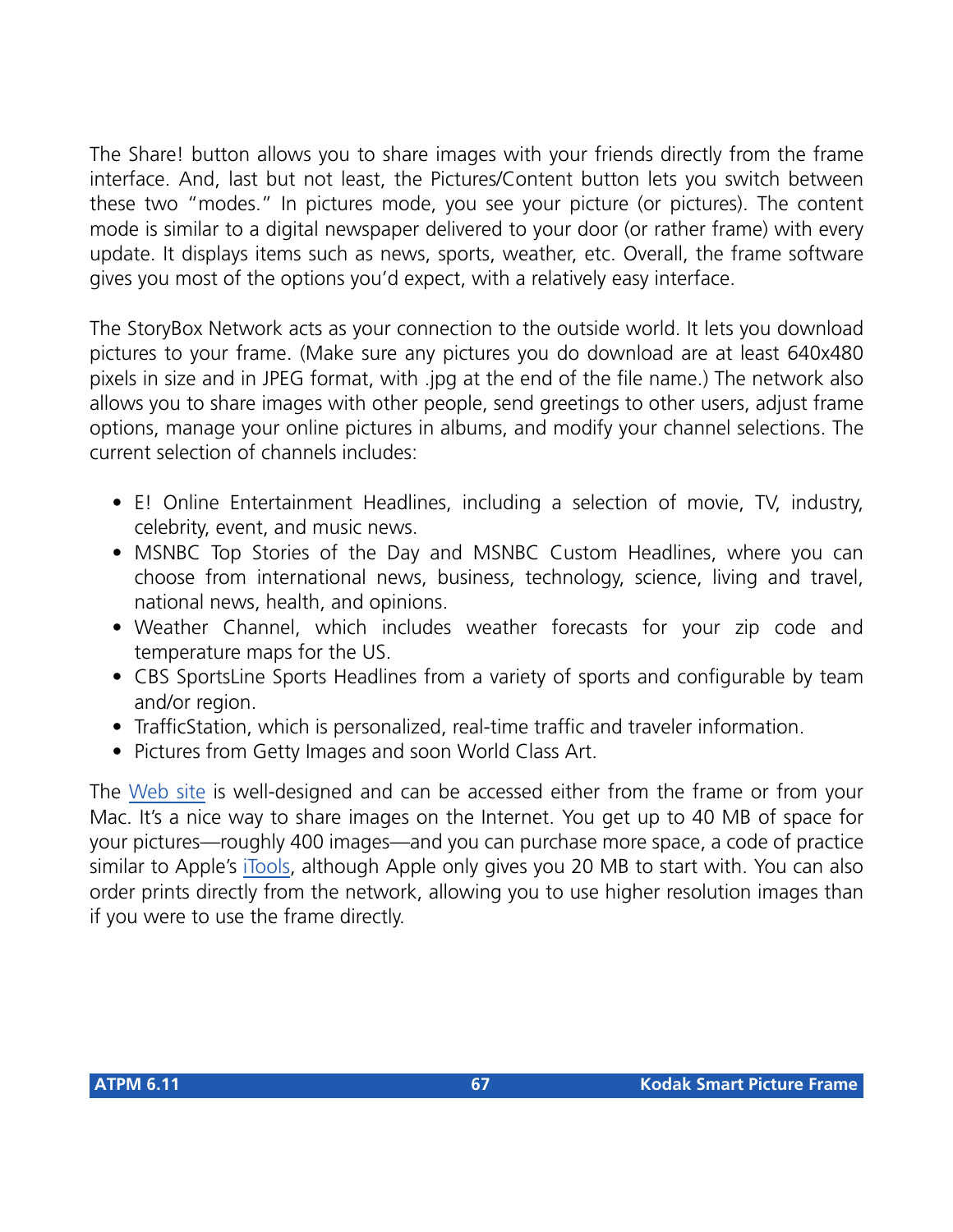The Share! button allows you to share images with your friends directly from the frame interface. And, last but not least, the Pictures/Content button lets you switch between these two "modes." In pictures mode, you see your picture (or pictures). The content mode is similar to a digital newspaper delivered to your door (or rather frame) with every update. It displays items such as news, sports, weather, etc. Overall, the frame software gives you most of the options you'd expect, with a relatively easy interface.

The StoryBox Network acts as your connection to the outside world. It lets you download pictures to your frame. (Make sure any pictures you do download are at least 640x480 pixels in size and in JPEG format, with .jpg at the end of the file name.) The network also allows you to share images with other people, send greetings to other users, adjust frame options, manage your online pictures in albums, and modify your channel selections. The current selection of channels includes:

- E! Online Entertainment Headlines, including a selection of movie, TV, industry, celebrity, event, and music news.
- MSNBC Top Stories of the Day and MSNBC Custom Headlines, where you can choose from international news, business, technology, science, living and travel, national news, health, and opinions.
- Weather Channel, which includes weather forecasts for your zip code and temperature maps for the US.
- CBS SportsLine Sports Headlines from a variety of sports and configurable by team and/or region.
- TrafficStation, which is personalized, real-time traffic and traveler information.
- Pictures from Getty Images and soon World Class Art.

The Web site is well-designed and can be accessed either from the frame or from your Mac. It's a nice way to share images on the Internet. You get up to 40 MB of space for your pictures—roughly 400 images—and you can purchase more space, a code of practice similar to Apple's iTools, although Apple only gives you 20 MB to start with. You can also order prints directly from the network, allowing you to use higher resolution images than if you were to use the frame directly.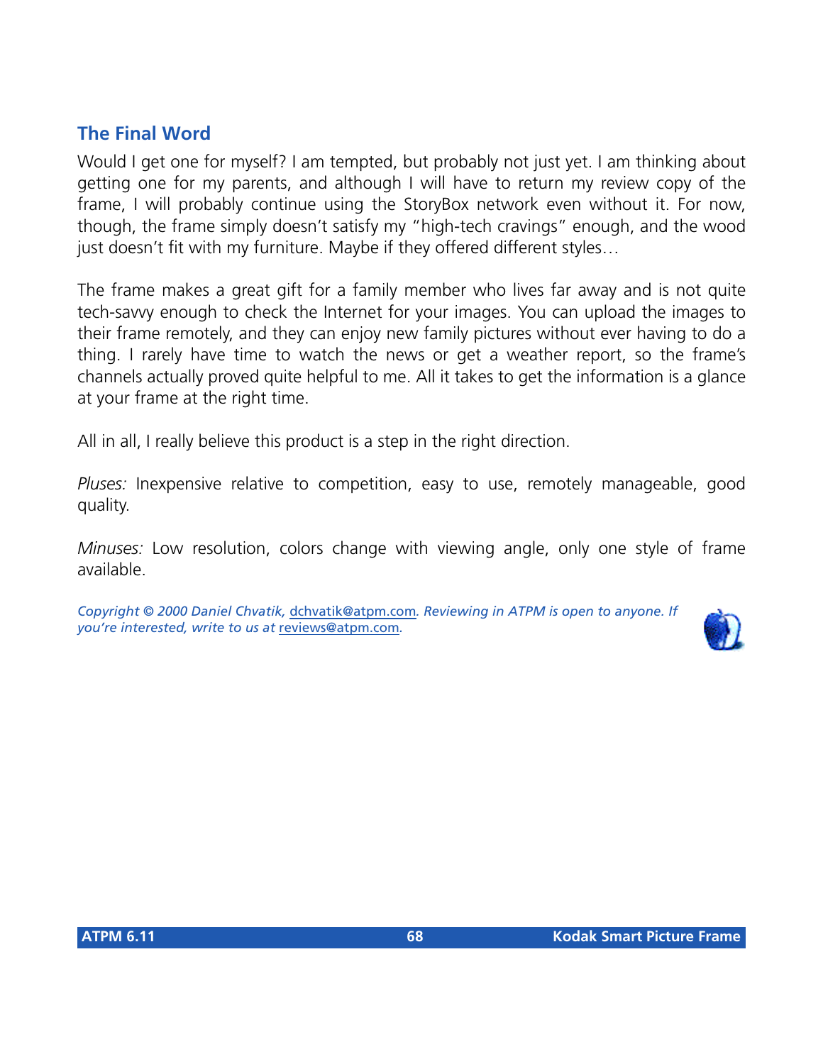## The Final Word

Would I get one for myself? I am tempted, but probably not just yet. I am thinking about getting one for my parents, and although I will have to return my review copy of the frame, I will probably continue using the StoryBox network even without it. For now, though, the frame simply doesn't satisfy my "high-tech cravings" enough, and the wood just doesn't fit with my furniture. Maybe if they offered different styles…

The frame makes a great gift for a family member who lives far away and is not quite tech-savvy enough to check the Internet for your images. You can upload the images to their frame remotely, and they can enjoy new family pictures without ever having to do a thing. I rarely have time to watch the news or get a weather report, so the frame's channels actually proved quite helpful to me. All it takes to get the information is a glance at your frame at the right time.

All in all, I really believe this product is a step in the right direction.

*Pluses:* Inexpensive relative to competition, easy to use, remotely manageable, good quality.

*Minuses:* Low resolution, colors change with viewing angle, only one style of frame available.

*Copyright © 2000 Daniel Chvatik, dchvatik@atpm.com. Reviewing in ATPM is open to anyone. If you're interested, write to us at reviews@atpm.com.*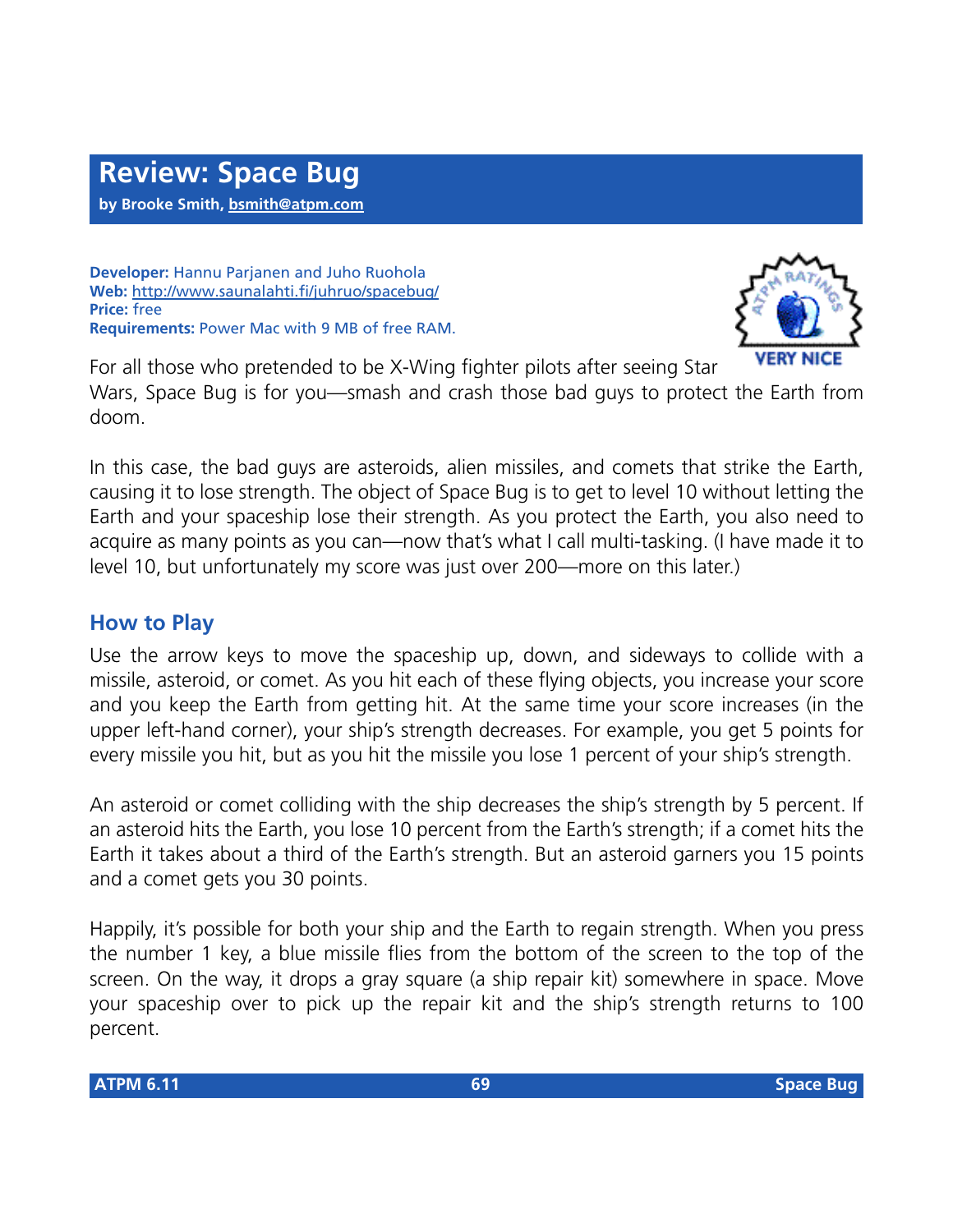# Review: Space Bug

**by Brooke Smith, bsmith@atpm.com**

**Developer:** Hannu Parjanen and Juho Ruohola
**Web:** http://www.saunalahti.fi/juhruo/spacebug/
**Price:** free
**Requirements:** Power Mac with 9 MB of free RAM.

For all those who pretended to be X-Wing fighter pilots after seeing Star Wars, Space Bug is for you—smash and crash those bad guys to protect the Earth from doom.

In this case, the bad guys are asteroids, alien missiles, and comets that strike the Earth, causing it to lose strength. The object of Space Bug is to get to level 10 without letting the Earth and your spaceship lose their strength. As you protect the Earth, you also need to acquire as many points as you can—now that's what I call multi-tasking. (I have made it to level 10, but unfortunately my score was just over 200—more on this later.)

## How to Play

Use the arrow keys to move the spaceship up, down, and sideways to collide with a missile, asteroid, or comet. As you hit each of these flying objects, you increase your score and you keep the Earth from getting hit. At the same time your score increases (in the upper left-hand corner), your ship's strength decreases. For example, you get 5 points for every missile you hit, but as you hit the missile you lose 1 percent of your ship's strength.

An asteroid or comet colliding with the ship decreases the ship's strength by 5 percent. If an asteroid hits the Earth, you lose 10 percent from the Earth's strength; if a comet hits the Earth it takes about a third of the Earth's strength. But an asteroid garners you 15 points and a comet gets you 30 points.

Happily, it's possible for both your ship and the Earth to regain strength. When you press the number 1 key, a blue missile flies from the bottom of the screen to the top of the screen. On the way, it drops a gray square (a ship repair kit) somewhere in space. Move your spaceship over to pick up the repair kit and the ship's strength returns to 100 percent.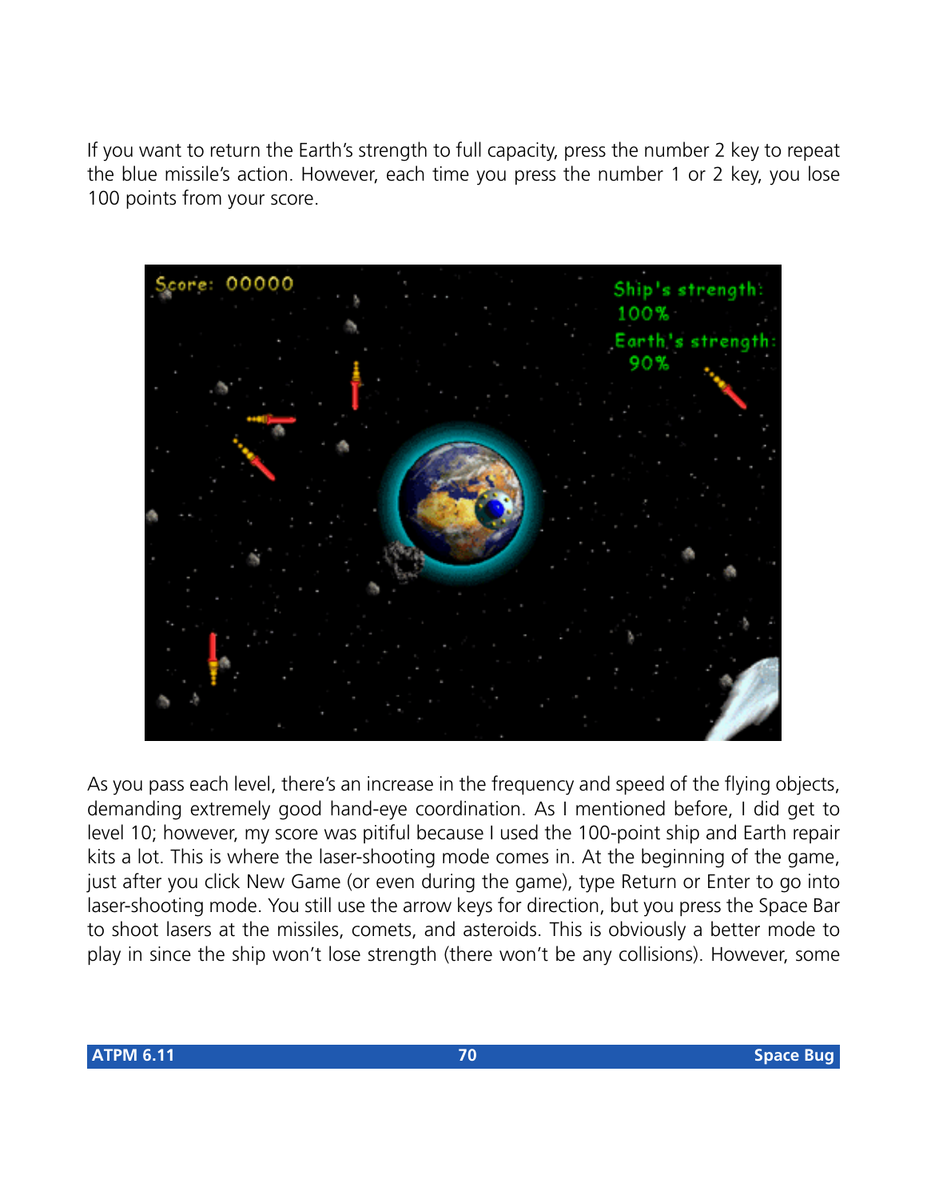If you want to return the Earth's strength to full capacity, press the number 2 key to repeat the blue missile's action. However, each time you press the number 1 or 2 key, you lose 100 points from your score.

As you pass each level, there's an increase in the frequency and speed of the flying objects, demanding extremely good hand-eye coordination. As I mentioned before, I did get to level 10; however, my score was pitiful because I used the 100-point ship and Earth repair kits a lot. This is where the laser-shooting mode comes in. At the beginning of the game, just after you click New Game (or even during the game), type Return or Enter to go into laser-shooting mode. You still use the arrow keys for direction, but you press the Space Bar to shoot lasers at the missiles, comets, and asteroids. This is obviously a better mode to play in since the ship won't lose strength (there won't be any collisions). However, some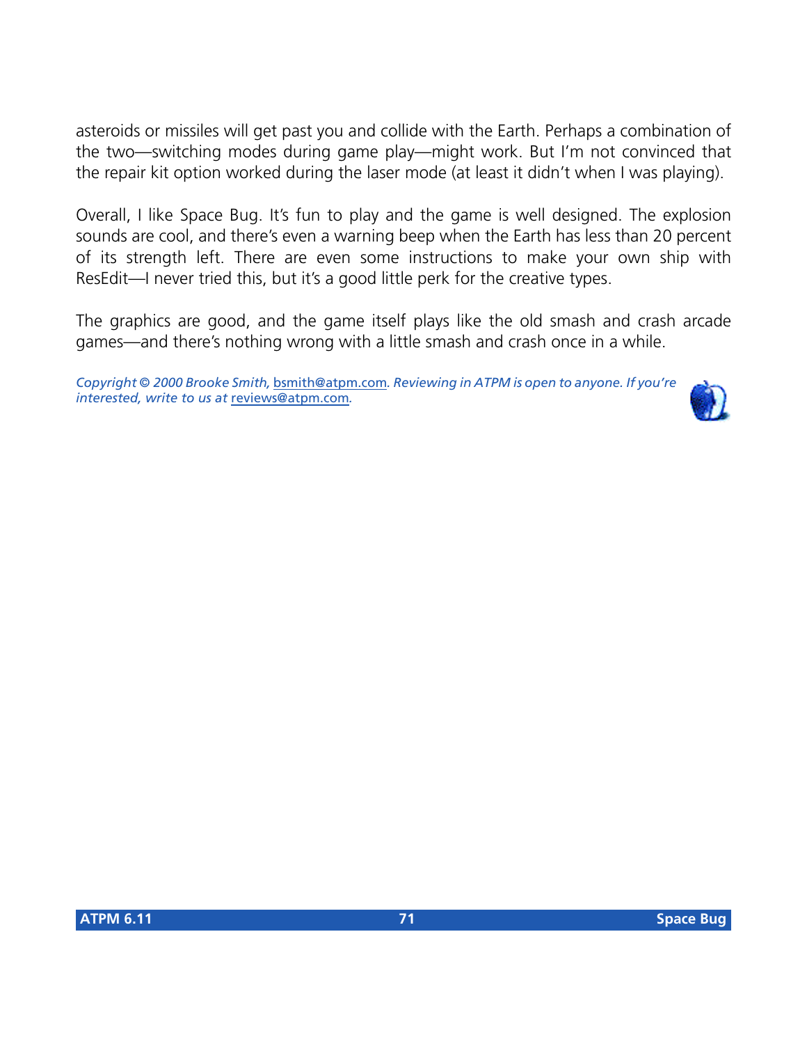asteroids or missiles will get past you and collide with the Earth. Perhaps a combination of the two—switching modes during game play—might work. But I'm not convinced that the repair kit option worked during the laser mode (at least it didn't when I was playing).

Overall, I like Space Bug. It's fun to play and the game is well designed. The explosion sounds are cool, and there's even a warning beep when the Earth has less than 20 percent of its strength left. There are even some instructions to make your own ship with ResEdit—I never tried this, but it's a good little perk for the creative types.

The graphics are good, and the game itself plays like the old smash and crash arcade games—and there's nothing wrong with a little smash and crash once in a while.

*Copyright © 2000 Brooke Smith, bsmith@atpm.com. Reviewing in ATPM is open to anyone. If you're interested, write to us at reviews@atpm.com.*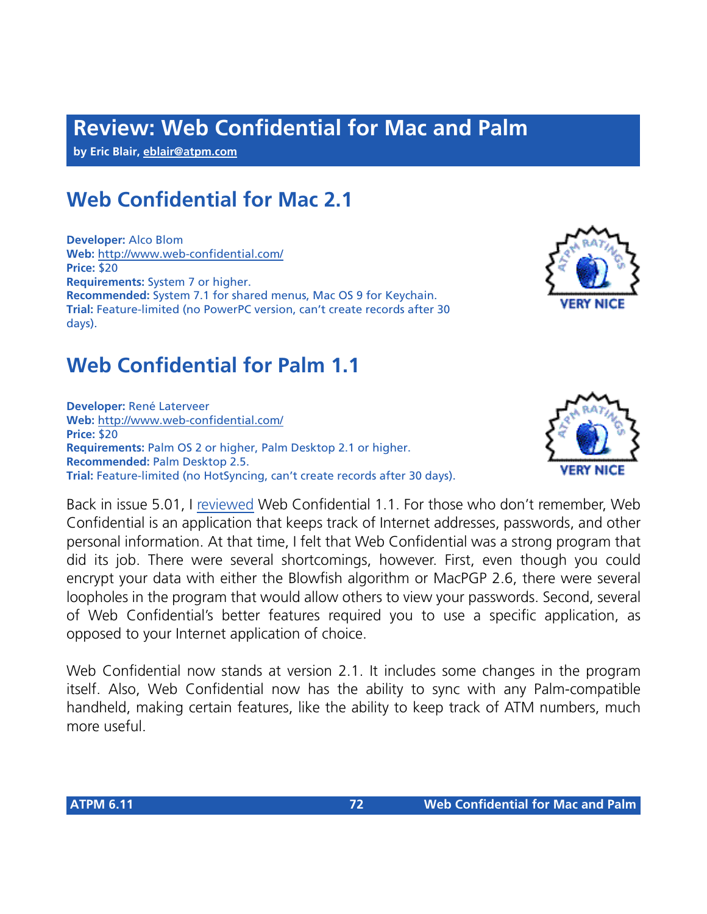# Review: Web Confidential for Mac and Palm

**by Eric Blair, eblair@atpm.com**

## Web Confidential for Mac 2.1

**Developer:** Alco Blom
**Web:** http://www.web-confidential.com/
**Price:** $20
**Requirements:** System 7 or higher.
**Recommended:** System 7.1 for shared menus, Mac OS 9 for Keychain.
**Trial:** Feature-limited (no PowerPC version, can't create records after 30 days).

VERY NICE

## Web Confidential for Palm 1.1

**Developer:** René Laterveer
**Web:** http://www.web-confidential.com/
**Price:** $20
**Requirements:** Palm OS 2 or higher, Palm Desktop 2.1 or higher.
**Recommended:** Palm Desktop 2.5.
**Trial:** Feature-limited (no HotSyncing, can't create records after 30 days).

VERY NICE

Back in issue 5.01, I reviewed Web Confidential 1.1. For those who don't remember, Web Confidential is an application that keeps track of Internet addresses, passwords, and other personal information. At that time, I felt that Web Confidential was a strong program that did its job. There were several shortcomings, however. First, even though you could encrypt your data with either the Blowfish algorithm or MacPGP 2.6, there were several loopholes in the program that would allow others to view your passwords. Second, several of Web Confidential's better features required you to use a specific application, as opposed to your Internet application of choice.

Web Confidential now stands at version 2.1. It includes some changes in the program itself. Also, Web Confidential now has the ability to sync with any Palm-compatible handheld, making certain features, like the ability to keep track of ATM numbers, much more useful.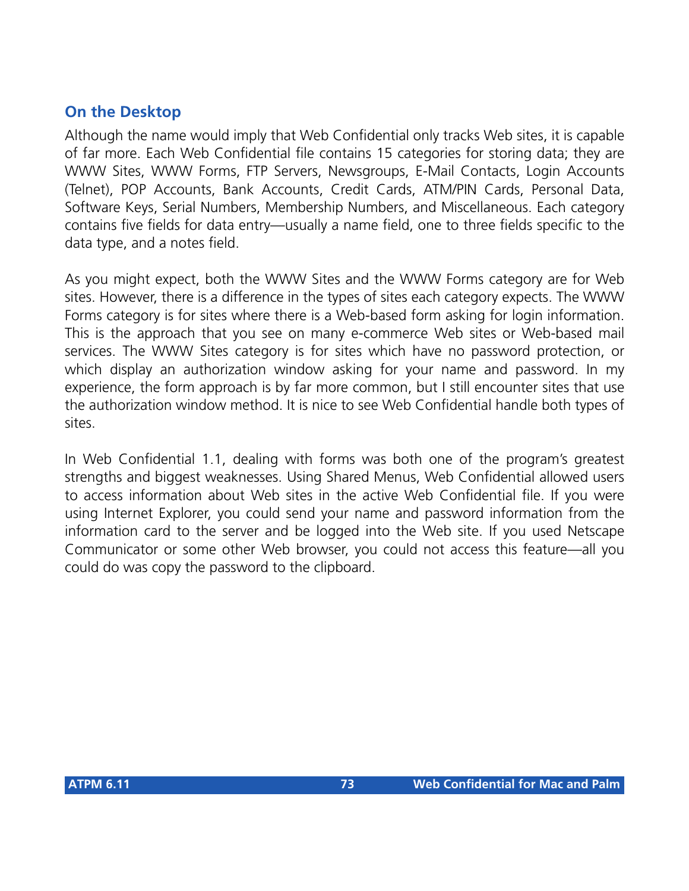### On the Desktop

Although the name would imply that Web Confidential only tracks Web sites, it is capable of far more. Each Web Confidential file contains 15 categories for storing data; they are WWW Sites, WWW Forms, FTP Servers, Newsgroups, E-Mail Contacts, Login Accounts (Telnet), POP Accounts, Bank Accounts, Credit Cards, ATM/PIN Cards, Personal Data, Software Keys, Serial Numbers, Membership Numbers, and Miscellaneous. Each category contains five fields for data entry—usually a name field, one to three fields specific to the data type, and a notes field.

As you might expect, both the WWW Sites and the WWW Forms category are for Web sites. However, there is a difference in the types of sites each category expects. The WWW Forms category is for sites where there is a Web-based form asking for login information. This is the approach that you see on many e-commerce Web sites or Web-based mail services. The WWW Sites category is for sites which have no password protection, or which display an authorization window asking for your name and password. In my experience, the form approach is by far more common, but I still encounter sites that use the authorization window method. It is nice to see Web Confidential handle both types of sites.

In Web Confidential 1.1, dealing with forms was both one of the program's greatest strengths and biggest weaknesses. Using Shared Menus, Web Confidential allowed users to access information about Web sites in the active Web Confidential file. If you were using Internet Explorer, you could send your name and password information from the information card to the server and be logged into the Web site. If you used Netscape Communicator or some other Web browser, you could not access this feature—all you could do was copy the password to the clipboard.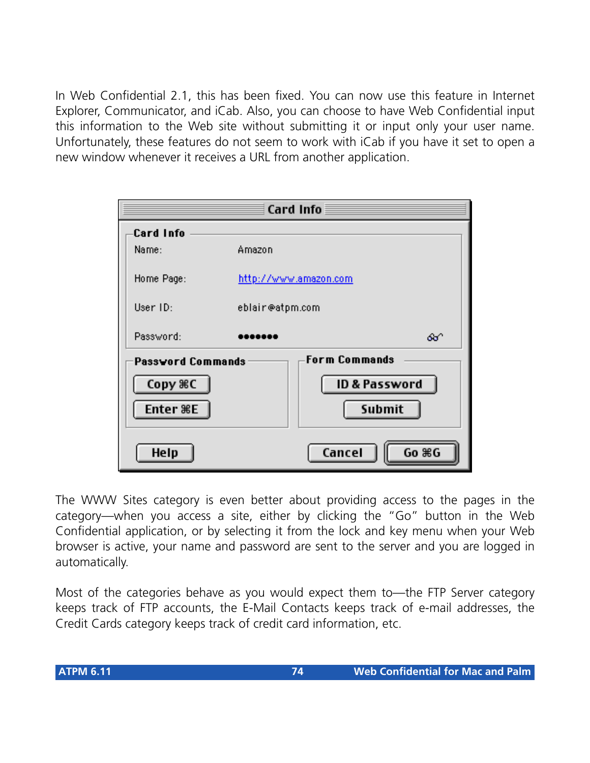In Web Confidential 2.1, this has been fixed. You can now use this feature in Internet Explorer, Communicator, and iCab. Also, you can choose to have Web Confidential input this information to the Web site without submitting it or input only your user name. Unfortunately, these features do not seem to work with iCab if you have it set to open a new window whenever it receives a URL from another application.

The WWW Sites category is even better about providing access to the pages in the category—when you access a site, either by clicking the "Go" button in the Web Confidential application, or by selecting it from the lock and key menu when your Web browser is active, your name and password are sent to the server and you are logged in automatically.

Most of the categories behave as you would expect them to—the FTP Server category keeps track of FTP accounts, the E-Mail Contacts keeps track of e-mail addresses, the Credit Cards category keeps track of credit card information, etc.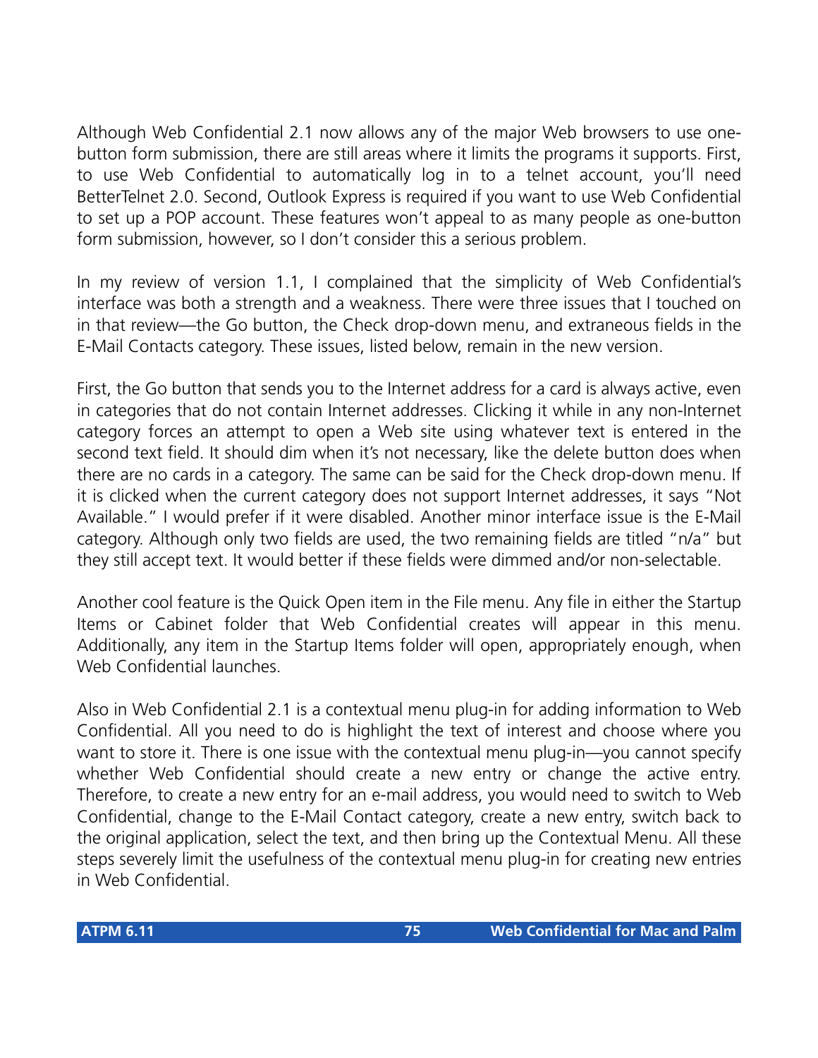Although Web Confidential 2.1 now allows any of the major Web browsers to use one-button form submission, there are still areas where it limits the programs it supports. First, to use Web Confidential to automatically log in to a telnet account, you'll need BetterTelnet 2.0. Second, Outlook Express is required if you want to use Web Confidential to set up a POP account. These features won't appeal to as many people as one-button form submission, however, so I don't consider this a serious problem.

In my review of version 1.1, I complained that the simplicity of Web Confidential's interface was both a strength and a weakness. There were three issues that I touched on in that review—the Go button, the Check drop-down menu, and extraneous fields in the E-Mail Contacts category. These issues, listed below, remain in the new version.

First, the Go button that sends you to the Internet address for a card is always active, even in categories that do not contain Internet addresses. Clicking it while in any non-Internet category forces an attempt to open a Web site using whatever text is entered in the second text field. It should dim when it's not necessary, like the delete button does when there are no cards in a category. The same can be said for the Check drop-down menu. If it is clicked when the current category does not support Internet addresses, it says "Not Available." I would prefer if it were disabled. Another minor interface issue is the E-Mail category. Although only two fields are used, the two remaining fields are titled "n/a" but they still accept text. It would better if these fields were dimmed and/or non-selectable.

Another cool feature is the Quick Open item in the File menu. Any file in either the Startup Items or Cabinet folder that Web Confidential creates will appear in this menu. Additionally, any item in the Startup Items folder will open, appropriately enough, when Web Confidential launches.

Also in Web Confidential 2.1 is a contextual menu plug-in for adding information to Web Confidential. All you need to do is highlight the text of interest and choose where you want to store it. There is one issue with the contextual menu plug-in—you cannot specify whether Web Confidential should create a new entry or change the active entry. Therefore, to create a new entry for an e-mail address, you would need to switch to Web Confidential, change to the E-Mail Contact category, create a new entry, switch back to the original application, select the text, and then bring up the Contextual Menu. All these steps severely limit the usefulness of the contextual menu plug-in for creating new entries in Web Confidential.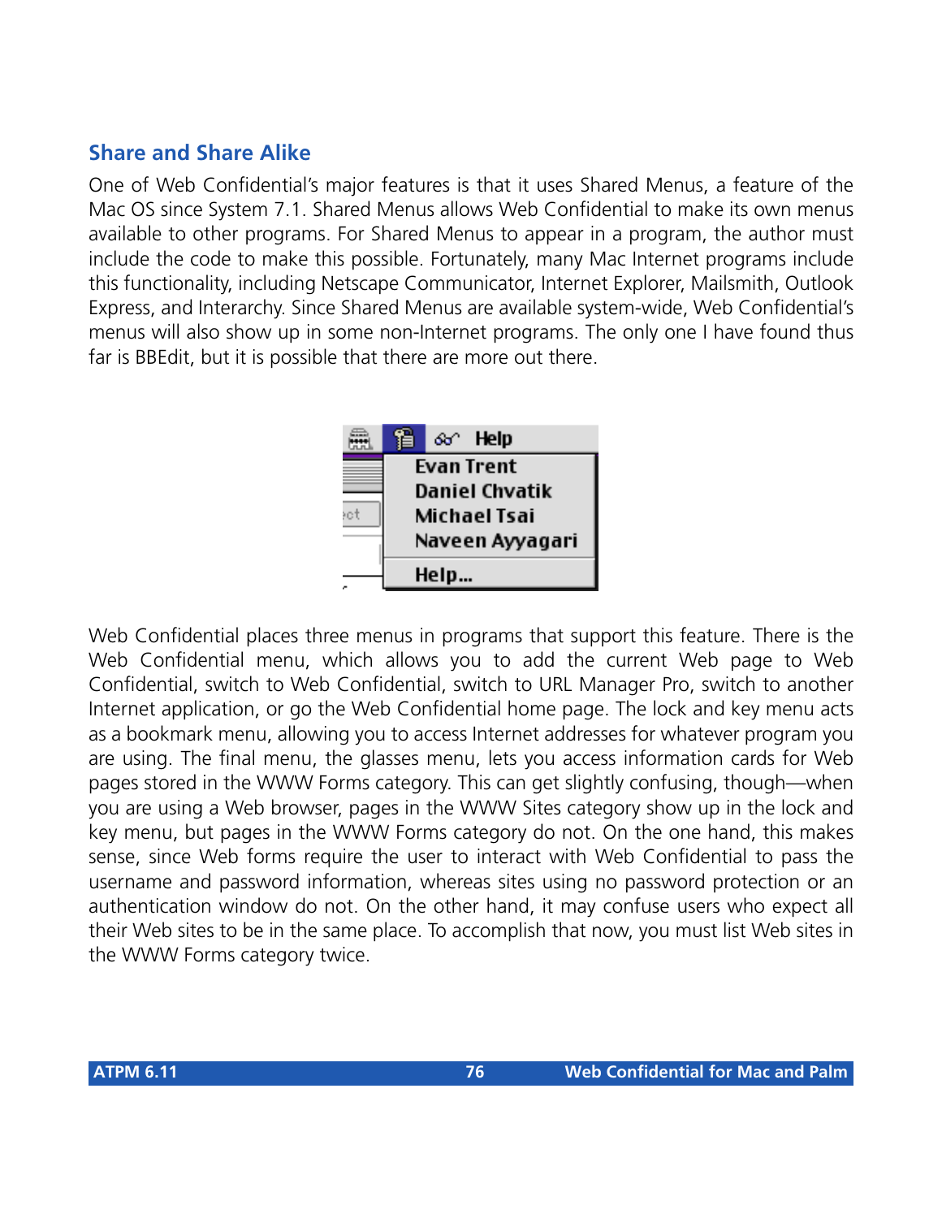## Share and Share Alike

One of Web Confidential's major features is that it uses Shared Menus, a feature of the Mac OS since System 7.1. Shared Menus allows Web Confidential to make its own menus available to other programs. For Shared Menus to appear in a program, the author must include the code to make this possible. Fortunately, many Mac Internet programs include this functionality, including Netscape Communicator, Internet Explorer, Mailsmith, Outlook Express, and Interarchy. Since Shared Menus are available system-wide, Web Confidential's menus will also show up in some non-Internet programs. The only one I have found thus far is BBEdit, but it is possible that there are more out there.

Web Confidential places three menus in programs that support this feature. There is the Web Confidential menu, which allows you to add the current Web page to Web Confidential, switch to Web Confidential, switch to URL Manager Pro, switch to another Internet application, or go the Web Confidential home page. The lock and key menu acts as a bookmark menu, allowing you to access Internet addresses for whatever program you are using. The final menu, the glasses menu, lets you access information cards for Web pages stored in the WWW Forms category. This can get slightly confusing, though—when you are using a Web browser, pages in the WWW Sites category show up in the lock and key menu, but pages in the WWW Forms category do not. On the one hand, this makes sense, since Web forms require the user to interact with Web Confidential to pass the username and password information, whereas sites using no password protection or an authentication window do not. On the other hand, it may confuse users who expect all their Web sites to be in the same place. To accomplish that now, you must list Web sites in the WWW Forms category twice.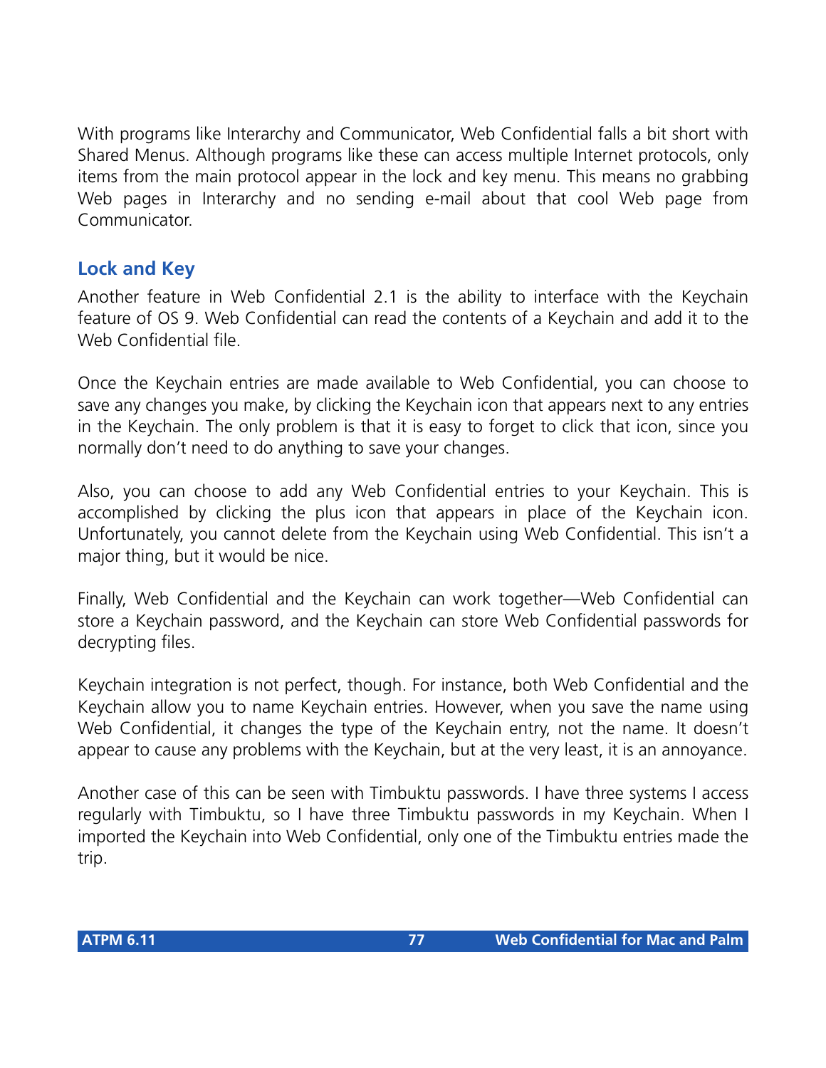With programs like Interarchy and Communicator, Web Confidential falls a bit short with Shared Menus. Although programs like these can access multiple Internet protocols, only items from the main protocol appear in the lock and key menu. This means no grabbing Web pages in Interarchy and no sending e-mail about that cool Web page from Communicator.

### Lock and Key

Another feature in Web Confidential 2.1 is the ability to interface with the Keychain feature of OS 9. Web Confidential can read the contents of a Keychain and add it to the Web Confidential file.

Once the Keychain entries are made available to Web Confidential, you can choose to save any changes you make, by clicking the Keychain icon that appears next to any entries in the Keychain. The only problem is that it is easy to forget to click that icon, since you normally don't need to do anything to save your changes.

Also, you can choose to add any Web Confidential entries to your Keychain. This is accomplished by clicking the plus icon that appears in place of the Keychain icon. Unfortunately, you cannot delete from the Keychain using Web Confidential. This isn't a major thing, but it would be nice.

Finally, Web Confidential and the Keychain can work together—Web Confidential can store a Keychain password, and the Keychain can store Web Confidential passwords for decrypting files.

Keychain integration is not perfect, though. For instance, both Web Confidential and the Keychain allow you to name Keychain entries. However, when you save the name using Web Confidential, it changes the type of the Keychain entry, not the name. It doesn't appear to cause any problems with the Keychain, but at the very least, it is an annoyance.

Another case of this can be seen with Timbuktu passwords. I have three systems I access regularly with Timbuktu, so I have three Timbuktu passwords in my Keychain. When I imported the Keychain into Web Confidential, only one of the Timbuktu entries made the trip.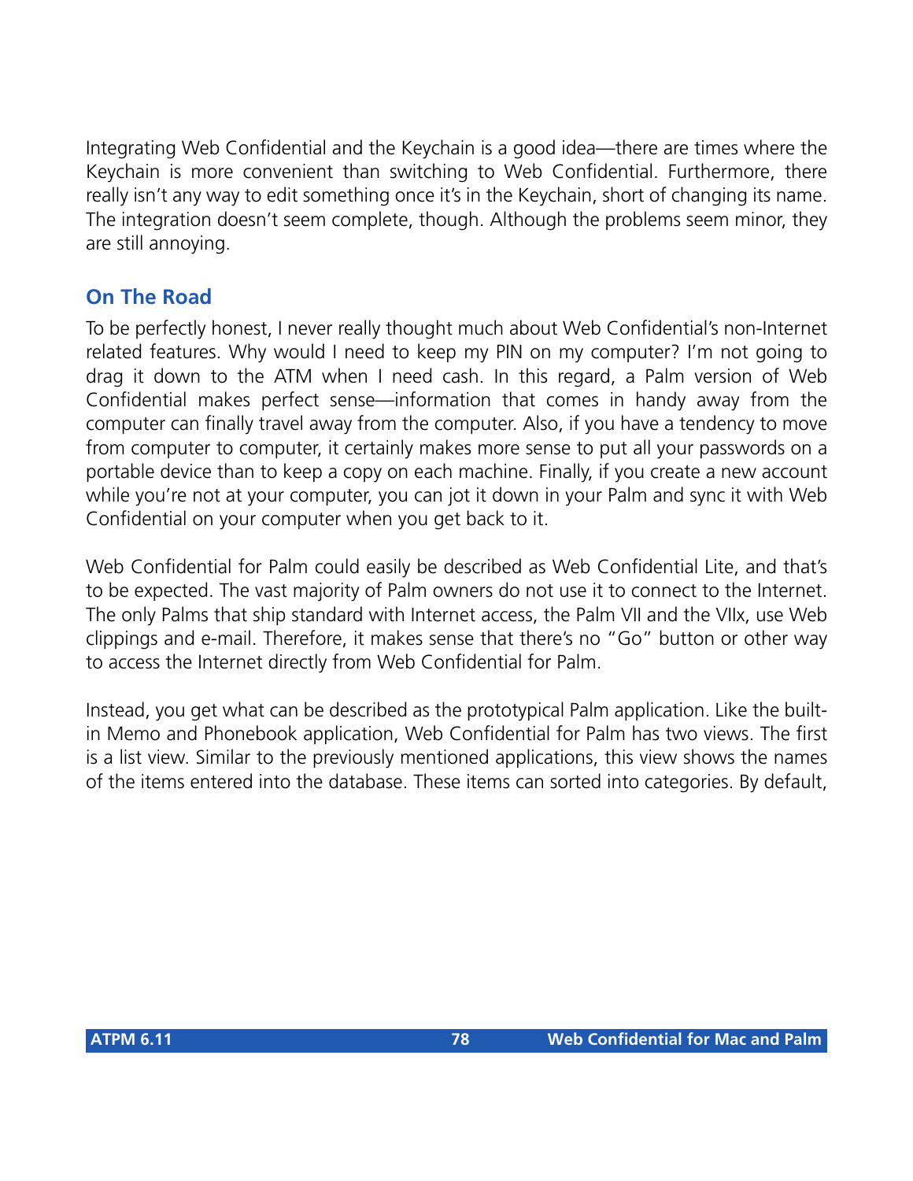Integrating Web Confidential and the Keychain is a good idea—there are times where the Keychain is more convenient than switching to Web Confidential. Furthermore, there really isn't any way to edit something once it's in the Keychain, short of changing its name. The integration doesn't seem complete, though. Although the problems seem minor, they are still annoying.

## On The Road

To be perfectly honest, I never really thought much about Web Confidential's non-Internet related features. Why would I need to keep my PIN on my computer? I'm not going to drag it down to the ATM when I need cash. In this regard, a Palm version of Web Confidential makes perfect sense—information that comes in handy away from the computer can finally travel away from the computer. Also, if you have a tendency to move from computer to computer, it certainly makes more sense to put all your passwords on a portable device than to keep a copy on each machine. Finally, if you create a new account while you're not at your computer, you can jot it down in your Palm and sync it with Web Confidential on your computer when you get back to it.

Web Confidential for Palm could easily be described as Web Confidential Lite, and that's to be expected. The vast majority of Palm owners do not use it to connect to the Internet. The only Palms that ship standard with Internet access, the Palm VII and the VIIx, use Web clippings and e-mail. Therefore, it makes sense that there's no "Go" button or other way to access the Internet directly from Web Confidential for Palm.

Instead, you get what can be described as the prototypical Palm application. Like the built-in Memo and Phonebook application, Web Confidential for Palm has two views. The first is a list view. Similar to the previously mentioned applications, this view shows the names of the items entered into the database. These items can sorted into categories. By default,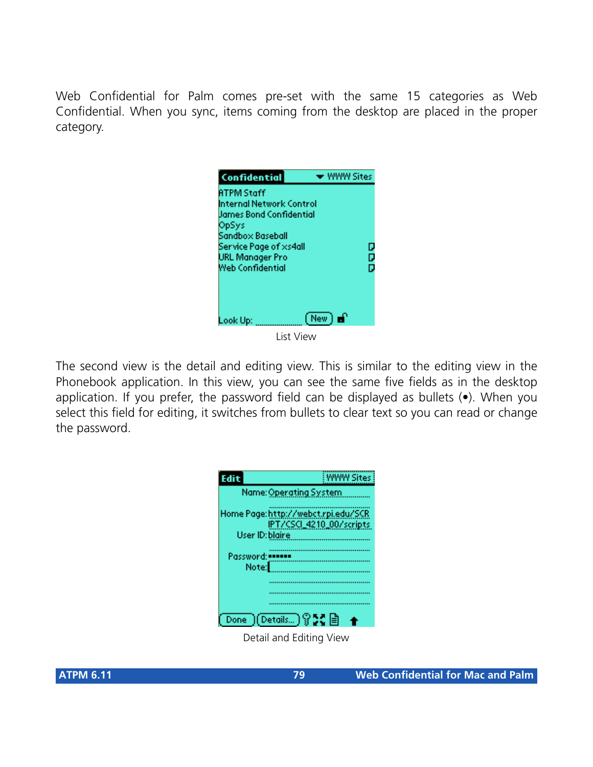Web Confidential for Palm comes pre-set with the same 15 categories as Web Confidential. When you sync, items coming from the desktop are placed in the proper category.

List View

The second view is the detail and editing view. This is similar to the editing view in the Phonebook application. In this view, you can see the same five fields as in the desktop application. If you prefer, the password field can be displayed as bullets (•). When you select this field for editing, it switches from bullets to clear text so you can read or change the password.

Detail and Editing View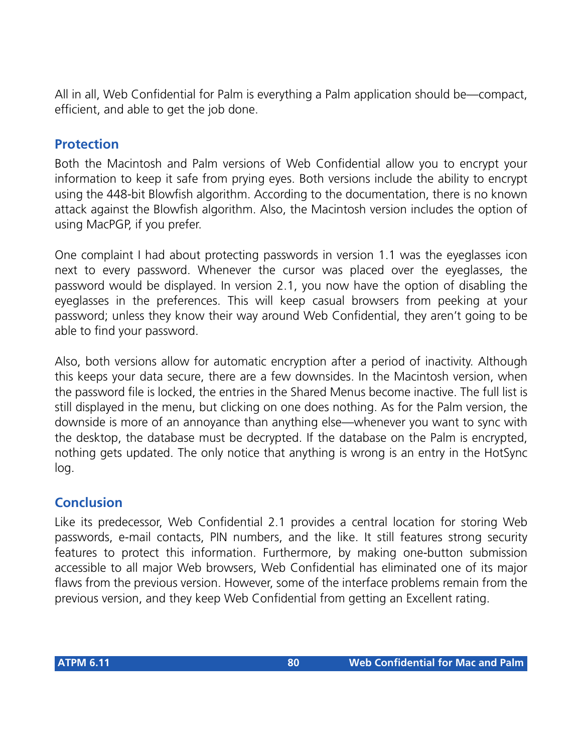All in all, Web Confidential for Palm is everything a Palm application should be—compact, efficient, and able to get the job done.

## Protection

Both the Macintosh and Palm versions of Web Confidential allow you to encrypt your information to keep it safe from prying eyes. Both versions include the ability to encrypt using the 448-bit Blowfish algorithm. According to the documentation, there is no known attack against the Blowfish algorithm. Also, the Macintosh version includes the option of using MacPGP, if you prefer.

One complaint I had about protecting passwords in version 1.1 was the eyeglasses icon next to every password. Whenever the cursor was placed over the eyeglasses, the password would be displayed. In version 2.1, you now have the option of disabling the eyeglasses in the preferences. This will keep casual browsers from peeking at your password; unless they know their way around Web Confidential, they aren't going to be able to find your password.

Also, both versions allow for automatic encryption after a period of inactivity. Although this keeps your data secure, there are a few downsides. In the Macintosh version, when the password file is locked, the entries in the Shared Menus become inactive. The full list is still displayed in the menu, but clicking on one does nothing. As for the Palm version, the downside is more of an annoyance than anything else—whenever you want to sync with the desktop, the database must be decrypted. If the database on the Palm is encrypted, nothing gets updated. The only notice that anything is wrong is an entry in the HotSync log.

## Conclusion

Like its predecessor, Web Confidential 2.1 provides a central location for storing Web passwords, e-mail contacts, PIN numbers, and the like. It still features strong security features to protect this information. Furthermore, by making one-button submission accessible to all major Web browsers, Web Confidential has eliminated one of its major flaws from the previous version. However, some of the interface problems remain from the previous version, and they keep Web Confidential from getting an Excellent rating.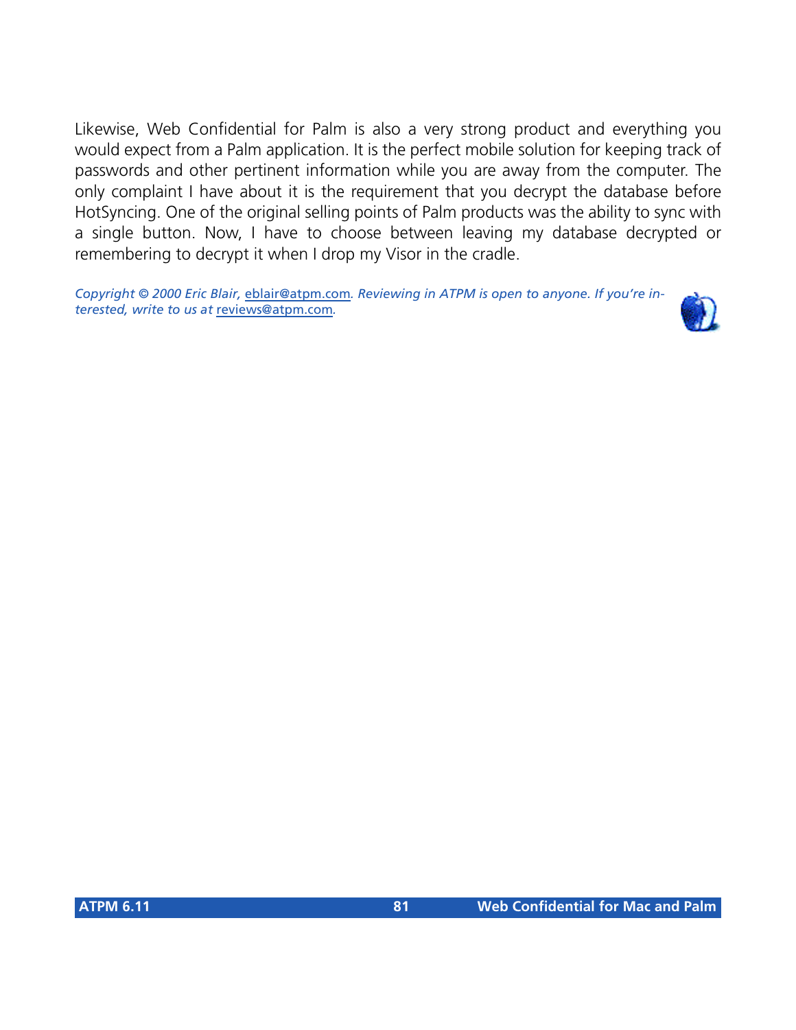Likewise, Web Confidential for Palm is also a very strong product and everything you would expect from a Palm application. It is the perfect mobile solution for keeping track of passwords and other pertinent information while you are away from the computer. The only complaint I have about it is the requirement that you decrypt the database before HotSyncing. One of the original selling points of Palm products was the ability to sync with a single button. Now, I have to choose between leaving my database decrypted or remembering to decrypt it when I drop my Visor in the cradle.

*Copyright © 2000 Eric Blair,* eblair@atpm.com*. Reviewing in ATPM is open to anyone. If you're interested, write to us at* reviews@atpm.com*.*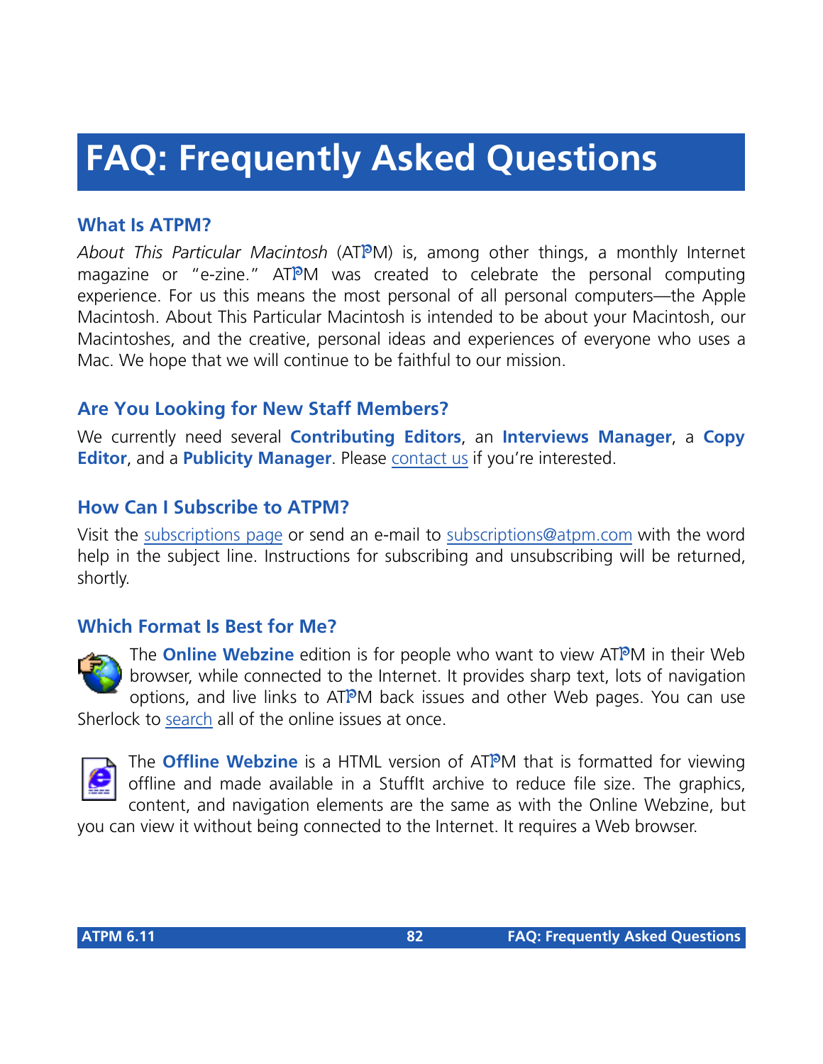# FAQ: Frequently Asked Questions

## What Is ATPM?

*About This Particular Macintosh* (ATPM) is, among other things, a monthly Internet magazine or "e-zine." ATPM was created to celebrate the personal computing experience. For us this means the most personal of all personal computers—the Apple Macintosh. About This Particular Macintosh is intended to be about your Macintosh, our Macintoshes, and the creative, personal ideas and experiences of everyone who uses a Mac. We hope that we will continue to be faithful to our mission.

## Are You Looking for New Staff Members?

We currently need several **Contributing Editors**, an **Interviews Manager**, a **Copy Editor**, and a **Publicity Manager**. Please contact us if you're interested.

## How Can I Subscribe to ATPM?

Visit the subscriptions page or send an e-mail to subscriptions@atpm.com with the word help in the subject line. Instructions for subscribing and unsubscribing will be returned, shortly.

## Which Format Is Best for Me?

The **Online Webzine** edition is for people who want to view ATPM in their Web browser, while connected to the Internet. It provides sharp text, lots of navigation options, and live links to ATPM back issues and other Web pages. You can use Sherlock to search all of the online issues at once.

The **Offline Webzine** is a HTML version of ATPM that is formatted for viewing offline and made available in a StuffIt archive to reduce file size. The graphics, content, and navigation elements are the same as with the Online Webzine, but you can view it without being connected to the Internet. It requires a Web browser.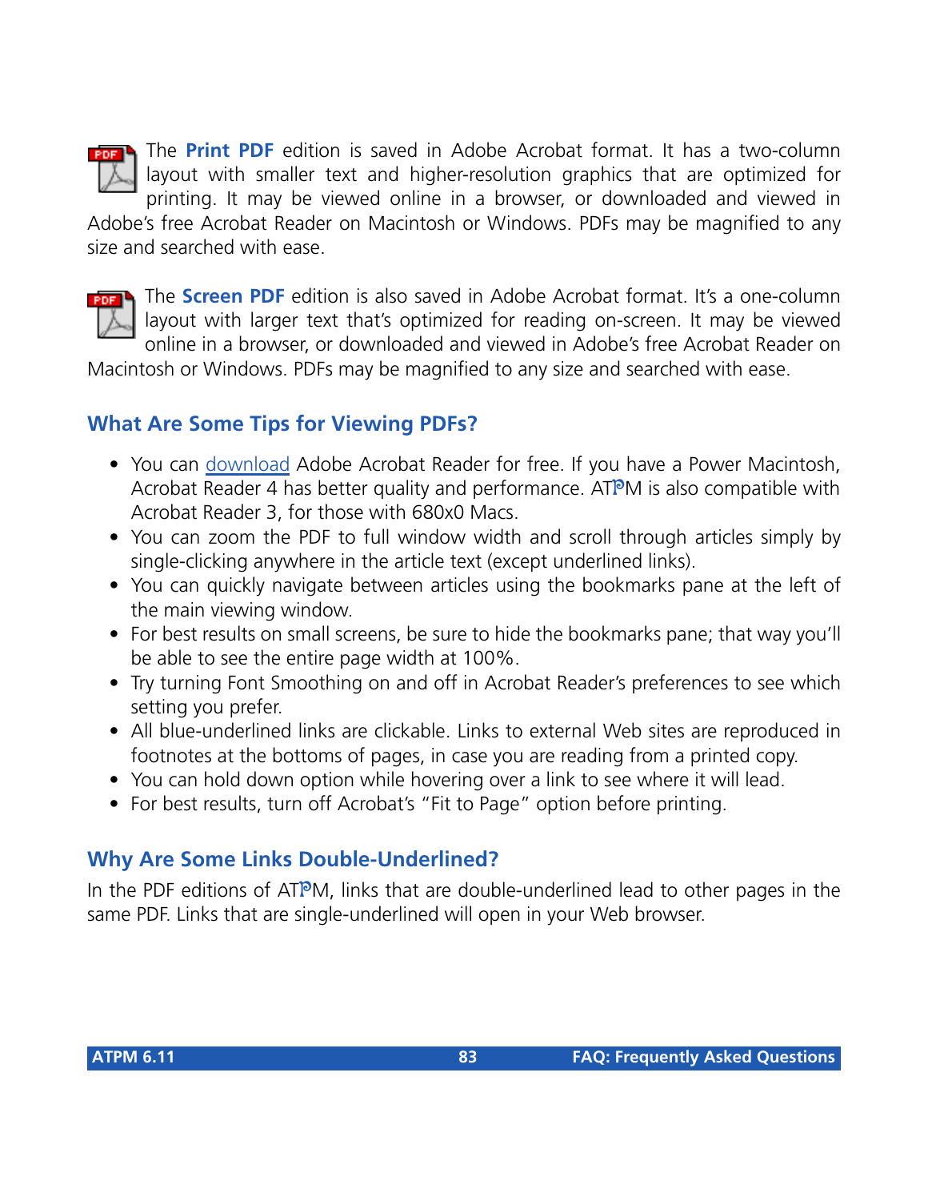The **Print PDF** edition is saved in Adobe Acrobat format. It has a two-column layout with smaller text and higher-resolution graphics that are optimized for printing. It may be viewed online in a browser, or downloaded and viewed in Adobe's free Acrobat Reader on Macintosh or Windows. PDFs may be magnified to any size and searched with ease.

The **Screen PDF** edition is also saved in Adobe Acrobat format. It's a one-column layout with larger text that's optimized for reading on-screen. It may be viewed online in a browser, or downloaded and viewed in Adobe's free Acrobat Reader on Macintosh or Windows. PDFs may be magnified to any size and searched with ease.

## What Are Some Tips for Viewing PDFs?

- You can download Adobe Acrobat Reader for free. If you have a Power Macintosh, Acrobat Reader 4 has better quality and performance. ATPM is also compatible with Acrobat Reader 3, for those with 680x0 Macs.
- You can zoom the PDF to full window width and scroll through articles simply by single-clicking anywhere in the article text (except underlined links).
- You can quickly navigate between articles using the bookmarks pane at the left of the main viewing window.
- For best results on small screens, be sure to hide the bookmarks pane; that way you'll be able to see the entire page width at 100%.
- Try turning Font Smoothing on and off in Acrobat Reader's preferences to see which setting you prefer.
- All blue-underlined links are clickable. Links to external Web sites are reproduced in footnotes at the bottoms of pages, in case you are reading from a printed copy.
- You can hold down option while hovering over a link to see where it will lead.
- For best results, turn off Acrobat's "Fit to Page" option before printing.

## Why Are Some Links Double-Underlined?

In the PDF editions of ATPM, links that are double-underlined lead to other pages in the same PDF. Links that are single-underlined will open in your Web browser.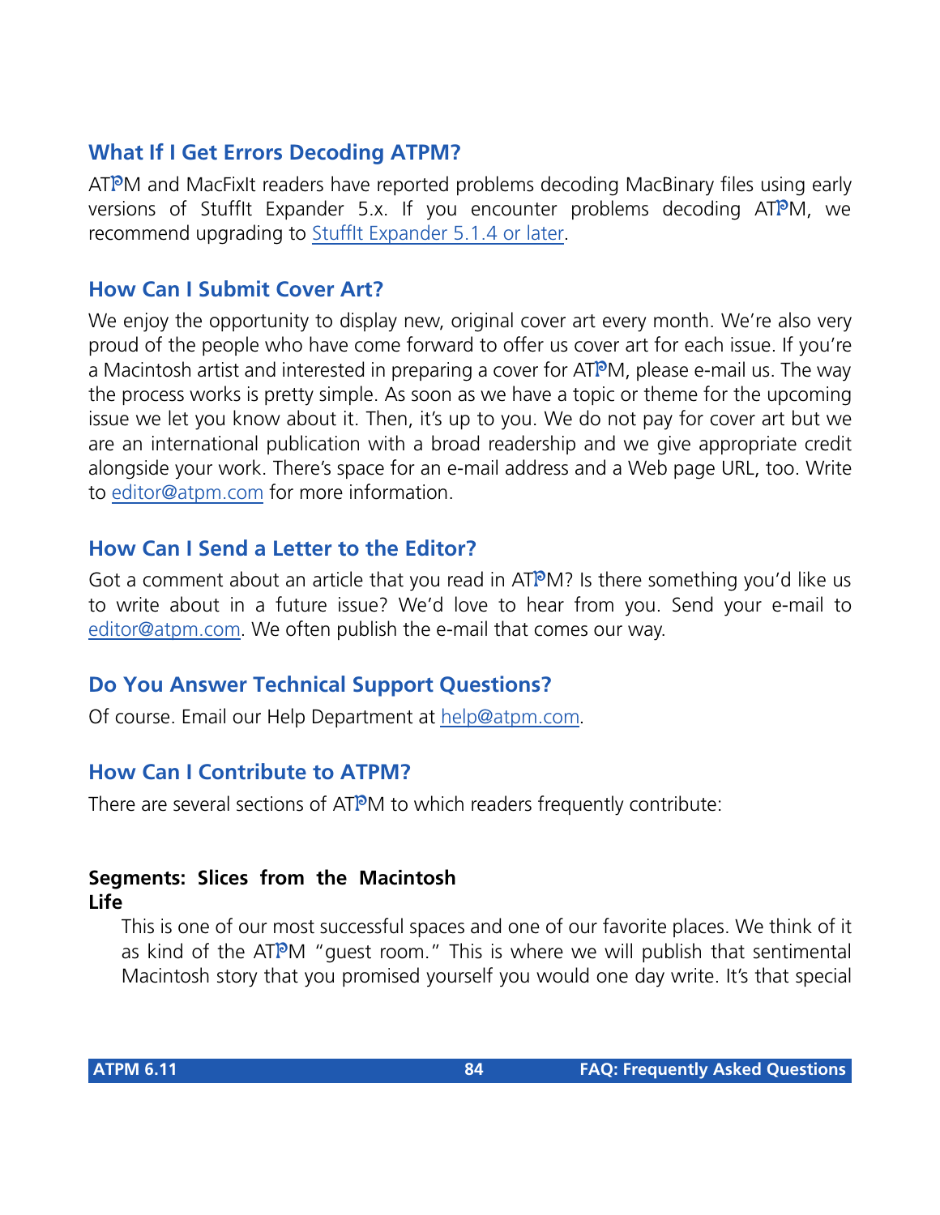## What If I Get Errors Decoding ATPM?

ATPM and MacFixIt readers have reported problems decoding MacBinary files using early versions of StuffIt Expander 5.x. If you encounter problems decoding ATPM, we recommend upgrading to StuffIt Expander 5.1.4 or later.

## How Can I Submit Cover Art?

We enjoy the opportunity to display new, original cover art every month. We're also very proud of the people who have come forward to offer us cover art for each issue. If you're a Macintosh artist and interested in preparing a cover for ATPM, please e-mail us. The way the process works is pretty simple. As soon as we have a topic or theme for the upcoming issue we let you know about it. Then, it's up to you. We do not pay for cover art but we are an international publication with a broad readership and we give appropriate credit alongside your work. There's space for an e-mail address and a Web page URL, too. Write to editor@atpm.com for more information.

## How Can I Send a Letter to the Editor?

Got a comment about an article that you read in ATPM? Is there something you'd like us to write about in a future issue? We'd love to hear from you. Send your e-mail to editor@atpm.com. We often publish the e-mail that comes our way.

## Do You Answer Technical Support Questions?

Of course. Email our Help Department at help@atpm.com.

## How Can I Contribute to ATPM?

There are several sections of ATPM to which readers frequently contribute:

**Segments: Slices from the Macintosh Life**

This is one of our most successful spaces and one of our favorite places. We think of it as kind of the ATPM "guest room." This is where we will publish that sentimental Macintosh story that you promised yourself you would one day write. It's that special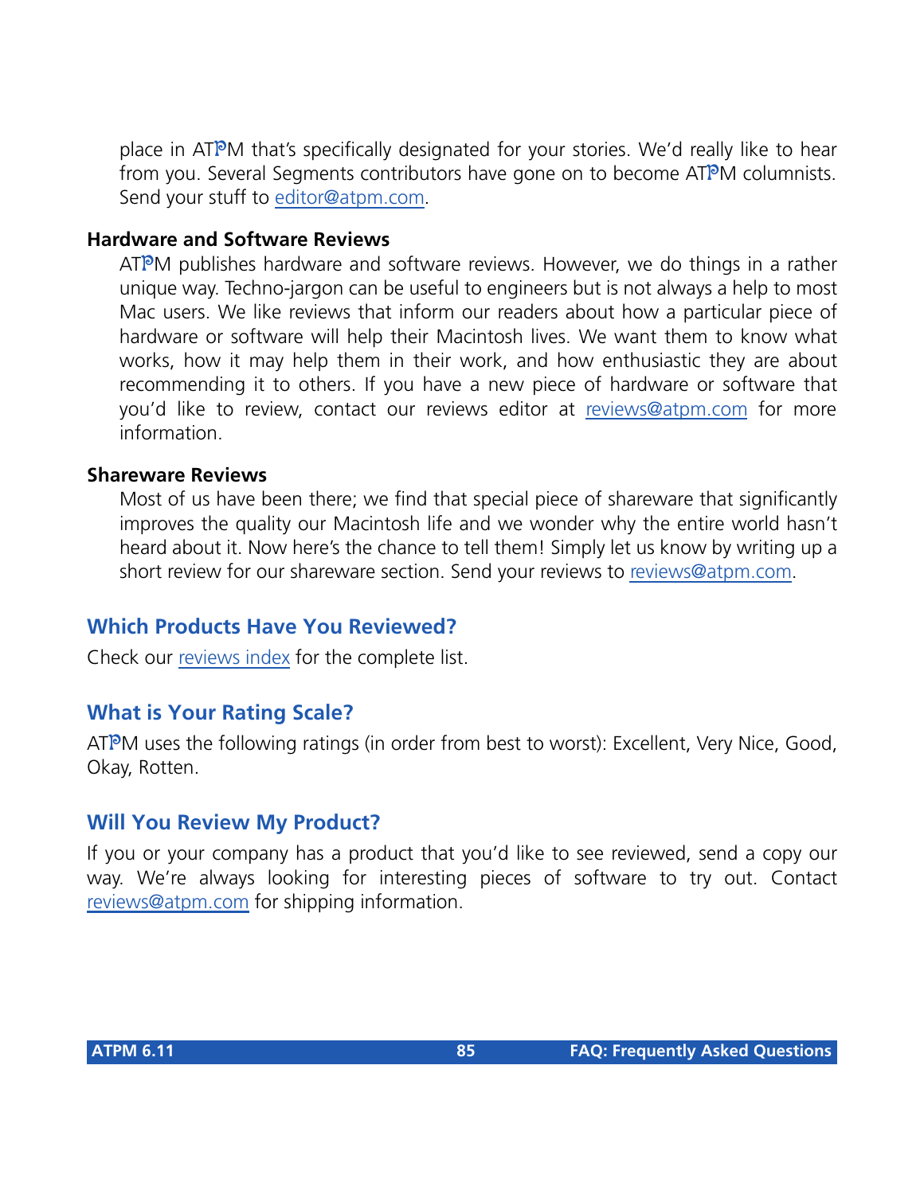place in ATPM that's specifically designated for your stories. We'd really like to hear from you. Several Segments contributors have gone on to become ATPM columnists. Send your stuff to editor@atpm.com.

**Hardware and Software Reviews**

ATPM publishes hardware and software reviews. However, we do things in a rather unique way. Techno-jargon can be useful to engineers but is not always a help to most Mac users. We like reviews that inform our readers about how a particular piece of hardware or software will help their Macintosh lives. We want them to know what works, how it may help them in their work, and how enthusiastic they are about recommending it to others. If you have a new piece of hardware or software that you'd like to review, contact our reviews editor at reviews@atpm.com for more information.

**Shareware Reviews**

Most of us have been there; we find that special piece of shareware that significantly improves the quality our Macintosh life and we wonder why the entire world hasn't heard about it. Now here's the chance to tell them! Simply let us know by writing up a short review for our shareware section. Send your reviews to reviews@atpm.com.

## Which Products Have You Reviewed?

Check our reviews index for the complete list.

## What is Your Rating Scale?

ATPM uses the following ratings (in order from best to worst): Excellent, Very Nice, Good, Okay, Rotten.

## Will You Review My Product?

If you or your company has a product that you'd like to see reviewed, send a copy our way. We're always looking for interesting pieces of software to try out. Contact reviews@atpm.com for shipping information.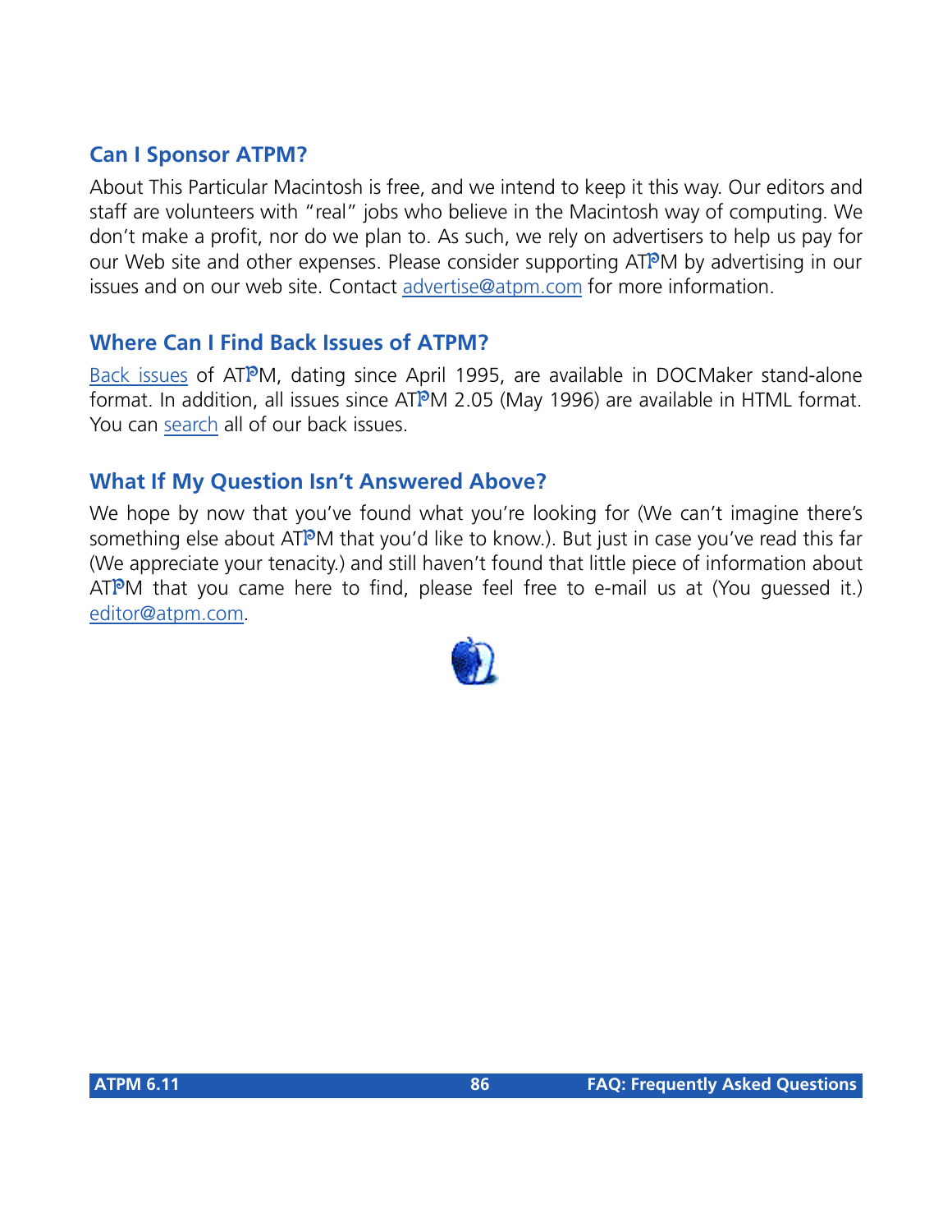### Can I Sponsor ATPM?

About This Particular Macintosh is free, and we intend to keep it this way. Our editors and staff are volunteers with "real" jobs who believe in the Macintosh way of computing. We don't make a profit, nor do we plan to. As such, we rely on advertisers to help us pay for our Web site and other expenses. Please consider supporting ATPM by advertising in our issues and on our web site. Contact advertise@atpm.com for more information.

### Where Can I Find Back Issues of ATPM?

Back issues of ATPM, dating since April 1995, are available in DOCMaker stand-alone format. In addition, all issues since ATPM 2.05 (May 1996) are available in HTML format. You can search all of our back issues.

### What If My Question Isn't Answered Above?

We hope by now that you've found what you're looking for (We can't imagine there's something else about ATPM that you'd like to know.). But just in case you've read this far (We appreciate your tenacity.) and still haven't found that little piece of information about ATPM that you came here to find, please feel free to e-mail us at (You guessed it.) editor@atpm.com.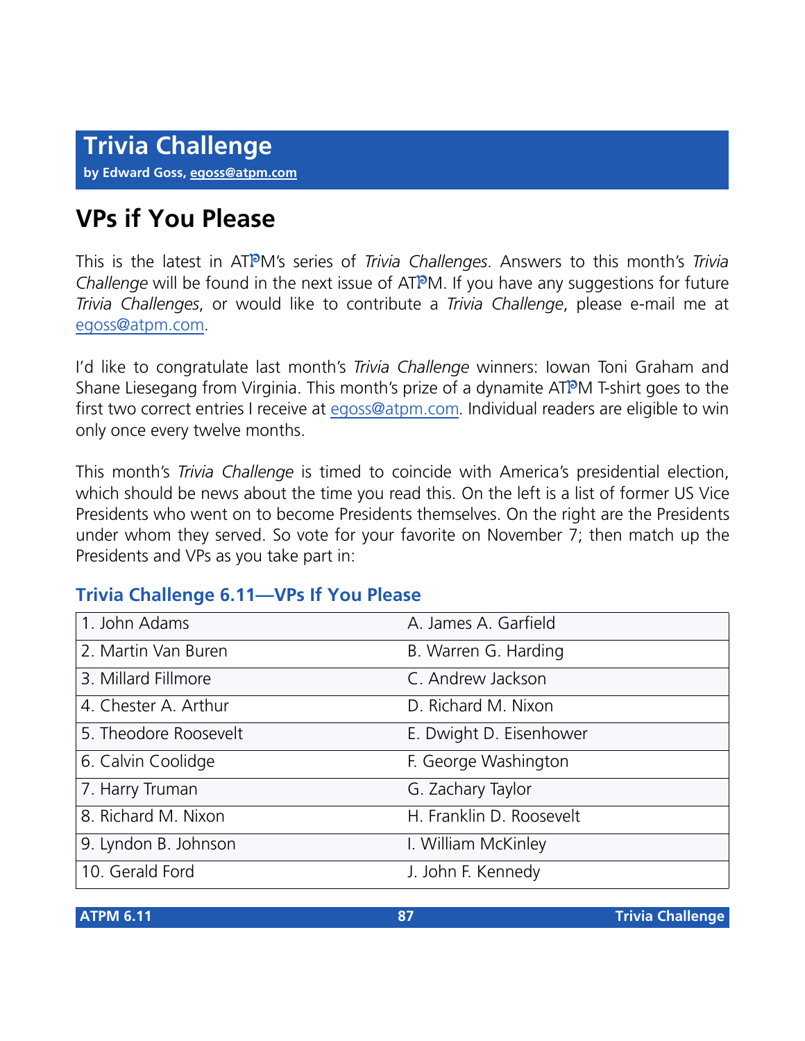# Trivia Challenge

**by Edward Goss, egoss@atpm.com**

## VPs if You Please

This is the latest in ATPM's series of *Trivia Challenges*. Answers to this month's *Trivia Challenge* will be found in the next issue of ATPM. If you have any suggestions for future *Trivia Challenges*, or would like to contribute a *Trivia Challenge*, please e-mail me at egoss@atpm.com.

I'd like to congratulate last month's *Trivia Challenge* winners: Iowan Toni Graham and Shane Liesegang from Virginia. This month's prize of a dynamite ATPM T-shirt goes to the first two correct entries I receive at egoss@atpm.com. Individual readers are eligible to win only once every twelve months.

This month's *Trivia Challenge* is timed to coincide with America's presidential election, which should be news about the time you read this. On the left is a list of former US Vice Presidents who went on to become Presidents themselves. On the right are the Presidents under whom they served. So vote for your favorite on November 7; then match up the Presidents and VPs as you take part in:

### Trivia Challenge 6.11—VPs If You Please

| | |
|---|---|
| 1. John Adams | A. James A. Garfield |
| 2. Martin Van Buren | B. Warren G. Harding |
| 3. Millard Fillmore | C. Andrew Jackson |
| 4. Chester A. Arthur | D. Richard M. Nixon |
| 5. Theodore Roosevelt | E. Dwight D. Eisenhower |
| 6. Calvin Coolidge | F. George Washington |
| 7. Harry Truman | G. Zachary Taylor |
| 8. Richard M. Nixon | H. Franklin D. Roosevelt |
| 9. Lyndon B. Johnson | I. William McKinley |
| 10. Gerald Ford | J. John F. Kennedy |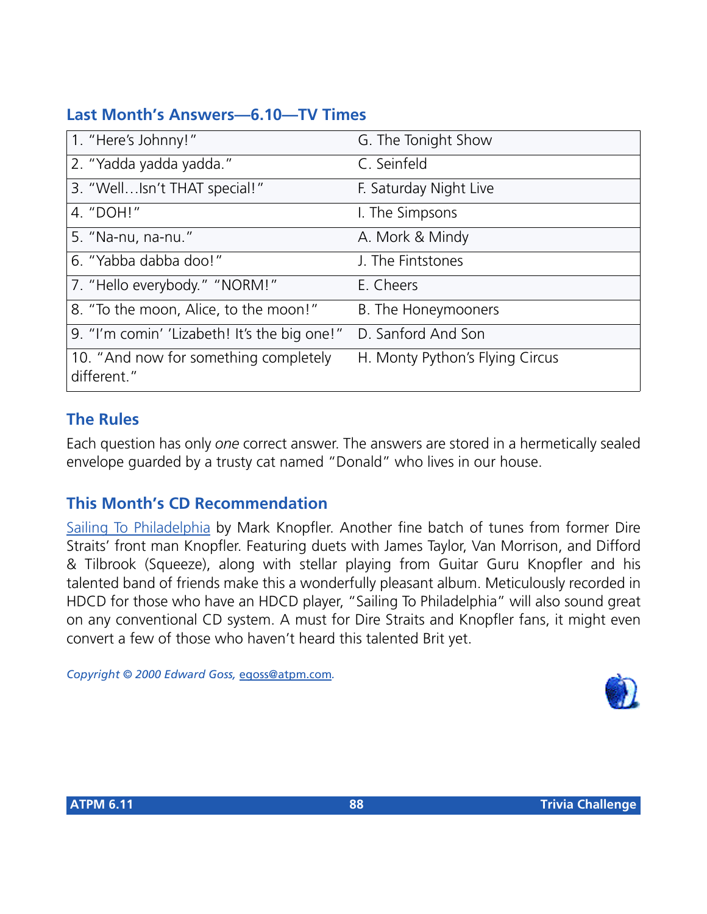## Last Month's Answers—6.10—TV Times

| | |
|---|---|
| 1. "Here's Johnny!" | G. The Tonight Show |
| 2. "Yadda yadda yadda." | C. Seinfeld |
| 3. "Well…Isn't THAT special!" | F. Saturday Night Live |
| 4. "DOH!" | I. The Simpsons |
| 5. "Na-nu, na-nu." | A. Mork & Mindy |
| 6. "Yabba dabba doo!" | J. The Fintstones |
| 7. "Hello everybody." "NORM!" | E. Cheers |
| 8. "To the moon, Alice, to the moon!" | B. The Honeymooners |
| 9. "I'm comin' 'Lizabeth! It's the big one!" | D. Sanford And Son |
| 10. "And now for something completely different." | H. Monty Python's Flying Circus |

## The Rules

Each question has only *one* correct answer. The answers are stored in a hermetically sealed envelope guarded by a trusty cat named "Donald" who lives in our house.

## This Month's CD Recommendation

Sailing To Philadelphia by Mark Knopfler. Another fine batch of tunes from former Dire Straits' front man Knopfler. Featuring duets with James Taylor, Van Morrison, and Difford & Tilbrook (Squeeze), along with stellar playing from Guitar Guru Knopfler and his talented band of friends make this a wonderfully pleasant album. Meticulously recorded in HDCD for those who have an HDCD player, "Sailing To Philadelphia" will also sound great on any conventional CD system. A must for Dire Straits and Knopfler fans, it might even convert a few of those who haven't heard this talented Brit yet.

*Copyright © 2000 Edward Goss, egoss@atpm.com.*